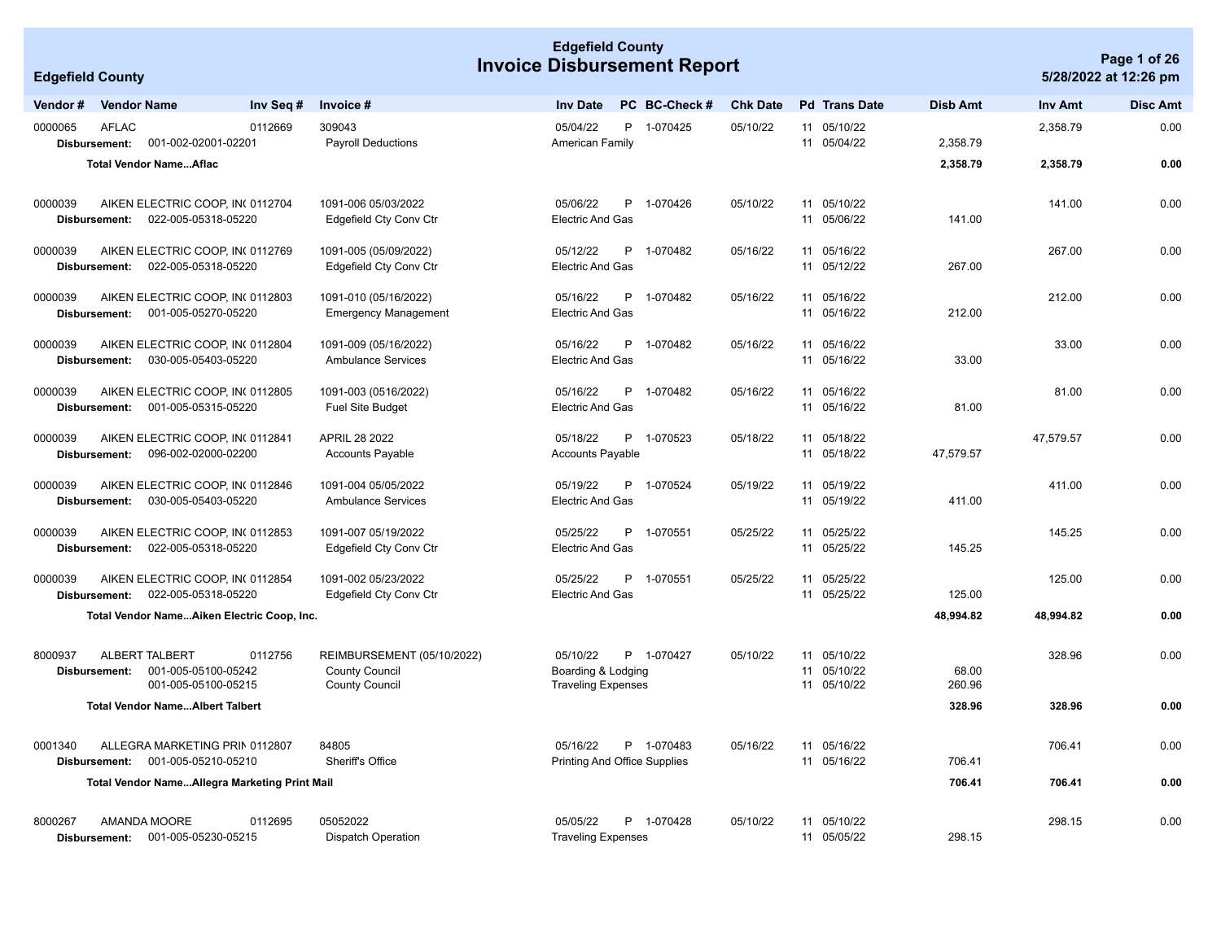# Edgefield County

## Invoice Disbursement Report

Edgefield County

5/28/2022 at 12:26 pm

| Vendor # | Vendor Name | Inv Seq # | Invoice # | Inv Date | PC | BC-Check # | Chk Date | Pd | Trans Date | Disb Amt | Inv Amt | Disc Amt |
|---|---|---|---|---|---|---|---|---|---|---|---|---|
| 0000065 | AFLAC | 0112669 | 309043 | 05/04/22 | P | 1-070425 | 05/10/22 | 11 | 05/10/22 | | 2,358.79 | 0.00 |
| **Disbursement:** | 001-002-02001-02201 | | Payroll Deductions | American Family | | | | 11 | 05/04/22 | 2,358.79 | | |
| | **Total Vendor Name...Aflac** | | | | | | | | | **2,358.79** | **2,358.79** | **0.00** |
| 0000039 | AIKEN ELECTRIC COOP, IN( | 0112704 | 1091-006 05/03/2022 | 05/06/22 | P | 1-070426 | 05/10/22 | 11 | 05/10/22 | | 141.00 | 0.00 |
| **Disbursement:** | 022-005-05318-05220 | | Edgefield Cty Conv Ctr | Electric And Gas | | | | 11 | 05/06/22 | 141.00 | | |
| 0000039 | AIKEN ELECTRIC COOP, IN( | 0112769 | 1091-005 (05/09/2022) | 05/12/22 | P | 1-070482 | 05/16/22 | 11 | 05/16/22 | | 267.00 | 0.00 |
| **Disbursement:** | 022-005-05318-05220 | | Edgefield Cty Conv Ctr | Electric And Gas | | | | 11 | 05/12/22 | 267.00 | | |
| 0000039 | AIKEN ELECTRIC COOP, IN( | 0112803 | 1091-010 (05/16/2022) | 05/16/22 | P | 1-070482 | 05/16/22 | 11 | 05/16/22 | | 212.00 | 0.00 |
| **Disbursement:** | 001-005-05270-05220 | | Emergency Management | Electric And Gas | | | | 11 | 05/16/22 | 212.00 | | |
| 0000039 | AIKEN ELECTRIC COOP, IN( | 0112804 | 1091-009 (05/16/2022) | 05/16/22 | P | 1-070482 | 05/16/22 | 11 | 05/16/22 | | 33.00 | 0.00 |
| **Disbursement:** | 030-005-05403-05220 | | Ambulance Services | Electric And Gas | | | | 11 | 05/16/22 | 33.00 | | |
| 0000039 | AIKEN ELECTRIC COOP, IN( | 0112805 | 1091-003 (0516/2022) | 05/16/22 | P | 1-070482 | 05/16/22 | 11 | 05/16/22 | | 81.00 | 0.00 |
| **Disbursement:** | 001-005-05315-05220 | | Fuel Site Budget | Electric And Gas | | | | 11 | 05/16/22 | 81.00 | | |
| 0000039 | AIKEN ELECTRIC COOP, IN( | 0112841 | APRIL 28 2022 | 05/18/22 | P | 1-070523 | 05/18/22 | 11 | 05/18/22 | | 47,579.57 | 0.00 |
| **Disbursement:** | 096-002-02000-02200 | | Accounts Payable | Accounts Payable | | | | 11 | 05/18/22 | 47,579.57 | | |
| 0000039 | AIKEN ELECTRIC COOP, IN( | 0112846 | 1091-004 05/05/2022 | 05/19/22 | P | 1-070524 | 05/19/22 | 11 | 05/19/22 | | 411.00 | 0.00 |
| **Disbursement:** | 030-005-05403-05220 | | Ambulance Services | Electric And Gas | | | | 11 | 05/19/22 | 411.00 | | |
| 0000039 | AIKEN ELECTRIC COOP, IN( | 0112853 | 1091-007 05/19/2022 | 05/25/22 | P | 1-070551 | 05/25/22 | 11 | 05/25/22 | | 145.25 | 0.00 |
| **Disbursement:** | 022-005-05318-05220 | | Edgefield Cty Conv Ctr | Electric And Gas | | | | 11 | 05/25/22 | 145.25 | | |
| 0000039 | AIKEN ELECTRIC COOP, IN( | 0112854 | 1091-002 05/23/2022 | 05/25/22 | P | 1-070551 | 05/25/22 | 11 | 05/25/22 | | 125.00 | 0.00 |
| **Disbursement:** | 022-005-05318-05220 | | Edgefield Cty Conv Ctr | Electric And Gas | | | | 11 | 05/25/22 | 125.00 | | |
| | **Total Vendor Name...Aiken Electric Coop, Inc.** | | | | | | | | | **48,994.82** | **48,994.82** | **0.00** |
| 8000937 | ALBERT TALBERT | 0112756 | REIMBURSEMENT (05/10/2022) | 05/10/22 | P | 1-070427 | 05/10/22 | 11 | 05/10/22 | | 328.96 | 0.00 |
| **Disbursement:** | 001-005-05100-05242 | | County Council | Boarding & Lodging | | | | 11 | 05/10/22 | 68.00 | | |
| | 001-005-05100-05215 | | County Council | Traveling Expenses | | | | 11 | 05/10/22 | 260.96 | | |
| | **Total Vendor Name...Albert Talbert** | | | | | | | | | **328.96** | **328.96** | **0.00** |
| 0001340 | ALLEGRA MARKETING PRIN | 0112807 | 84805 | 05/16/22 | P | 1-070483 | 05/16/22 | 11 | 05/16/22 | | 706.41 | 0.00 |
| **Disbursement:** | 001-005-05210-05210 | | Sheriff's Office | Printing And Office Supplies | | | | 11 | 05/16/22 | 706.41 | | |
| | **Total Vendor Name...Allegra Marketing Print Mail** | | | | | | | | | **706.41** | **706.41** | **0.00** |
| 8000267 | AMANDA MOORE | 0112695 | 05052022 | 05/05/22 | P | 1-070428 | 05/10/22 | 11 | 05/10/22 | | 298.15 | 0.00 |
| **Disbursement:** | 001-005-05230-05215 | | Dispatch Operation | Traveling Expenses | | | | 11 | 05/05/22 | 298.15 | | |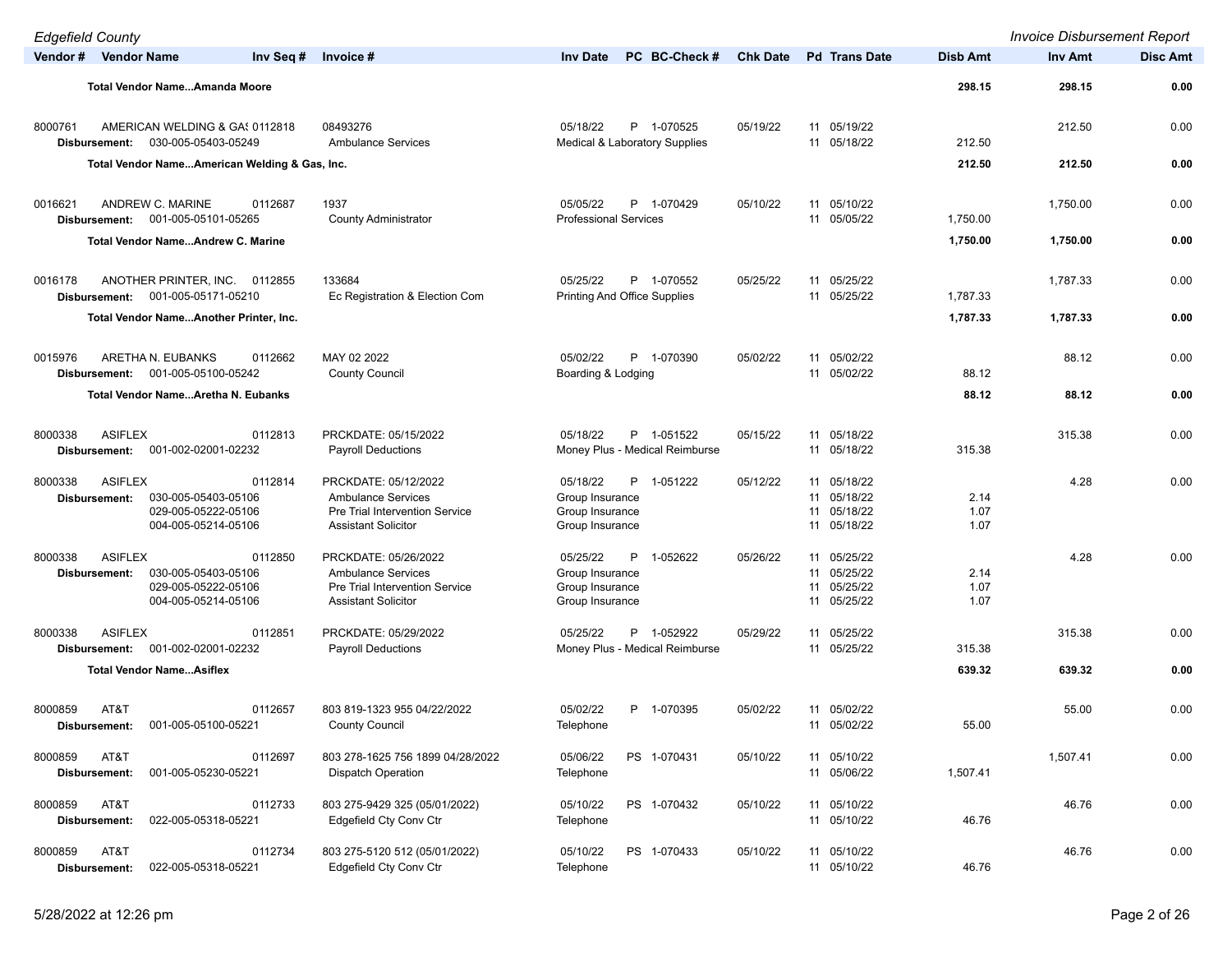| Vendor # | Vendor Name | Inv Seq # | Invoice # | Inv Date | PC | BC-Check # | Chk Date | Pd | Trans Date | Disb Amt | Inv Amt | Disc Amt |
|---|---|---|---|---|---|---|---|---|---|---|---|---|
| | **Total Vendor Name...Amanda Moore** | | | | | | | | | **298.15** | **298.15** | **0.00** |
| 8000761 | AMERICAN WELDING & GAS | 0112818 | 08493276 | 05/18/22 | P | 1-070525 | 05/19/22 | 11 | 05/19/22 | | 212.50 | 0.00 |
| **Disbursement:** | 030-005-05403-05249 | | Ambulance Services | Medical & Laboratory Supplies | | | | 11 | 05/18/22 | 212.50 | | |
| | **Total Vendor Name...American Welding & Gas, Inc.** | | | | | | | | | **212.50** | **212.50** | **0.00** |
| 0016621 | ANDREW C. MARINE | 0112687 | 1937 | 05/05/22 | P | 1-070429 | 05/10/22 | 11 | 05/10/22 | | 1,750.00 | 0.00 |
| **Disbursement:** | 001-005-05101-05265 | | County Administrator | Professional Services | | | | 11 | 05/05/22 | 1,750.00 | | |
| | **Total Vendor Name...Andrew C. Marine** | | | | | | | | | **1,750.00** | **1,750.00** | **0.00** |
| 0016178 | ANOTHER PRINTER, INC. | 0112855 | 133684 | 05/25/22 | P | 1-070552 | 05/25/22 | 11 | 05/25/22 | | 1,787.33 | 0.00 |
| **Disbursement:** | 001-005-05171-05210 | | Ec Registration & Election Com | Printing And Office Supplies | | | | 11 | 05/25/22 | 1,787.33 | | |
| | **Total Vendor Name...Another Printer, Inc.** | | | | | | | | | **1,787.33** | **1,787.33** | **0.00** |
| 0015976 | ARETHA N. EUBANKS | 0112662 | MAY 02 2022 | 05/02/22 | P | 1-070390 | 05/02/22 | 11 | 05/02/22 | | 88.12 | 0.00 |
| **Disbursement:** | 001-005-05100-05242 | | County Council | Boarding & Lodging | | | | 11 | 05/02/22 | 88.12 | | |
| | **Total Vendor Name...Aretha N. Eubanks** | | | | | | | | | **88.12** | **88.12** | **0.00** |
| 8000338 | ASIFLEX | 0112813 | PRCKDATE: 05/15/2022 | 05/18/22 | P | 1-051522 | 05/15/22 | 11 | 05/18/22 | | 315.38 | 0.00 |
| **Disbursement:** | 001-002-02001-02232 | | Payroll Deductions | Money Plus - Medical Reimburse | | | | 11 | 05/18/22 | 315.38 | | |
| 8000338 | ASIFLEX | 0112814 | PRCKDATE: 05/12/2022 | 05/18/22 | P | 1-051222 | 05/12/22 | 11 | 05/18/22 | | 4.28 | 0.00 |
| **Disbursement:** | 030-005-05403-05106 | | Ambulance Services | Group Insurance | | | | 11 | 05/18/22 | 2.14 | | |
| | 029-005-05222-05106 | | Pre Trial Intervention Service | Group Insurance | | | | 11 | 05/18/22 | 1.07 | | |
| | 004-005-05214-05106 | | Assistant Solicitor | Group Insurance | | | | 11 | 05/18/22 | 1.07 | | |
| 8000338 | ASIFLEX | 0112850 | PRCKDATE: 05/26/2022 | 05/25/22 | P | 1-052622 | 05/26/22 | 11 | 05/25/22 | | 4.28 | 0.00 |
| **Disbursement:** | 030-005-05403-05106 | | Ambulance Services | Group Insurance | | | | 11 | 05/25/22 | 2.14 | | |
| | 029-005-05222-05106 | | Pre Trial Intervention Service | Group Insurance | | | | 11 | 05/25/22 | 1.07 | | |
| | 004-005-05214-05106 | | Assistant Solicitor | Group Insurance | | | | 11 | 05/25/22 | 1.07 | | |
| 8000338 | ASIFLEX | 0112851 | PRCKDATE: 05/29/2022 | 05/25/22 | P | 1-052922 | 05/29/22 | 11 | 05/25/22 | | 315.38 | 0.00 |
| **Disbursement:** | 001-002-02001-02232 | | Payroll Deductions | Money Plus - Medical Reimburse | | | | 11 | 05/25/22 | 315.38 | | |
| | **Total Vendor Name...Asiflex** | | | | | | | | | **639.32** | **639.32** | **0.00** |
| 8000859 | AT&T | 0112657 | 803 819-1323 955 04/22/2022 | 05/02/22 | P | 1-070395 | 05/02/22 | 11 | 05/02/22 | | 55.00 | 0.00 |
| **Disbursement:** | 001-005-05100-05221 | | County Council | Telephone | | | | 11 | 05/02/22 | 55.00 | | |
| 8000859 | AT&T | 0112697 | 803 278-1625 756 1899 04/28/2022 | 05/06/22 | PS | 1-070431 | 05/10/22 | 11 | 05/10/22 | | 1,507.41 | 0.00 |
| **Disbursement:** | 001-005-05230-05221 | | Dispatch Operation | Telephone | | | | 11 | 05/06/22 | 1,507.41 | | |
| 8000859 | AT&T | 0112733 | 803 275-9429 325 (05/01/2022) | 05/10/22 | PS | 1-070432 | 05/10/22 | 11 | 05/10/22 | | 46.76 | 0.00 |
| **Disbursement:** | 022-005-05318-05221 | | Edgefield Cty Conv Ctr | Telephone | | | | 11 | 05/10/22 | 46.76 | | |
| 8000859 | AT&T | 0112734 | 803 275-5120 512 (05/01/2022) | 05/10/22 | PS | 1-070433 | 05/10/22 | 11 | 05/10/22 | | 46.76 | 0.00 |
| **Disbursement:** | 022-005-05318-05221 | | Edgefield Cty Conv Ctr | Telephone | | | | 11 | 05/10/22 | 46.76 | | |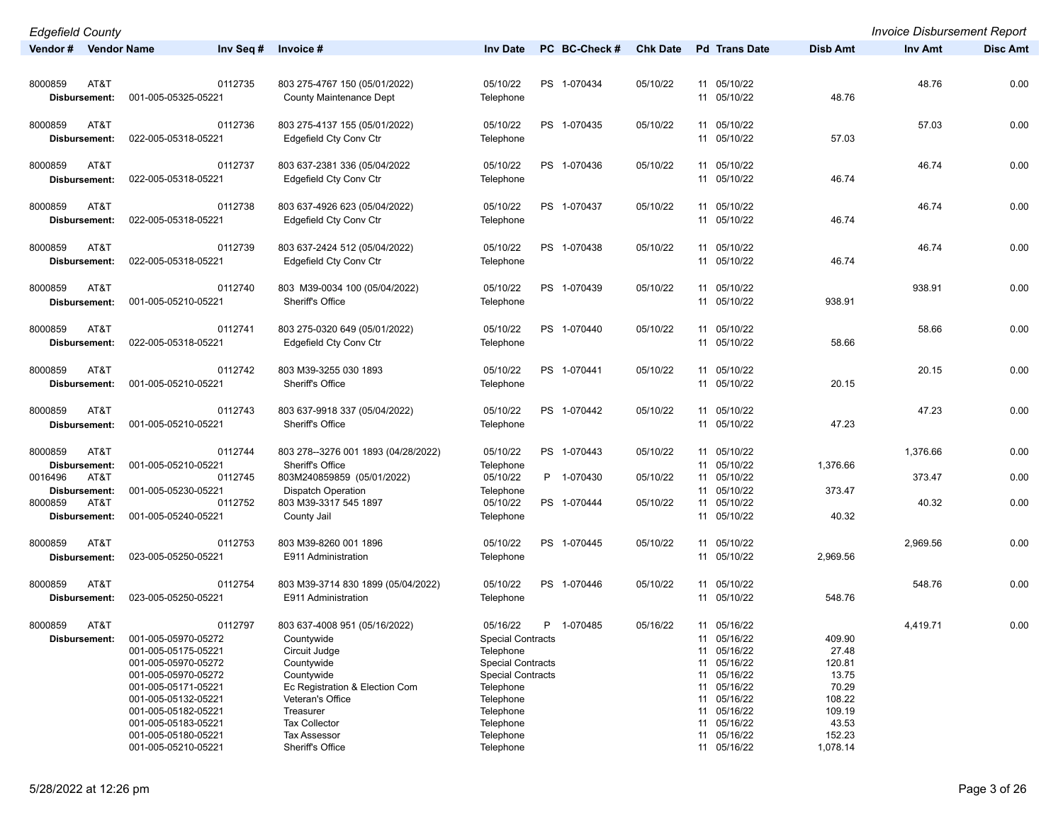| Vendor # | Vendor Name | Inv Seq # | Invoice # | Inv Date | PC | BC-Check # | Chk Date | Pd | Trans Date | Disb Amt | Inv Amt | Disc Amt |
|---|---|---|---|---|---|---|---|---|---|---|---|---|
| 8000859 | AT&T | 0112735 | 803 275-4767 150 (05/01/2022) | 05/10/22 | PS | 1-070434 | 05/10/22 | 11 | 05/10/22 | | 48.76 | 0.00 |
| Disbursement: | 001-005-05325-05221 | | County Maintenance Dept | Telephone | | | | 11 | 05/10/22 | 48.76 | | |
| 8000859 | AT&T | 0112736 | 803 275-4137 155 (05/01/2022) | 05/10/22 | PS | 1-070435 | 05/10/22 | 11 | 05/10/22 | | 57.03 | 0.00 |
| Disbursement: | 022-005-05318-05221 | | Edgefield Cty Conv Ctr | Telephone | | | | 11 | 05/10/22 | 57.03 | | |
| 8000859 | AT&T | 0112737 | 803 637-2381 336 (05/04/2022 | 05/10/22 | PS | 1-070436 | 05/10/22 | 11 | 05/10/22 | | 46.74 | 0.00 |
| Disbursement: | 022-005-05318-05221 | | Edgefield Cty Conv Ctr | Telephone | | | | 11 | 05/10/22 | 46.74 | | |
| 8000859 | AT&T | 0112738 | 803 637-4926 623 (05/04/2022) | 05/10/22 | PS | 1-070437 | 05/10/22 | 11 | 05/10/22 | | 46.74 | 0.00 |
| Disbursement: | 022-005-05318-05221 | | Edgefield Cty Conv Ctr | Telephone | | | | 11 | 05/10/22 | 46.74 | | |
| 8000859 | AT&T | 0112739 | 803 637-2424 512 (05/04/2022) | 05/10/22 | PS | 1-070438 | 05/10/22 | 11 | 05/10/22 | | 46.74 | 0.00 |
| Disbursement: | 022-005-05318-05221 | | Edgefield Cty Conv Ctr | Telephone | | | | 11 | 05/10/22 | 46.74 | | |
| 8000859 | AT&T | 0112740 | 803 M39-0034 100 (05/04/2022) | 05/10/22 | PS | 1-070439 | 05/10/22 | 11 | 05/10/22 | | 938.91 | 0.00 |
| Disbursement: | 001-005-05210-05221 | | Sheriff's Office | Telephone | | | | 11 | 05/10/22 | 938.91 | | |
| 8000859 | AT&T | 0112741 | 803 275-0320 649 (05/01/2022) | 05/10/22 | PS | 1-070440 | 05/10/22 | 11 | 05/10/22 | | 58.66 | 0.00 |
| Disbursement: | 022-005-05318-05221 | | Edgefield Cty Conv Ctr | Telephone | | | | 11 | 05/10/22 | 58.66 | | |
| 8000859 | AT&T | 0112742 | 803 M39-3255 030 1893 | 05/10/22 | PS | 1-070441 | 05/10/22 | 11 | 05/10/22 | | 20.15 | 0.00 |
| Disbursement: | 001-005-05210-05221 | | Sheriff's Office | Telephone | | | | 11 | 05/10/22 | 20.15 | | |
| 8000859 | AT&T | 0112743 | 803 637-9918 337 (05/04/2022) | 05/10/22 | PS | 1-070442 | 05/10/22 | 11 | 05/10/22 | | 47.23 | 0.00 |
| Disbursement: | 001-005-05210-05221 | | Sheriff's Office | Telephone | | | | 11 | 05/10/22 | 47.23 | | |
| 8000859 | AT&T | 0112744 | 803 278--3276 001 1893 (04/28/2022) | 05/10/22 | PS | 1-070443 | 05/10/22 | 11 | 05/10/22 | | 1,376.66 | 0.00 |
| Disbursement: | 001-005-05210-05221 | | Sheriff's Office | Telephone | | | | 11 | 05/10/22 | 1,376.66 | | |
| 0016496 | AT&T | 0112745 | 803M240859859 (05/01/2022) | 05/10/22 | P | 1-070430 | 05/10/22 | 11 | 05/10/22 | | 373.47 | 0.00 |
| Disbursement: | 001-005-05230-05221 | | Dispatch Operation | Telephone | | | | 11 | 05/10/22 | 373.47 | | |
| 8000859 | AT&T | 0112752 | 803 M39-3317 545 1897 | 05/10/22 | PS | 1-070444 | 05/10/22 | 11 | 05/10/22 | | 40.32 | 0.00 |
| Disbursement: | 001-005-05240-05221 | | County Jail | Telephone | | | | 11 | 05/10/22 | 40.32 | | |
| 8000859 | AT&T | 0112753 | 803 M39-8260 001 1896 | 05/10/22 | PS | 1-070445 | 05/10/22 | 11 | 05/10/22 | | 2,969.56 | 0.00 |
| Disbursement: | 023-005-05250-05221 | | E911 Administration | Telephone | | | | 11 | 05/10/22 | 2,969.56 | | |
| 8000859 | AT&T | 0112754 | 803 M39-3714 830 1899 (05/04/2022) | 05/10/22 | PS | 1-070446 | 05/10/22 | 11 | 05/10/22 | | 548.76 | 0.00 |
| Disbursement: | 023-005-05250-05221 | | E911 Administration | Telephone | | | | 11 | 05/10/22 | 548.76 | | |
| 8000859 | AT&T | 0112797 | 803 637-4008 951 (05/16/2022) | 05/16/22 | P | 1-070485 | 05/16/22 | 11 | 05/16/22 | | 4,419.71 | 0.00 |
| Disbursement: | 001-005-05970-05272 | | Countywide | Special Contracts | | | | 11 | 05/16/22 | 409.90 | | |
| | 001-005-05175-05221 | | Circuit Judge | Telephone | | | | 11 | 05/16/22 | 27.48 | | |
| | 001-005-05970-05272 | | Countywide | Special Contracts | | | | 11 | 05/16/22 | 120.81 | | |
| | 001-005-05970-05272 | | Countywide | Special Contracts | | | | 11 | 05/16/22 | 13.75 | | |
| | 001-005-05171-05221 | | Ec Registration & Election Com | Telephone | | | | 11 | 05/16/22 | 70.29 | | |
| | 001-005-05132-05221 | | Veteran's Office | Telephone | | | | 11 | 05/16/22 | 108.22 | | |
| | 001-005-05182-05221 | | Treasurer | Telephone | | | | 11 | 05/16/22 | 109.19 | | |
| | 001-005-05183-05221 | | Tax Collector | Telephone | | | | 11 | 05/16/22 | 43.53 | | |
| | 001-005-05180-05221 | | Tax Assessor | Telephone | | | | 11 | 05/16/22 | 152.23 | | |
| | 001-005-05210-05221 | | Sheriff's Office | Telephone | | | | 11 | 05/16/22 | 1,078.14 | | |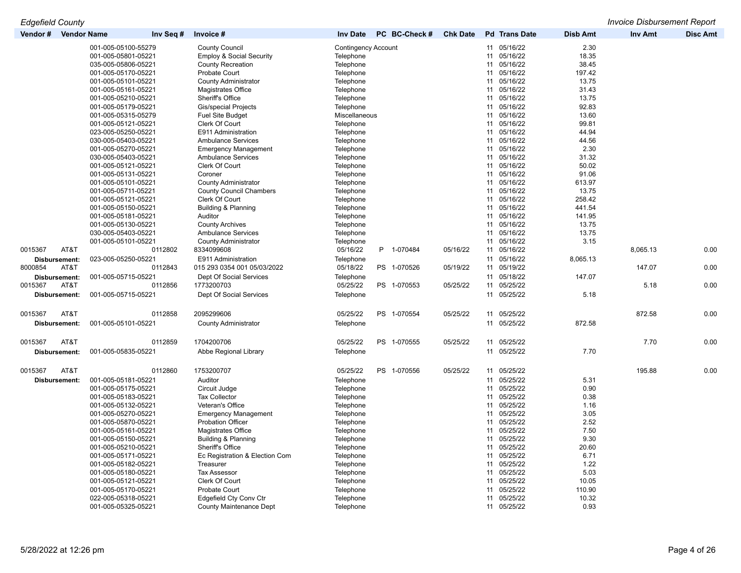| Vendor # | Vendor Name | Inv Seq # | Invoice # | Inv Date | PC | BC-Check # | Chk Date | Pd | Trans Date | Disb Amt | Inv Amt | Disc Amt |
|---|---|---|---|---|---|---|---|---|---|---|---|---|
| | 001-005-05100-55279 | | County Council | Contingency Account | | | | 11 | 05/16/22 | 2.30 | | |
| | 001-005-05801-05221 | | Employ & Social Security | Telephone | | | | 11 | 05/16/22 | 18.35 | | |
| | 035-005-05806-05221 | | County Recreation | Telephone | | | | 11 | 05/16/22 | 38.45 | | |
| | 001-005-05170-05221 | | Probate Court | Telephone | | | | 11 | 05/16/22 | 197.42 | | |
| | 001-005-05101-05221 | | County Administrator | Telephone | | | | 11 | 05/16/22 | 13.75 | | |
| | 001-005-05161-05221 | | Magistrates Office | Telephone | | | | 11 | 05/16/22 | 31.43 | | |
| | 001-005-05210-05221 | | Sheriff's Office | Telephone | | | | 11 | 05/16/22 | 13.75 | | |
| | 001-005-05179-05221 | | Gis/special Projects | Telephone | | | | 11 | 05/16/22 | 92.83 | | |
| | 001-005-05315-05279 | | Fuel Site Budget | Miscellaneous | | | | 11 | 05/16/22 | 13.60 | | |
| | 001-005-05121-05221 | | Clerk Of Court | Telephone | | | | 11 | 05/16/22 | 99.81 | | |
| | 023-005-05250-05221 | | E911 Administration | Telephone | | | | 11 | 05/16/22 | 44.94 | | |
| | 030-005-05403-05221 | | Ambulance Services | Telephone | | | | 11 | 05/16/22 | 44.56 | | |
| | 001-005-05270-05221 | | Emergency Management | Telephone | | | | 11 | 05/16/22 | 2.30 | | |
| | 030-005-05403-05221 | | Ambulance Services | Telephone | | | | 11 | 05/16/22 | 31.32 | | |
| | 001-005-05121-05221 | | Clerk Of Court | Telephone | | | | 11 | 05/16/22 | 50.02 | | |
| | 001-005-05131-05221 | | Coroner | Telephone | | | | 11 | 05/16/22 | 91.06 | | |
| | 001-005-05101-05221 | | County Administrator | Telephone | | | | 11 | 05/16/22 | 613.97 | | |
| | 001-005-05711-05221 | | County Council Chambers | Telephone | | | | 11 | 05/16/22 | 13.75 | | |
| | 001-005-05121-05221 | | Clerk Of Court | Telephone | | | | 11 | 05/16/22 | 258.42 | | |
| | 001-005-05150-05221 | | Building & Planning | Telephone | | | | 11 | 05/16/22 | 441.54 | | |
| | 001-005-05181-05221 | | Auditor | Telephone | | | | 11 | 05/16/22 | 141.95 | | |
| | 001-005-05130-05221 | | County Archives | Telephone | | | | 11 | 05/16/22 | 13.75 | | |
| | 030-005-05403-05221 | | Ambulance Services | Telephone | | | | 11 | 05/16/22 | 13.75 | | |
| | 001-005-05101-05221 | | County Administrator | Telephone | | | | 11 | 05/16/22 | 3.15 | | |
| 0015367 | AT&T | 0112802 | 8334099608 | 05/16/22 | P | 1-070484 | 05/16/22 | 11 | 05/16/22 | | 8,065.13 | 0.00 |
| **Disbursement:** | 023-005-05250-05221 | | E911 Administration | Telephone | | | | 11 | 05/16/22 | 8,065.13 | | |
| 8000854 | AT&T | 0112843 | 015 293 0354 001 05/03/2022 | 05/18/22 | PS | 1-070526 | 05/19/22 | 11 | 05/19/22 | | 147.07 | 0.00 |
| **Disbursement:** | 001-005-05715-05221 | | Dept Of Social Services | Telephone | | | | 11 | 05/18/22 | 147.07 | | |
| 0015367 | AT&T | 0112856 | 1773200703 | 05/25/22 | PS | 1-070553 | 05/25/22 | 11 | 05/25/22 | | 5.18 | 0.00 |
| **Disbursement:** | 001-005-05715-05221 | | Dept Of Social Services | Telephone | | | | 11 | 05/25/22 | 5.18 | | |
| 0015367 | AT&T | 0112858 | 2095299606 | 05/25/22 | PS | 1-070554 | 05/25/22 | 11 | 05/25/22 | | 872.58 | 0.00 |
| **Disbursement:** | 001-005-05101-05221 | | County Administrator | Telephone | | | | 11 | 05/25/22 | 872.58 | | |
| 0015367 | AT&T | 0112859 | 1704200706 | 05/25/22 | PS | 1-070555 | 05/25/22 | 11 | 05/25/22 | | 7.70 | 0.00 |
| **Disbursement:** | 001-005-05835-05221 | | Abbe Regional Library | Telephone | | | | 11 | 05/25/22 | 7.70 | | |
| 0015367 | AT&T | 0112860 | 1753200707 | 05/25/22 | PS | 1-070556 | 05/25/22 | 11 | 05/25/22 | | 195.88 | 0.00 |
| **Disbursement:** | 001-005-05181-05221 | | Auditor | Telephone | | | | 11 | 05/25/22 | 5.31 | | |
| | 001-005-05175-05221 | | Circuit Judge | Telephone | | | | 11 | 05/25/22 | 0.90 | | |
| | 001-005-05183-05221 | | Tax Collector | Telephone | | | | 11 | 05/25/22 | 0.38 | | |
| | 001-005-05132-05221 | | Veteran's Office | Telephone | | | | 11 | 05/25/22 | 1.16 | | |
| | 001-005-05270-05221 | | Emergency Management | Telephone | | | | 11 | 05/25/22 | 3.05 | | |
| | 001-005-05870-05221 | | Probation Officer | Telephone | | | | 11 | 05/25/22 | 2.52 | | |
| | 001-005-05161-05221 | | Magistrates Office | Telephone | | | | 11 | 05/25/22 | 7.50 | | |
| | 001-005-05150-05221 | | Building & Planning | Telephone | | | | 11 | 05/25/22 | 9.30 | | |
| | 001-005-05210-05221 | | Sheriff's Office | Telephone | | | | 11 | 05/25/22 | 20.60 | | |
| | 001-005-05171-05221 | | Ec Registration & Election Com | Telephone | | | | 11 | 05/25/22 | 6.71 | | |
| | 001-005-05182-05221 | | Treasurer | Telephone | | | | 11 | 05/25/22 | 1.22 | | |
| | 001-005-05180-05221 | | Tax Assessor | Telephone | | | | 11 | 05/25/22 | 5.03 | | |
| | 001-005-05121-05221 | | Clerk Of Court | Telephone | | | | 11 | 05/25/22 | 10.05 | | |
| | 001-005-05170-05221 | | Probate Court | Telephone | | | | 11 | 05/25/22 | 110.90 | | |
| | 022-005-05318-05221 | | Edgefield Cty Conv Ctr | Telephone | | | | 11 | 05/25/22 | 10.32 | | |
| | 001-005-05325-05221 | | County Maintenance Dept | Telephone | | | | 11 | 05/25/22 | 0.93 | | |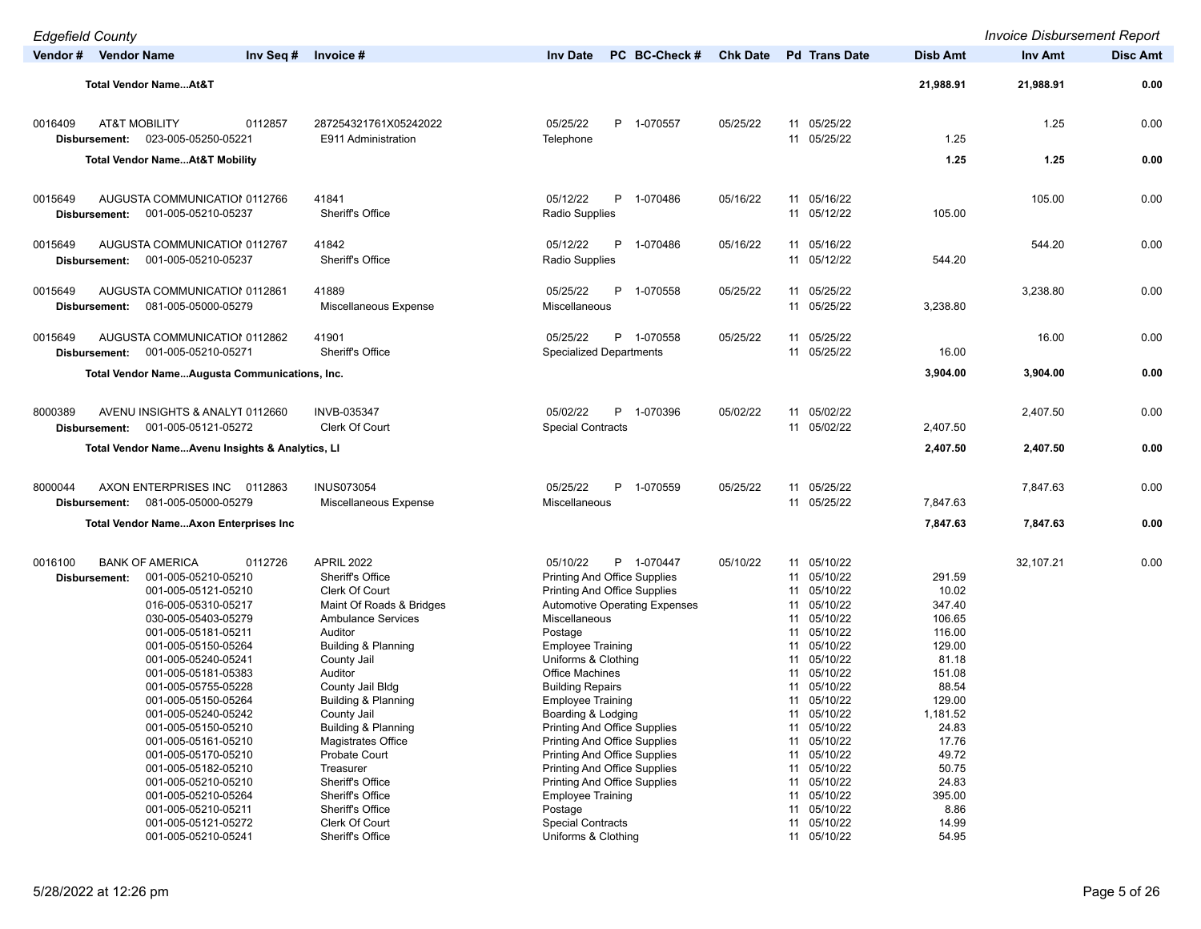| Vendor # | Vendor Name | Inv Seq # | Invoice # | Inv Date | PC | BC-Check # | Chk Date | Pd | Trans Date | Disb Amt | Inv Amt | Disc Amt |
|---|---|---|---|---|---|---|---|---|---|---|---|---|
| | **Total Vendor Name...At&T** | | | | | | | | | **21,988.91** | **21,988.91** | **0.00** |
| 0016409 | AT&T MOBILITY | 0112857 | 287254321761X05242022 | 05/25/22 | P | 1-070557 | 05/25/22 | 11 | 05/25/22 | | 1.25 | 0.00 |
| | Disbursement: 023-005-05250-05221 | | E911 Administration | Telephone | | | | 11 | 05/25/22 | 1.25 | | |
| | **Total Vendor Name...At&T Mobility** | | | | | | | | | **1.25** | **1.25** | **0.00** |
| 0015649 | AUGUSTA COMMUNICATIOI | 0112766 | 41841 | 05/12/22 | P | 1-070486 | 05/16/22 | 11 | 05/16/22 | | 105.00 | 0.00 |
| | Disbursement: 001-005-05210-05237 | | Sheriff's Office | Radio Supplies | | | | 11 | 05/12/22 | 105.00 | | |
| 0015649 | AUGUSTA COMMUNICATIOI | 0112767 | 41842 | 05/12/22 | P | 1-070486 | 05/16/22 | 11 | 05/16/22 | | 544.20 | 0.00 |
| | Disbursement: 001-005-05210-05237 | | Sheriff's Office | Radio Supplies | | | | 11 | 05/12/22 | 544.20 | | |
| 0015649 | AUGUSTA COMMUNICATIOI | 0112861 | 41889 | 05/25/22 | P | 1-070558 | 05/25/22 | 11 | 05/25/22 | | 3,238.80 | 0.00 |
| | Disbursement: 081-005-05000-05279 | | Miscellaneous Expense | Miscellaneous | | | | 11 | 05/25/22 | 3,238.80 | | |
| 0015649 | AUGUSTA COMMUNICATIOI | 0112862 | 41901 | 05/25/22 | P | 1-070558 | 05/25/22 | 11 | 05/25/22 | | 16.00 | 0.00 |
| | Disbursement: 001-005-05210-05271 | | Sheriff's Office | Specialized Departments | | | | 11 | 05/25/22 | 16.00 | | |
| | **Total Vendor Name...Augusta Communications, Inc.** | | | | | | | | | **3,904.00** | **3,904.00** | **0.00** |
| 8000389 | AVENU INSIGHTS & ANALYT | 0112660 | INVB-035347 | 05/02/22 | P | 1-070396 | 05/02/22 | 11 | 05/02/22 | | 2,407.50 | 0.00 |
| | Disbursement: 001-005-05121-05272 | | Clerk Of Court | Special Contracts | | | | 11 | 05/02/22 | 2,407.50 | | |
| | **Total Vendor Name...Avenu Insights & Analytics, Ll** | | | | | | | | | **2,407.50** | **2,407.50** | **0.00** |
| 8000044 | AXON ENTERPRISES INC | 0112863 | INUS073054 | 05/25/22 | P | 1-070559 | 05/25/22 | 11 | 05/25/22 | | 7,847.63 | 0.00 |
| | Disbursement: 081-005-05000-05279 | | Miscellaneous Expense | Miscellaneous | | | | 11 | 05/25/22 | 7,847.63 | | |
| | **Total Vendor Name...Axon Enterprises Inc** | | | | | | | | | **7,847.63** | **7,847.63** | **0.00** |
| 0016100 | BANK OF AMERICA | 0112726 | APRIL 2022 | 05/10/22 | P | 1-070447 | 05/10/22 | 11 | 05/10/22 | | 32,107.21 | 0.00 |
| | Disbursement: 001-005-05210-05210 | | Sheriff's Office | Printing And Office Supplies | | | | 11 | 05/10/22 | 291.59 | | |
| | 001-005-05121-05210 | | Clerk Of Court | Printing And Office Supplies | | | | 11 | 05/10/22 | 10.02 | | |
| | 016-005-05310-05217 | | Maint Of Roads & Bridges | Automotive Operating Expenses | | | | 11 | 05/10/22 | 347.40 | | |
| | 030-005-05403-05279 | | Ambulance Services | Miscellaneous | | | | 11 | 05/10/22 | 106.65 | | |
| | 001-005-05181-05211 | | Auditor | Postage | | | | 11 | 05/10/22 | 116.00 | | |
| | 001-005-05150-05264 | | Building & Planning | Employee Training | | | | 11 | 05/10/22 | 129.00 | | |
| | 001-005-05240-05241 | | County Jail | Uniforms & Clothing | | | | 11 | 05/10/22 | 81.18 | | |
| | 001-005-05181-05383 | | Auditor | Office Machines | | | | 11 | 05/10/22 | 151.08 | | |
| | 001-005-05755-05228 | | County Jail Bldg | Building Repairs | | | | 11 | 05/10/22 | 88.54 | | |
| | 001-005-05150-05264 | | Building & Planning | Employee Training | | | | 11 | 05/10/22 | 129.00 | | |
| | 001-005-05240-05242 | | County Jail | Boarding & Lodging | | | | 11 | 05/10/22 | 1,181.52 | | |
| | 001-005-05150-05210 | | Building & Planning | Printing And Office Supplies | | | | 11 | 05/10/22 | 24.83 | | |
| | 001-005-05161-05210 | | Magistrates Office | Printing And Office Supplies | | | | 11 | 05/10/22 | 17.76 | | |
| | 001-005-05170-05210 | | Probate Court | Printing And Office Supplies | | | | 11 | 05/10/22 | 49.72 | | |
| | 001-005-05182-05210 | | Treasurer | Printing And Office Supplies | | | | 11 | 05/10/22 | 50.75 | | |
| | 001-005-05210-05210 | | Sheriff's Office | Printing And Office Supplies | | | | 11 | 05/10/22 | 24.83 | | |
| | 001-005-05210-05264 | | Sheriff's Office | Employee Training | | | | 11 | 05/10/22 | 395.00 | | |
| | 001-005-05210-05211 | | Sheriff's Office | Postage | | | | 11 | 05/10/22 | 8.86 | | |
| | 001-005-05121-05272 | | Clerk Of Court | Special Contracts | | | | 11 | 05/10/22 | 14.99 | | |
| | 001-005-05210-05241 | | Sheriff's Office | Uniforms & Clothing | | | | 11 | 05/10/22 | 54.95 | | |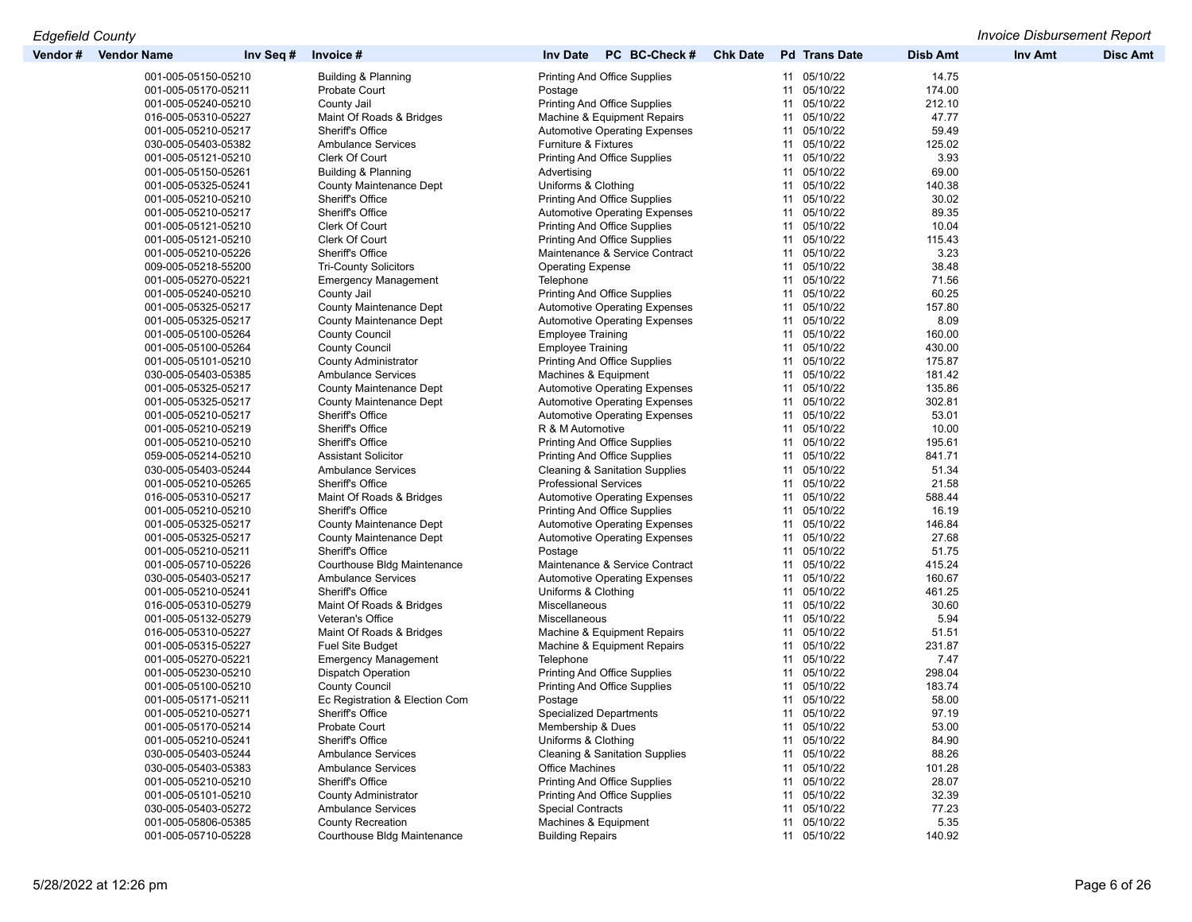| Vendor # | Vendor Name | Inv Seq # | Invoice # | Inv Date | PC | BC-Check # | Chk Date | Pd | Trans Date | Disb Amt | Inv Amt | Disc Amt |
|---|---|---|---|---|---|---|---|---|---|---|---|---|
| | 001-005-05150-05210 | | Building & Planning | Printing And Office Supplies | | | | 11 | 05/10/22 | 14.75 | | |
| | 001-005-05170-05211 | | Probate Court | Postage | | | | 11 | 05/10/22 | 174.00 | | |
| | 001-005-05240-05210 | | County Jail | Printing And Office Supplies | | | | 11 | 05/10/22 | 212.10 | | |
| | 016-005-05310-05227 | | Maint Of Roads & Bridges | Machine & Equipment Repairs | | | | 11 | 05/10/22 | 47.77 | | |
| | 001-005-05210-05217 | | Sheriff's Office | Automotive Operating Expenses | | | | 11 | 05/10/22 | 59.49 | | |
| | 030-005-05403-05382 | | Ambulance Services | Furniture & Fixtures | | | | 11 | 05/10/22 | 125.02 | | |
| | 001-005-05121-05210 | | Clerk Of Court | Printing And Office Supplies | | | | 11 | 05/10/22 | 3.93 | | |
| | 001-005-05150-05261 | | Building & Planning | Advertising | | | | 11 | 05/10/22 | 69.00 | | |
| | 001-005-05325-05241 | | County Maintenance Dept | Uniforms & Clothing | | | | 11 | 05/10/22 | 140.38 | | |
| | 001-005-05210-05210 | | Sheriff's Office | Printing And Office Supplies | | | | 11 | 05/10/22 | 30.02 | | |
| | 001-005-05210-05217 | | Sheriff's Office | Automotive Operating Expenses | | | | 11 | 05/10/22 | 89.35 | | |
| | 001-005-05121-05210 | | Clerk Of Court | Printing And Office Supplies | | | | 11 | 05/10/22 | 10.04 | | |
| | 001-005-05121-05210 | | Clerk Of Court | Printing And Office Supplies | | | | 11 | 05/10/22 | 115.43 | | |
| | 001-005-05210-05226 | | Sheriff's Office | Maintenance & Service Contract | | | | 11 | 05/10/22 | 3.23 | | |
| | 009-005-05218-55200 | | Tri-County Solicitors | Operating Expense | | | | 11 | 05/10/22 | 38.48 | | |
| | 001-005-05270-05221 | | Emergency Management | Telephone | | | | 11 | 05/10/22 | 71.56 | | |
| | 001-005-05240-05210 | | County Jail | Printing And Office Supplies | | | | 11 | 05/10/22 | 60.25 | | |
| | 001-005-05325-05217 | | County Maintenance Dept | Automotive Operating Expenses | | | | 11 | 05/10/22 | 157.80 | | |
| | 001-005-05325-05217 | | County Maintenance Dept | Automotive Operating Expenses | | | | 11 | 05/10/22 | 8.09 | | |
| | 001-005-05100-05264 | | County Council | Employee Training | | | | 11 | 05/10/22 | 160.00 | | |
| | 001-005-05100-05264 | | County Council | Employee Training | | | | 11 | 05/10/22 | 430.00 | | |
| | 001-005-05101-05210 | | County Administrator | Printing And Office Supplies | | | | 11 | 05/10/22 | 175.87 | | |
| | 030-005-05403-05385 | | Ambulance Services | Machines & Equipment | | | | 11 | 05/10/22 | 181.42 | | |
| | 001-005-05325-05217 | | County Maintenance Dept | Automotive Operating Expenses | | | | 11 | 05/10/22 | 135.86 | | |
| | 001-005-05325-05217 | | County Maintenance Dept | Automotive Operating Expenses | | | | 11 | 05/10/22 | 302.81 | | |
| | 001-005-05210-05217 | | Sheriff's Office | Automotive Operating Expenses | | | | 11 | 05/10/22 | 53.01 | | |
| | 001-005-05210-05219 | | Sheriff's Office | R & M Automotive | | | | 11 | 05/10/22 | 10.00 | | |
| | 001-005-05210-05210 | | Sheriff's Office | Printing And Office Supplies | | | | 11 | 05/10/22 | 195.61 | | |
| | 059-005-05214-05210 | | Assistant Solicitor | Printing And Office Supplies | | | | 11 | 05/10/22 | 841.71 | | |
| | 030-005-05403-05244 | | Ambulance Services | Cleaning & Sanitation Supplies | | | | 11 | 05/10/22 | 51.34 | | |
| | 001-005-05210-05265 | | Sheriff's Office | Professional Services | | | | 11 | 05/10/22 | 21.58 | | |
| | 016-005-05310-05217 | | Maint Of Roads & Bridges | Automotive Operating Expenses | | | | 11 | 05/10/22 | 588.44 | | |
| | 001-005-05210-05210 | | Sheriff's Office | Printing And Office Supplies | | | | 11 | 05/10/22 | 16.19 | | |
| | 001-005-05325-05217 | | County Maintenance Dept | Automotive Operating Expenses | | | | 11 | 05/10/22 | 146.84 | | |
| | 001-005-05325-05217 | | County Maintenance Dept | Automotive Operating Expenses | | | | 11 | 05/10/22 | 27.68 | | |
| | 001-005-05210-05211 | | Sheriff's Office | Postage | | | | 11 | 05/10/22 | 51.75 | | |
| | 001-005-05710-05226 | | Courthouse Bldg Maintenance | Maintenance & Service Contract | | | | 11 | 05/10/22 | 415.24 | | |
| | 030-005-05403-05217 | | Ambulance Services | Automotive Operating Expenses | | | | 11 | 05/10/22 | 160.67 | | |
| | 001-005-05210-05241 | | Sheriff's Office | Uniforms & Clothing | | | | 11 | 05/10/22 | 461.25 | | |
| | 016-005-05310-05279 | | Maint Of Roads & Bridges | Miscellaneous | | | | 11 | 05/10/22 | 30.60 | | |
| | 001-005-05132-05279 | | Veteran's Office | Miscellaneous | | | | 11 | 05/10/22 | 5.94 | | |
| | 016-005-05310-05227 | | Maint Of Roads & Bridges | Machine & Equipment Repairs | | | | 11 | 05/10/22 | 51.51 | | |
| | 001-005-05315-05227 | | Fuel Site Budget | Machine & Equipment Repairs | | | | 11 | 05/10/22 | 231.87 | | |
| | 001-005-05270-05221 | | Emergency Management | Telephone | | | | 11 | 05/10/22 | 7.47 | | |
| | 001-005-05230-05210 | | Dispatch Operation | Printing And Office Supplies | | | | 11 | 05/10/22 | 298.04 | | |
| | 001-005-05100-05210 | | County Council | Printing And Office Supplies | | | | 11 | 05/10/22 | 183.74 | | |
| | 001-005-05171-05211 | | Ec Registration & Election Com | Postage | | | | 11 | 05/10/22 | 58.00 | | |
| | 001-005-05210-05271 | | Sheriff's Office | Specialized Departments | | | | 11 | 05/10/22 | 97.19 | | |
| | 001-005-05170-05214 | | Probate Court | Membership & Dues | | | | 11 | 05/10/22 | 53.00 | | |
| | 001-005-05210-05241 | | Sheriff's Office | Uniforms & Clothing | | | | 11 | 05/10/22 | 84.90 | | |
| | 030-005-05403-05244 | | Ambulance Services | Cleaning & Sanitation Supplies | | | | 11 | 05/10/22 | 88.26 | | |
| | 030-005-05403-05383 | | Ambulance Services | Office Machines | | | | 11 | 05/10/22 | 101.28 | | |
| | 001-005-05210-05210 | | Sheriff's Office | Printing And Office Supplies | | | | 11 | 05/10/22 | 28.07 | | |
| | 001-005-05101-05210 | | County Administrator | Printing And Office Supplies | | | | 11 | 05/10/22 | 32.39 | | |
| | 030-005-05403-05272 | | Ambulance Services | Special Contracts | | | | 11 | 05/10/22 | 77.23 | | |
| | 001-005-05806-05385 | | County Recreation | Machines & Equipment | | | | 11 | 05/10/22 | 5.35 | | |
| | 001-005-05710-05228 | | Courthouse Bldg Maintenance | Building Repairs | | | | 11 | 05/10/22 | 140.92 | | |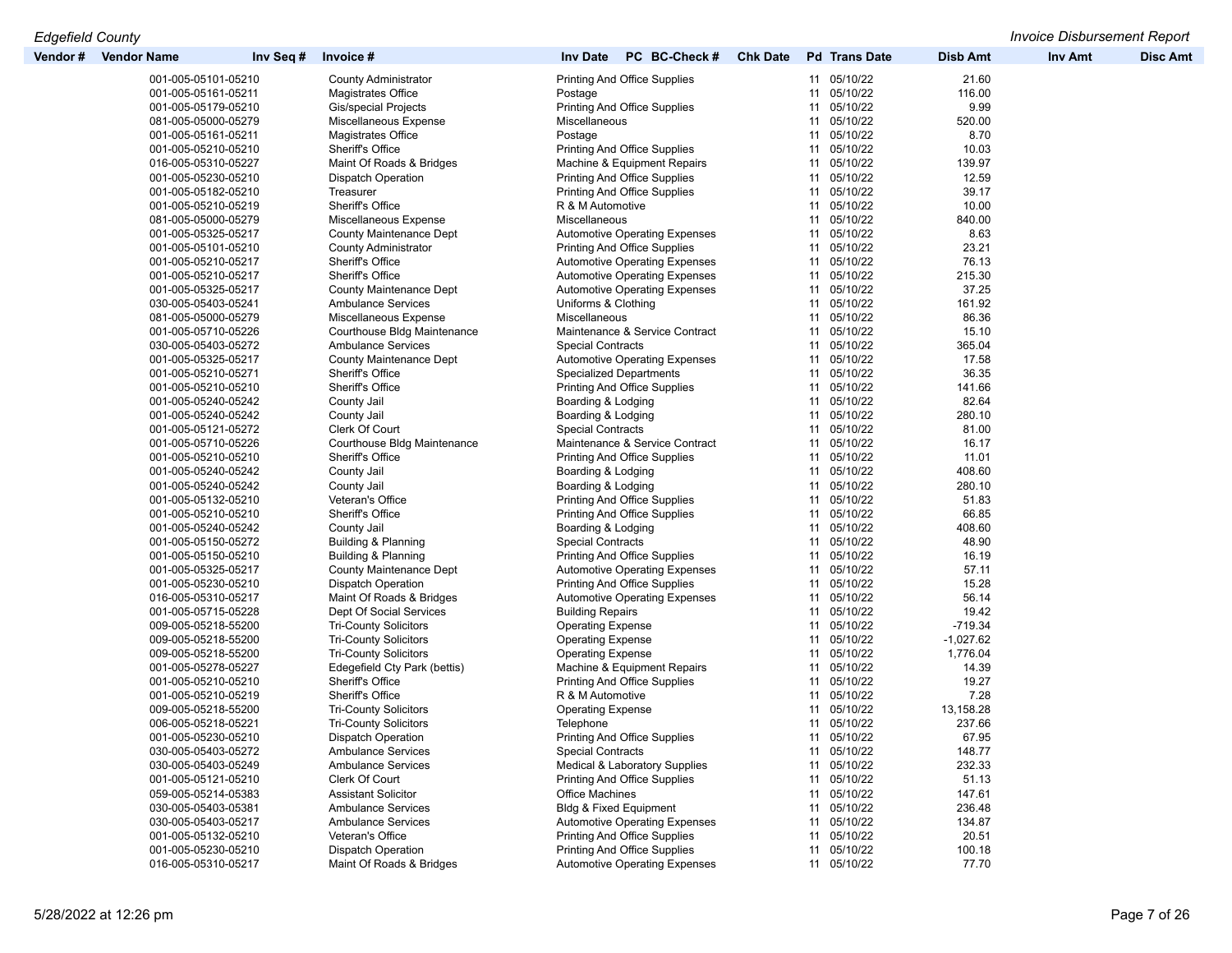| Vendor # | Vendor Name | Inv Seq # | Invoice # | Inv Date | PC | BC-Check # | Chk Date | Pd | Trans Date | Disb Amt | Inv Amt | Disc Amt |
|---|---|---|---|---|---|---|---|---|---|---|---|---|
| | 001-005-05101-05210 | | County Administrator | Printing And Office Supplies | | | | 11 | 05/10/22 | 21.60 | | |
| | 001-005-05161-05211 | | Magistrates Office | Postage | | | | 11 | 05/10/22 | 116.00 | | |
| | 001-005-05179-05210 | | Gis/special Projects | Printing And Office Supplies | | | | 11 | 05/10/22 | 9.99 | | |
| | 081-005-05000-05279 | | Miscellaneous Expense | Miscellaneous | | | | 11 | 05/10/22 | 520.00 | | |
| | 001-005-05161-05211 | | Magistrates Office | Postage | | | | 11 | 05/10/22 | 8.70 | | |
| | 001-005-05210-05210 | | Sheriff's Office | Printing And Office Supplies | | | | 11 | 05/10/22 | 10.03 | | |
| | 016-005-05310-05227 | | Maint Of Roads & Bridges | Machine & Equipment Repairs | | | | 11 | 05/10/22 | 139.97 | | |
| | 001-005-05230-05210 | | Dispatch Operation | Printing And Office Supplies | | | | 11 | 05/10/22 | 12.59 | | |
| | 001-005-05182-05210 | | Treasurer | Printing And Office Supplies | | | | 11 | 05/10/22 | 39.17 | | |
| | 001-005-05210-05219 | | Sheriff's Office | R & M Automotive | | | | 11 | 05/10/22 | 10.00 | | |
| | 081-005-05000-05279 | | Miscellaneous Expense | Miscellaneous | | | | 11 | 05/10/22 | 840.00 | | |
| | 001-005-05325-05217 | | County Maintenance Dept | Automotive Operating Expenses | | | | 11 | 05/10/22 | 8.63 | | |
| | 001-005-05101-05210 | | County Administrator | Printing And Office Supplies | | | | 11 | 05/10/22 | 23.21 | | |
| | 001-005-05210-05217 | | Sheriff's Office | Automotive Operating Expenses | | | | 11 | 05/10/22 | 76.13 | | |
| | 001-005-05210-05217 | | Sheriff's Office | Automotive Operating Expenses | | | | 11 | 05/10/22 | 215.30 | | |
| | 001-005-05325-05217 | | County Maintenance Dept | Automotive Operating Expenses | | | | 11 | 05/10/22 | 37.25 | | |
| | 030-005-05403-05241 | | Ambulance Services | Uniforms & Clothing | | | | 11 | 05/10/22 | 161.92 | | |
| | 081-005-05000-05279 | | Miscellaneous Expense | Miscellaneous | | | | 11 | 05/10/22 | 86.36 | | |
| | 001-005-05710-05226 | | Courthouse Bldg Maintenance | Maintenance & Service Contract | | | | 11 | 05/10/22 | 15.10 | | |
| | 030-005-05403-05272 | | Ambulance Services | Special Contracts | | | | 11 | 05/10/22 | 365.04 | | |
| | 001-005-05325-05217 | | County Maintenance Dept | Automotive Operating Expenses | | | | 11 | 05/10/22 | 17.58 | | |
| | 001-005-05210-05271 | | Sheriff's Office | Specialized Departments | | | | 11 | 05/10/22 | 36.35 | | |
| | 001-005-05210-05210 | | Sheriff's Office | Printing And Office Supplies | | | | 11 | 05/10/22 | 141.66 | | |
| | 001-005-05240-05242 | | County Jail | Boarding & Lodging | | | | 11 | 05/10/22 | 82.64 | | |
| | 001-005-05240-05242 | | County Jail | Boarding & Lodging | | | | 11 | 05/10/22 | 280.10 | | |
| | 001-005-05121-05272 | | Clerk Of Court | Special Contracts | | | | 11 | 05/10/22 | 81.00 | | |
| | 001-005-05710-05226 | | Courthouse Bldg Maintenance | Maintenance & Service Contract | | | | 11 | 05/10/22 | 16.17 | | |
| | 001-005-05210-05210 | | Sheriff's Office | Printing And Office Supplies | | | | 11 | 05/10/22 | 11.01 | | |
| | 001-005-05240-05242 | | County Jail | Boarding & Lodging | | | | 11 | 05/10/22 | 408.60 | | |
| | 001-005-05240-05242 | | County Jail | Boarding & Lodging | | | | 11 | 05/10/22 | 280.10 | | |
| | 001-005-05132-05210 | | Veteran's Office | Printing And Office Supplies | | | | 11 | 05/10/22 | 51.83 | | |
| | 001-005-05210-05210 | | Sheriff's Office | Printing And Office Supplies | | | | 11 | 05/10/22 | 66.85 | | |
| | 001-005-05240-05242 | | County Jail | Boarding & Lodging | | | | 11 | 05/10/22 | 408.60 | | |
| | 001-005-05150-05272 | | Building & Planning | Special Contracts | | | | 11 | 05/10/22 | 48.90 | | |
| | 001-005-05150-05210 | | Building & Planning | Printing And Office Supplies | | | | 11 | 05/10/22 | 16.19 | | |
| | 001-005-05325-05217 | | County Maintenance Dept | Automotive Operating Expenses | | | | 11 | 05/10/22 | 57.11 | | |
| | 001-005-05230-05210 | | Dispatch Operation | Printing And Office Supplies | | | | 11 | 05/10/22 | 15.28 | | |
| | 016-005-05310-05217 | | Maint Of Roads & Bridges | Automotive Operating Expenses | | | | 11 | 05/10/22 | 56.14 | | |
| | 001-005-05715-05228 | | Dept Of Social Services | Building Repairs | | | | 11 | 05/10/22 | 19.42 | | |
| | 009-005-05218-55200 | | Tri-County Solicitors | Operating Expense | | | | 11 | 05/10/22 | -719.34 | | |
| | 009-005-05218-55200 | | Tri-County Solicitors | Operating Expense | | | | 11 | 05/10/22 | -1,027.62 | | |
| | 009-005-05218-55200 | | Tri-County Solicitors | Operating Expense | | | | 11 | 05/10/22 | 1,776.04 | | |
| | 001-005-05278-05227 | | Edegefield Cty Park (bettis) | Machine & Equipment Repairs | | | | 11 | 05/10/22 | 14.39 | | |
| | 001-005-05210-05210 | | Sheriff's Office | Printing And Office Supplies | | | | 11 | 05/10/22 | 19.27 | | |
| | 001-005-05210-05219 | | Sheriff's Office | R & M Automotive | | | | 11 | 05/10/22 | 7.28 | | |
| | 009-005-05218-55200 | | Tri-County Solicitors | Operating Expense | | | | 11 | 05/10/22 | 13,158.28 | | |
| | 006-005-05218-05221 | | Tri-County Solicitors | Telephone | | | | 11 | 05/10/22 | 237.66 | | |
| | 001-005-05230-05210 | | Dispatch Operation | Printing And Office Supplies | | | | 11 | 05/10/22 | 67.95 | | |
| | 030-005-05403-05272 | | Ambulance Services | Special Contracts | | | | 11 | 05/10/22 | 148.77 | | |
| | 030-005-05403-05249 | | Ambulance Services | Medical & Laboratory Supplies | | | | 11 | 05/10/22 | 232.33 | | |
| | 001-005-05121-05210 | | Clerk Of Court | Printing And Office Supplies | | | | 11 | 05/10/22 | 51.13 | | |
| | 059-005-05214-05383 | | Assistant Solicitor | Office Machines | | | | 11 | 05/10/22 | 147.61 | | |
| | 030-005-05403-05381 | | Ambulance Services | Bldg & Fixed Equipment | | | | 11 | 05/10/22 | 236.48 | | |
| | 030-005-05403-05217 | | Ambulance Services | Automotive Operating Expenses | | | | 11 | 05/10/22 | 134.87 | | |
| | 001-005-05132-05210 | | Veteran's Office | Printing And Office Supplies | | | | 11 | 05/10/22 | 20.51 | | |
| | 001-005-05230-05210 | | Dispatch Operation | Printing And Office Supplies | | | | 11 | 05/10/22 | 100.18 | | |
| | 016-005-05310-05217 | | Maint Of Roads & Bridges | Automotive Operating Expenses | | | | 11 | 05/10/22 | 77.70 | | |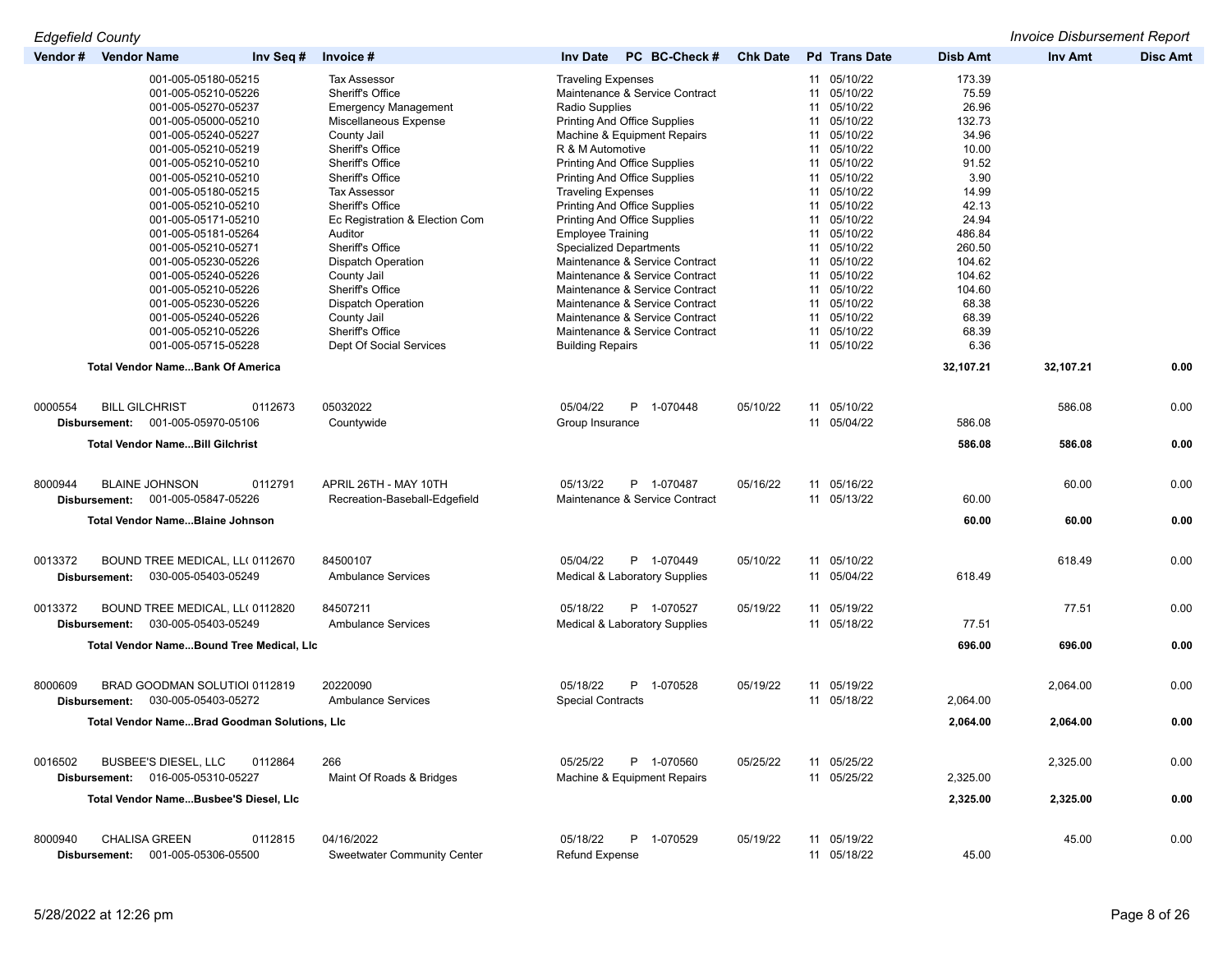| Vendor # | Vendor Name | Inv Seq # | Invoice # | Inv Date | PC | BC-Check # | Chk Date | Pd | Trans Date | Disb Amt | Inv Amt | Disc Amt |
|---|---|---|---|---|---|---|---|---|---|---|---|---|
| | 001-005-05180-05215 | | Tax Assessor | Traveling Expenses | | | | 11 | 05/10/22 | 173.39 | | |
| | 001-005-05210-05226 | | Sheriff's Office | Maintenance & Service Contract | | | | 11 | 05/10/22 | 75.59 | | |
| | 001-005-05270-05237 | | Emergency Management | Radio Supplies | | | | 11 | 05/10/22 | 26.96 | | |
| | 001-005-05000-05210 | | Miscellaneous Expense | Printing And Office Supplies | | | | 11 | 05/10/22 | 132.73 | | |
| | 001-005-05240-05227 | | County Jail | Machine & Equipment Repairs | | | | 11 | 05/10/22 | 34.96 | | |
| | 001-005-05210-05219 | | Sheriff's Office | R & M Automotive | | | | 11 | 05/10/22 | 10.00 | | |
| | 001-005-05210-05210 | | Sheriff's Office | Printing And Office Supplies | | | | 11 | 05/10/22 | 91.52 | | |
| | 001-005-05210-05210 | | Sheriff's Office | Printing And Office Supplies | | | | 11 | 05/10/22 | 3.90 | | |
| | 001-005-05180-05215 | | Tax Assessor | Traveling Expenses | | | | 11 | 05/10/22 | 14.99 | | |
| | 001-005-05210-05210 | | Sheriff's Office | Printing And Office Supplies | | | | 11 | 05/10/22 | 42.13 | | |
| | 001-005-05171-05210 | | Ec Registration & Election Com | Printing And Office Supplies | | | | 11 | 05/10/22 | 24.94 | | |
| | 001-005-05181-05264 | | Auditor | Employee Training | | | | 11 | 05/10/22 | 486.84 | | |
| | 001-005-05210-05271 | | Sheriff's Office | Specialized Departments | | | | 11 | 05/10/22 | 260.50 | | |
| | 001-005-05230-05226 | | Dispatch Operation | Maintenance & Service Contract | | | | 11 | 05/10/22 | 104.62 | | |
| | 001-005-05240-05226 | | County Jail | Maintenance & Service Contract | | | | 11 | 05/10/22 | 104.62 | | |
| | 001-005-05210-05226 | | Sheriff's Office | Maintenance & Service Contract | | | | 11 | 05/10/22 | 104.60 | | |
| | 001-005-05230-05226 | | Dispatch Operation | Maintenance & Service Contract | | | | 11 | 05/10/22 | 68.38 | | |
| | 001-005-05240-05226 | | County Jail | Maintenance & Service Contract | | | | 11 | 05/10/22 | 68.39 | | |
| | 001-005-05210-05226 | | Sheriff's Office | Maintenance & Service Contract | | | | 11 | 05/10/22 | 68.39 | | |
| | 001-005-05715-05228 | | Dept Of Social Services | Building Repairs | | | | 11 | 05/10/22 | 6.36 | | |
| | **Total Vendor Name...Bank Of America** | | | | | | | | | **32,107.21** | **32,107.21** | **0.00** |
| 0000554 | BILL GILCHRIST | 0112673 | 05032022 | 05/04/22 | P | 1-070448 | 05/10/22 | 11 | 05/10/22 | | 586.08 | 0.00 |
| | **Disbursement:** 001-005-05970-05106 | | Countywide | Group Insurance | | | | 11 | 05/04/22 | 586.08 | | |
| | **Total Vendor Name...Bill Gilchrist** | | | | | | | | | **586.08** | **586.08** | **0.00** |
| 8000944 | BLAINE JOHNSON | 0112791 | APRIL 26TH - MAY 10TH | 05/13/22 | P | 1-070487 | 05/16/22 | 11 | 05/16/22 | | 60.00 | 0.00 |
| | **Disbursement:** 001-005-05847-05226 | | Recreation-Baseball-Edgefield | Maintenance & Service Contract | | | | 11 | 05/13/22 | 60.00 | | |
| | **Total Vendor Name...Blaine Johnson** | | | | | | | | | **60.00** | **60.00** | **0.00** |
| 0013372 | BOUND TREE MEDICAL, LL( | 0112670 | 84500107 | 05/04/22 | P | 1-070449 | 05/10/22 | 11 | 05/10/22 | | 618.49 | 0.00 |
| | **Disbursement:** 030-005-05403-05249 | | Ambulance Services | Medical & Laboratory Supplies | | | | 11 | 05/04/22 | 618.49 | | |
| 0013372 | BOUND TREE MEDICAL, LL( | 0112820 | 84507211 | 05/18/22 | P | 1-070527 | 05/19/22 | 11 | 05/19/22 | | 77.51 | 0.00 |
| | **Disbursement:** 030-005-05403-05249 | | Ambulance Services | Medical & Laboratory Supplies | | | | 11 | 05/18/22 | 77.51 | | |
| | **Total Vendor Name...Bound Tree Medical, Llc** | | | | | | | | | **696.00** | **696.00** | **0.00** |
| 8000609 | BRAD GOODMAN SOLUTIOI | 0112819 | 20220090 | 05/18/22 | P | 1-070528 | 05/19/22 | 11 | 05/19/22 | | 2,064.00 | 0.00 |
| | **Disbursement:** 030-005-05403-05272 | | Ambulance Services | Special Contracts | | | | 11 | 05/18/22 | 2,064.00 | | |
| | **Total Vendor Name...Brad Goodman Solutions, Llc** | | | | | | | | | **2,064.00** | **2,064.00** | **0.00** |
| 0016502 | BUSBEE'S DIESEL, LLC | 0112864 | 266 | 05/25/22 | P | 1-070560 | 05/25/22 | 11 | 05/25/22 | | 2,325.00 | 0.00 |
| | **Disbursement:** 016-005-05310-05227 | | Maint Of Roads & Bridges | Machine & Equipment Repairs | | | | 11 | 05/25/22 | 2,325.00 | | |
| | **Total Vendor Name...Busbee'S Diesel, Llc** | | | | | | | | | **2,325.00** | **2,325.00** | **0.00** |
| 8000940 | CHALISA GREEN | 0112815 | 04/16/2022 | 05/18/22 | P | 1-070529 | 05/19/22 | 11 | 05/19/22 | | 45.00 | 0.00 |
| | **Disbursement:** 001-005-05306-05500 | | Sweetwater Community Center | Refund Expense | | | | 11 | 05/18/22 | 45.00 | | |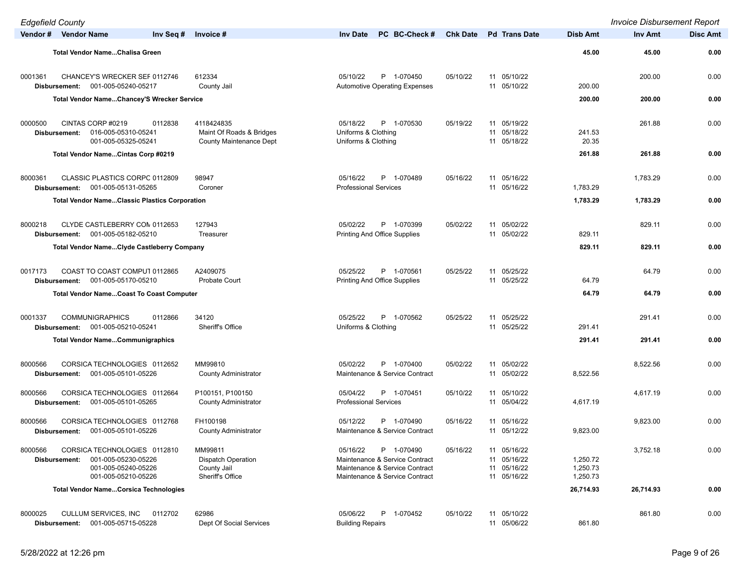| Vendor # | Vendor Name | Inv Seq # | Invoice # | Inv Date | PC | BC-Check # | Chk Date | Pd | Trans Date | Disb Amt | Inv Amt | Disc Amt |
|---|---|---|---|---|---|---|---|---|---|---|---|---|
| | **Total Vendor Name...Chalisa Green** | | | | | | | | | **45.00** | **45.00** | **0.00** |
| 0001361 | CHANCEY'S WRECKER SEF | 0112746 | 612334 | 05/10/22 | P | 1-070450 | 05/10/22 | 11 | 05/10/22 | | 200.00 | 0.00 |
| **Disbursement:** | 001-005-05240-05217 | | County Jail | Automotive Operating Expenses | | | | 11 | 05/10/22 | 200.00 | | |
| | **Total Vendor Name...Chancey'S Wrecker Service** | | | | | | | | | **200.00** | **200.00** | **0.00** |
| 0000500 | CINTAS CORP #0219 | 0112838 | 4118424835 | 05/18/22 | P | 1-070530 | 05/19/22 | 11 | 05/19/22 | | 261.88 | 0.00 |
| **Disbursement:** | 016-005-05310-05241 | | Maint Of Roads & Bridges | Uniforms & Clothing | | | | 11 | 05/18/22 | 241.53 | | |
| | 001-005-05325-05241 | | County Maintenance Dept | Uniforms & Clothing | | | | 11 | 05/18/22 | 20.35 | | |
| | **Total Vendor Name...Cintas Corp #0219** | | | | | | | | | **261.88** | **261.88** | **0.00** |
| 8000361 | CLASSIC PLASTICS CORPC | 0112809 | 98947 | 05/16/22 | P | 1-070489 | 05/16/22 | 11 | 05/16/22 | | 1,783.29 | 0.00 |
| **Disbursement:** | 001-005-05131-05265 | | Coroner | Professional Services | | | | 11 | 05/16/22 | 1,783.29 | | |
| | **Total Vendor Name...Classic Plastics Corporation** | | | | | | | | | **1,783.29** | **1,783.29** | **0.00** |
| 8000218 | CLYDE CASTLEBERRY COM | 0112653 | 127943 | 05/02/22 | P | 1-070399 | 05/02/22 | 11 | 05/02/22 | | 829.11 | 0.00 |
| **Disbursement:** | 001-005-05182-05210 | | Treasurer | Printing And Office Supplies | | | | 11 | 05/02/22 | 829.11 | | |
| | **Total Vendor Name...Clyde Castleberry Company** | | | | | | | | | **829.11** | **829.11** | **0.00** |
| 0017173 | COAST TO COAST COMPUT | 0112865 | A2409075 | 05/25/22 | P | 1-070561 | 05/25/22 | 11 | 05/25/22 | | 64.79 | 0.00 |
| **Disbursement:** | 001-005-05170-05210 | | Probate Court | Printing And Office Supplies | | | | 11 | 05/25/22 | 64.79 | | |
| | **Total Vendor Name...Coast To Coast Computer** | | | | | | | | | **64.79** | **64.79** | **0.00** |
| 0001337 | COMMUNIGRAPHICS | 0112866 | 34120 | 05/25/22 | P | 1-070562 | 05/25/22 | 11 | 05/25/22 | | 291.41 | 0.00 |
| **Disbursement:** | 001-005-05210-05241 | | Sheriff's Office | Uniforms & Clothing | | | | 11 | 05/25/22 | 291.41 | | |
| | **Total Vendor Name...Communigraphics** | | | | | | | | | **291.41** | **291.41** | **0.00** |
| 8000566 | CORSICA TECHNOLOGIES | 0112652 | MM99810 | 05/02/22 | P | 1-070400 | 05/02/22 | 11 | 05/02/22 | | 8,522.56 | 0.00 |
| **Disbursement:** | 001-005-05101-05226 | | County Administrator | Maintenance & Service Contract | | | | 11 | 05/02/22 | 8,522.56 | | |
| 8000566 | CORSICA TECHNOLOGIES | 0112664 | P100151, P100150 | 05/04/22 | P | 1-070451 | 05/10/22 | 11 | 05/10/22 | | 4,617.19 | 0.00 |
| **Disbursement:** | 001-005-05101-05265 | | County Administrator | Professional Services | | | | 11 | 05/04/22 | 4,617.19 | | |
| 8000566 | CORSICA TECHNOLOGIES | 0112768 | FH100198 | 05/12/22 | P | 1-070490 | 05/16/22 | 11 | 05/16/22 | | 9,823.00 | 0.00 |
| **Disbursement:** | 001-005-05101-05226 | | County Administrator | Maintenance & Service Contract | | | | 11 | 05/12/22 | 9,823.00 | | |
| 8000566 | CORSICA TECHNOLOGIES | 0112810 | MM99811 | 05/16/22 | P | 1-070490 | 05/16/22 | 11 | 05/16/22 | | 3,752.18 | 0.00 |
| **Disbursement:** | 001-005-05230-05226 | | Dispatch Operation | Maintenance & Service Contract | | | | 11 | 05/16/22 | 1,250.72 | | |
| | 001-005-05240-05226 | | County Jail | Maintenance & Service Contract | | | | 11 | 05/16/22 | 1,250.73 | | |
| | 001-005-05210-05226 | | Sheriff's Office | Maintenance & Service Contract | | | | 11 | 05/16/22 | 1,250.73 | | |
| | **Total Vendor Name...Corsica Technologies** | | | | | | | | | **26,714.93** | **26,714.93** | **0.00** |
| 8000025 | CULLUM SERVICES, INC | 0112702 | 62986 | 05/06/22 | P | 1-070452 | 05/10/22 | 11 | 05/10/22 | | 861.80 | 0.00 |
| **Disbursement:** | 001-005-05715-05228 | | Dept Of Social Services | Building Repairs | | | | 11 | 05/06/22 | 861.80 | | |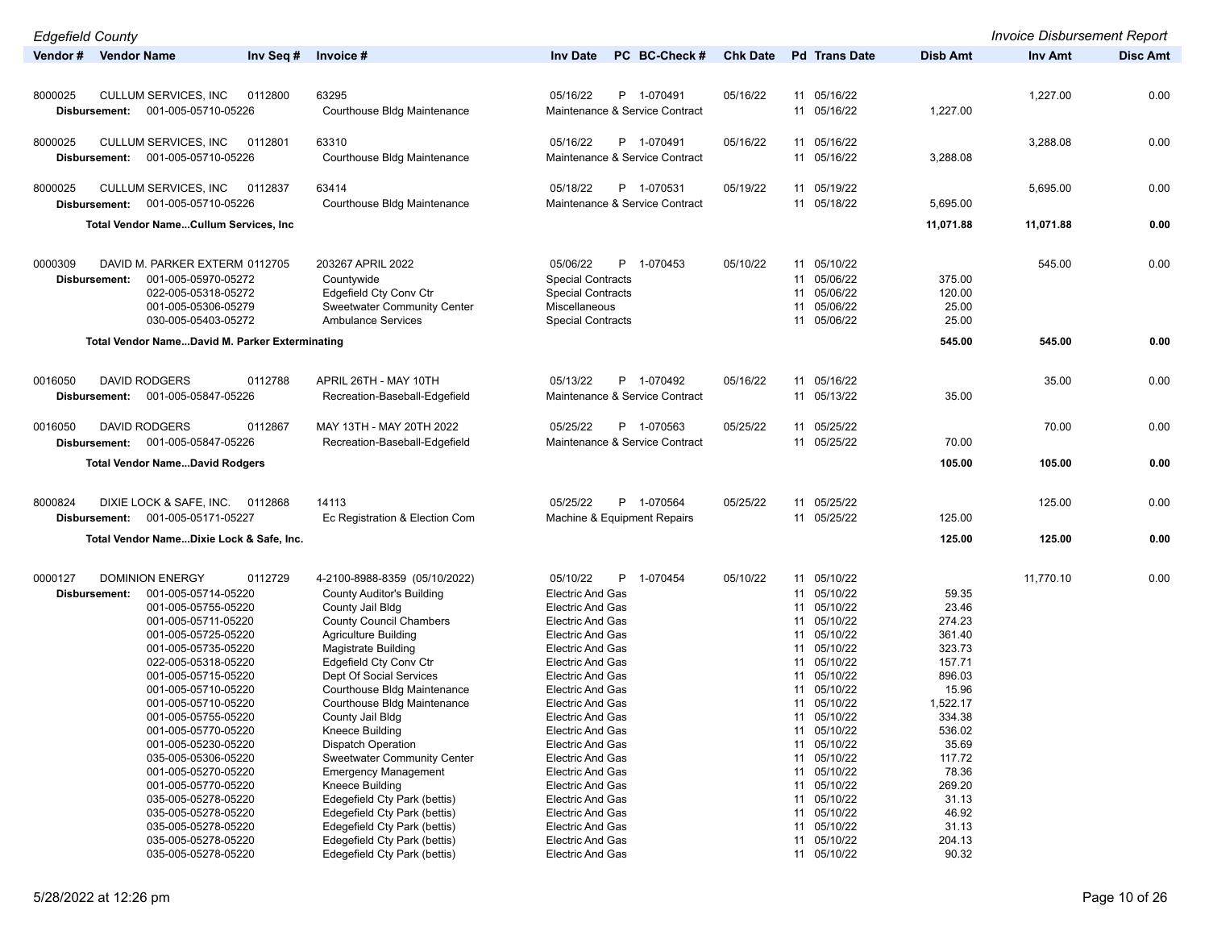| Vendor # | Vendor Name | Inv Seq # | Invoice # | Inv Date | PC | BC-Check # | Chk Date | Pd | Trans Date | Disb Amt | Inv Amt | Disc Amt |
|---|---|---|---|---|---|---|---|---|---|---|---|---|
| 8000025 | CULLUM SERVICES, INC | 0112800 | 63295 | 05/16/22 | P | 1-070491 | 05/16/22 | 11 | 05/16/22 | | 1,227.00 | 0.00 |
| Disbursement: | 001-005-05710-05226 | | Courthouse Bldg Maintenance | Maintenance & Service Contract | | | | 11 | 05/16/22 | 1,227.00 | | |
| 8000025 | CULLUM SERVICES, INC | 0112801 | 63310 | 05/16/22 | P | 1-070491 | 05/16/22 | 11 | 05/16/22 | | 3,288.08 | 0.00 |
| Disbursement: | 001-005-05710-05226 | | Courthouse Bldg Maintenance | Maintenance & Service Contract | | | | 11 | 05/16/22 | 3,288.08 | | |
| 8000025 | CULLUM SERVICES, INC | 0112837 | 63414 | 05/18/22 | P | 1-070531 | 05/19/22 | 11 | 05/19/22 | | 5,695.00 | 0.00 |
| Disbursement: | 001-005-05710-05226 | | Courthouse Bldg Maintenance | Maintenance & Service Contract | | | | 11 | 05/18/22 | 5,695.00 | | |
| **Total Vendor Name...Cullum Services, Inc** | | | | | | | | | | **11,071.88** | **11,071.88** | **0.00** |
| 0000309 | DAVID M. PARKER EXTERM | 0112705 | 203267 APRIL 2022 | 05/06/22 | P | 1-070453 | 05/10/22 | 11 | 05/10/22 | | 545.00 | 0.00 |
| Disbursement: | 001-005-05970-05272 | | Countywide | Special Contracts | | | | 11 | 05/06/22 | 375.00 | | |
| | 022-005-05318-05272 | | Edgefield Cty Conv Ctr | Special Contracts | | | | 11 | 05/06/22 | 120.00 | | |
| | 001-005-05306-05279 | | Sweetwater Community Center | Miscellaneous | | | | 11 | 05/06/22 | 25.00 | | |
| | 030-005-05403-05272 | | Ambulance Services | Special Contracts | | | | 11 | 05/06/22 | 25.00 | | |
| **Total Vendor Name...David M. Parker Exterminating** | | | | | | | | | | **545.00** | **545.00** | **0.00** |
| 0016050 | DAVID RODGERS | 0112788 | APRIL 26TH - MAY 10TH | 05/13/22 | P | 1-070492 | 05/16/22 | 11 | 05/16/22 | | 35.00 | 0.00 |
| Disbursement: | 001-005-05847-05226 | | Recreation-Baseball-Edgefield | Maintenance & Service Contract | | | | 11 | 05/13/22 | 35.00 | | |
| 0016050 | DAVID RODGERS | 0112867 | MAY 13TH - MAY 20TH 2022 | 05/25/22 | P | 1-070563 | 05/25/22 | 11 | 05/25/22 | | 70.00 | 0.00 |
| Disbursement: | 001-005-05847-05226 | | Recreation-Baseball-Edgefield | Maintenance & Service Contract | | | | 11 | 05/25/22 | 70.00 | | |
| **Total Vendor Name...David Rodgers** | | | | | | | | | | **105.00** | **105.00** | **0.00** |
| 8000824 | DIXIE LOCK & SAFE, INC. | 0112868 | 14113 | 05/25/22 | P | 1-070564 | 05/25/22 | 11 | 05/25/22 | | 125.00 | 0.00 |
| Disbursement: | 001-005-05171-05227 | | Ec Registration & Election Com | Machine & Equipment Repairs | | | | 11 | 05/25/22 | 125.00 | | |
| **Total Vendor Name...Dixie Lock & Safe, Inc.** | | | | | | | | | | **125.00** | **125.00** | **0.00** |
| 0000127 | DOMINION ENERGY | 0112729 | 4-2100-8988-8359 (05/10/2022) | 05/10/22 | P | 1-070454 | 05/10/22 | 11 | 05/10/22 | | 11,770.10 | 0.00 |
| Disbursement: | 001-005-05714-05220 | | County Auditor's Building | Electric And Gas | | | | 11 | 05/10/22 | 59.35 | | |
| | 001-005-05755-05220 | | County Jail Bldg | Electric And Gas | | | | 11 | 05/10/22 | 23.46 | | |
| | 001-005-05711-05220 | | County Council Chambers | Electric And Gas | | | | 11 | 05/10/22 | 274.23 | | |
| | 001-005-05725-05220 | | Agriculture Building | Electric And Gas | | | | 11 | 05/10/22 | 361.40 | | |
| | 001-005-05735-05220 | | Magistrate Building | Electric And Gas | | | | 11 | 05/10/22 | 323.73 | | |
| | 022-005-05318-05220 | | Edgefield Cty Conv Ctr | Electric And Gas | | | | 11 | 05/10/22 | 157.71 | | |
| | 001-005-05715-05220 | | Dept Of Social Services | Electric And Gas | | | | 11 | 05/10/22 | 896.03 | | |
| | 001-005-05710-05220 | | Courthouse Bldg Maintenance | Electric And Gas | | | | 11 | 05/10/22 | 15.96 | | |
| | 001-005-05710-05220 | | Courthouse Bldg Maintenance | Electric And Gas | | | | 11 | 05/10/22 | 1,522.17 | | |
| | 001-005-05755-05220 | | County Jail Bldg | Electric And Gas | | | | 11 | 05/10/22 | 334.38 | | |
| | 001-005-05770-05220 | | Kneece Building | Electric And Gas | | | | 11 | 05/10/22 | 536.02 | | |
| | 001-005-05230-05220 | | Dispatch Operation | Electric And Gas | | | | 11 | 05/10/22 | 35.69 | | |
| | 035-005-05306-05220 | | Sweetwater Community Center | Electric And Gas | | | | 11 | 05/10/22 | 117.72 | | |
| | 001-005-05270-05220 | | Emergency Management | Electric And Gas | | | | 11 | 05/10/22 | 78.36 | | |
| | 001-005-05770-05220 | | Kneece Building | Electric And Gas | | | | 11 | 05/10/22 | 269.20 | | |
| | 035-005-05278-05220 | | Edegefield Cty Park (bettis) | Electric And Gas | | | | 11 | 05/10/22 | 31.13 | | |
| | 035-005-05278-05220 | | Edegefield Cty Park (bettis) | Electric And Gas | | | | 11 | 05/10/22 | 46.92 | | |
| | 035-005-05278-05220 | | Edegefield Cty Park (bettis) | Electric And Gas | | | | 11 | 05/10/22 | 31.13 | | |
| | 035-005-05278-05220 | | Edegefield Cty Park (bettis) | Electric And Gas | | | | 11 | 05/10/22 | 204.13 | | |
| | 035-005-05278-05220 | | Edegefield Cty Park (bettis) | Electric And Gas | | | | 11 | 05/10/22 | 90.32 | | |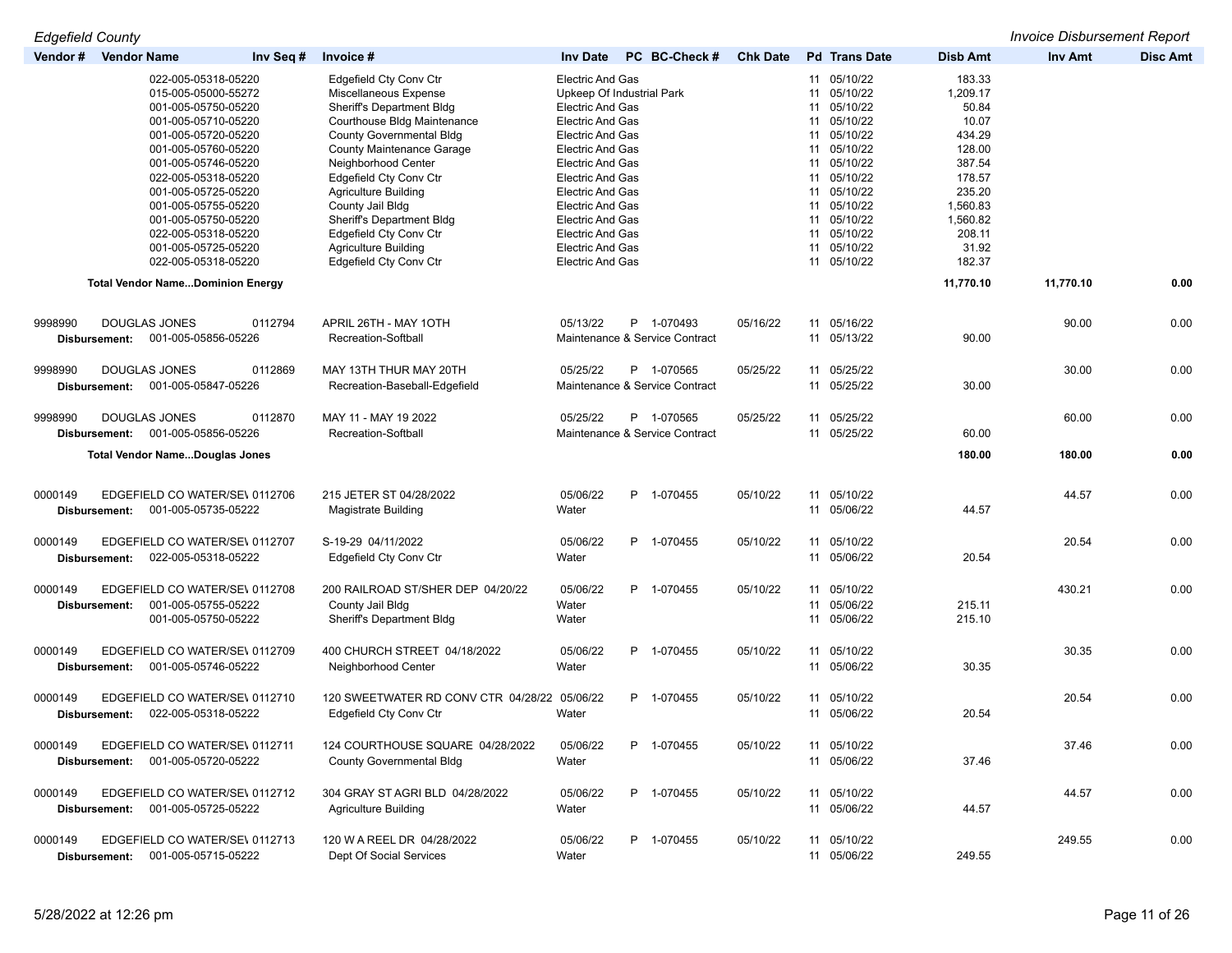| Vendor # | Vendor Name | Inv Seq # | Invoice # | Inv Date | PC | BC-Check # | Chk Date | Pd | Trans Date | Disb Amt | Inv Amt | Disc Amt |
|---|---|---|---|---|---|---|---|---|---|---|---|---|
| | 022-005-05318-05220 | | Edgefield Cty Conv Ctr | Electric And Gas | | | | 11 | 05/10/22 | 183.33 | | |
| | 015-005-05000-55272 | | Miscellaneous Expense | Upkeep Of Industrial Park | | | | 11 | 05/10/22 | 1,209.17 | | |
| | 001-005-05750-05220 | | Sheriff's Department Bldg | Electric And Gas | | | | 11 | 05/10/22 | 50.84 | | |
| | 001-005-05710-05220 | | Courthouse Bldg Maintenance | Electric And Gas | | | | 11 | 05/10/22 | 10.07 | | |
| | 001-005-05720-05220 | | County Governmental Bldg | Electric And Gas | | | | 11 | 05/10/22 | 434.29 | | |
| | 001-005-05760-05220 | | County Maintenance Garage | Electric And Gas | | | | 11 | 05/10/22 | 128.00 | | |
| | 001-005-05746-05220 | | Neighborhood Center | Electric And Gas | | | | 11 | 05/10/22 | 387.54 | | |
| | 022-005-05318-05220 | | Edgefield Cty Conv Ctr | Electric And Gas | | | | 11 | 05/10/22 | 178.57 | | |
| | 001-005-05725-05220 | | Agriculture Building | Electric And Gas | | | | 11 | 05/10/22 | 235.20 | | |
| | 001-005-05755-05220 | | County Jail Bldg | Electric And Gas | | | | 11 | 05/10/22 | 1,560.83 | | |
| | 001-005-05750-05220 | | Sheriff's Department Bldg | Electric And Gas | | | | 11 | 05/10/22 | 1,560.82 | | |
| | 022-005-05318-05220 | | Edgefield Cty Conv Ctr | Electric And Gas | | | | 11 | 05/10/22 | 208.11 | | |
| | 001-005-05725-05220 | | Agriculture Building | Electric And Gas | | | | 11 | 05/10/22 | 31.92 | | |
| | 022-005-05318-05220 | | Edgefield Cty Conv Ctr | Electric And Gas | | | | 11 | 05/10/22 | 182.37 | | |
| | **Total Vendor Name...Dominion Energy** | | | | | | | | | **11,770.10** | **11,770.10** | **0.00** |
| 9998990 | DOUGLAS JONES | 0112794 | APRIL 26TH - MAY 1OTH | 05/13/22 | P | 1-070493 | 05/16/22 | 11 | 05/16/22 | | 90.00 | 0.00 |
| | **Disbursement:** 001-005-05856-05226 | | Recreation-Softball | Maintenance & Service Contract | | | | 11 | 05/13/22 | 90.00 | | |
| 9998990 | DOUGLAS JONES | 0112869 | MAY 13TH THUR MAY 20TH | 05/25/22 | P | 1-070565 | 05/25/22 | 11 | 05/25/22 | | 30.00 | 0.00 |
| | **Disbursement:** 001-005-05847-05226 | | Recreation-Baseball-Edgefield | Maintenance & Service Contract | | | | 11 | 05/25/22 | 30.00 | | |
| 9998990 | DOUGLAS JONES | 0112870 | MAY 11 - MAY 19 2022 | 05/25/22 | P | 1-070565 | 05/25/22 | 11 | 05/25/22 | | 60.00 | 0.00 |
| | **Disbursement:** 001-005-05856-05226 | | Recreation-Softball | Maintenance & Service Contract | | | | 11 | 05/25/22 | 60.00 | | |
| | **Total Vendor Name...Douglas Jones** | | | | | | | | | **180.00** | **180.00** | **0.00** |
| 0000149 | EDGEFIELD CO WATER/SE\ | 0112706 | 215 JETER ST 04/28/2022 | 05/06/22 | P | 1-070455 | 05/10/22 | 11 | 05/10/22 | | 44.57 | 0.00 |
| | **Disbursement:** 001-005-05735-05222 | | Magistrate Building | Water | | | | 11 | 05/06/22 | 44.57 | | |
| 0000149 | EDGEFIELD CO WATER/SE\ | 0112707 | S-19-29 04/11/2022 | 05/06/22 | P | 1-070455 | 05/10/22 | 11 | 05/10/22 | | 20.54 | 0.00 |
| | **Disbursement:** 022-005-05318-05222 | | Edgefield Cty Conv Ctr | Water | | | | 11 | 05/06/22 | 20.54 | | |
| 0000149 | EDGEFIELD CO WATER/SE\ | 0112708 | 200 RAILROAD ST/SHER DEP 04/20/22 | 05/06/22 | P | 1-070455 | 05/10/22 | 11 | 05/10/22 | | 430.21 | 0.00 |
| | **Disbursement:** 001-005-05755-05222 | | County Jail Bldg | Water | | | | 11 | 05/06/22 | 215.11 | | |
| | 001-005-05750-05222 | | Sheriff's Department Bldg | Water | | | | 11 | 05/06/22 | 215.10 | | |
| 0000149 | EDGEFIELD CO WATER/SE\ | 0112709 | 400 CHURCH STREET 04/18/2022 | 05/06/22 | P | 1-070455 | 05/10/22 | 11 | 05/10/22 | | 30.35 | 0.00 |
| | **Disbursement:** 001-005-05746-05222 | | Neighborhood Center | Water | | | | 11 | 05/06/22 | 30.35 | | |
| 0000149 | EDGEFIELD CO WATER/SE\ | 0112710 | 120 SWEETWATER RD CONV CTR 04/28/22 | 05/06/22 | P | 1-070455 | 05/10/22 | 11 | 05/10/22 | | 20.54 | 0.00 |
| | **Disbursement:** 022-005-05318-05222 | | Edgefield Cty Conv Ctr | Water | | | | 11 | 05/06/22 | 20.54 | | |
| 0000149 | EDGEFIELD CO WATER/SE\ | 0112711 | 124 COURTHOUSE SQUARE 04/28/2022 | 05/06/22 | P | 1-070455 | 05/10/22 | 11 | 05/10/22 | | 37.46 | 0.00 |
| | **Disbursement:** 001-005-05720-05222 | | County Governmental Bldg | Water | | | | 11 | 05/06/22 | 37.46 | | |
| 0000149 | EDGEFIELD CO WATER/SE\ | 0112712 | 304 GRAY ST AGRI BLD 04/28/2022 | 05/06/22 | P | 1-070455 | 05/10/22 | 11 | 05/10/22 | | 44.57 | 0.00 |
| | **Disbursement:** 001-005-05725-05222 | | Agriculture Building | Water | | | | 11 | 05/06/22 | 44.57 | | |
| 0000149 | EDGEFIELD CO WATER/SE\ | 0112713 | 120 W A REEL DR 04/28/2022 | 05/06/22 | P | 1-070455 | 05/10/22 | 11 | 05/10/22 | | 249.55 | 0.00 |
| | **Disbursement:** 001-005-05715-05222 | | Dept Of Social Services | Water | | | | 11 | 05/06/22 | 249.55 | | |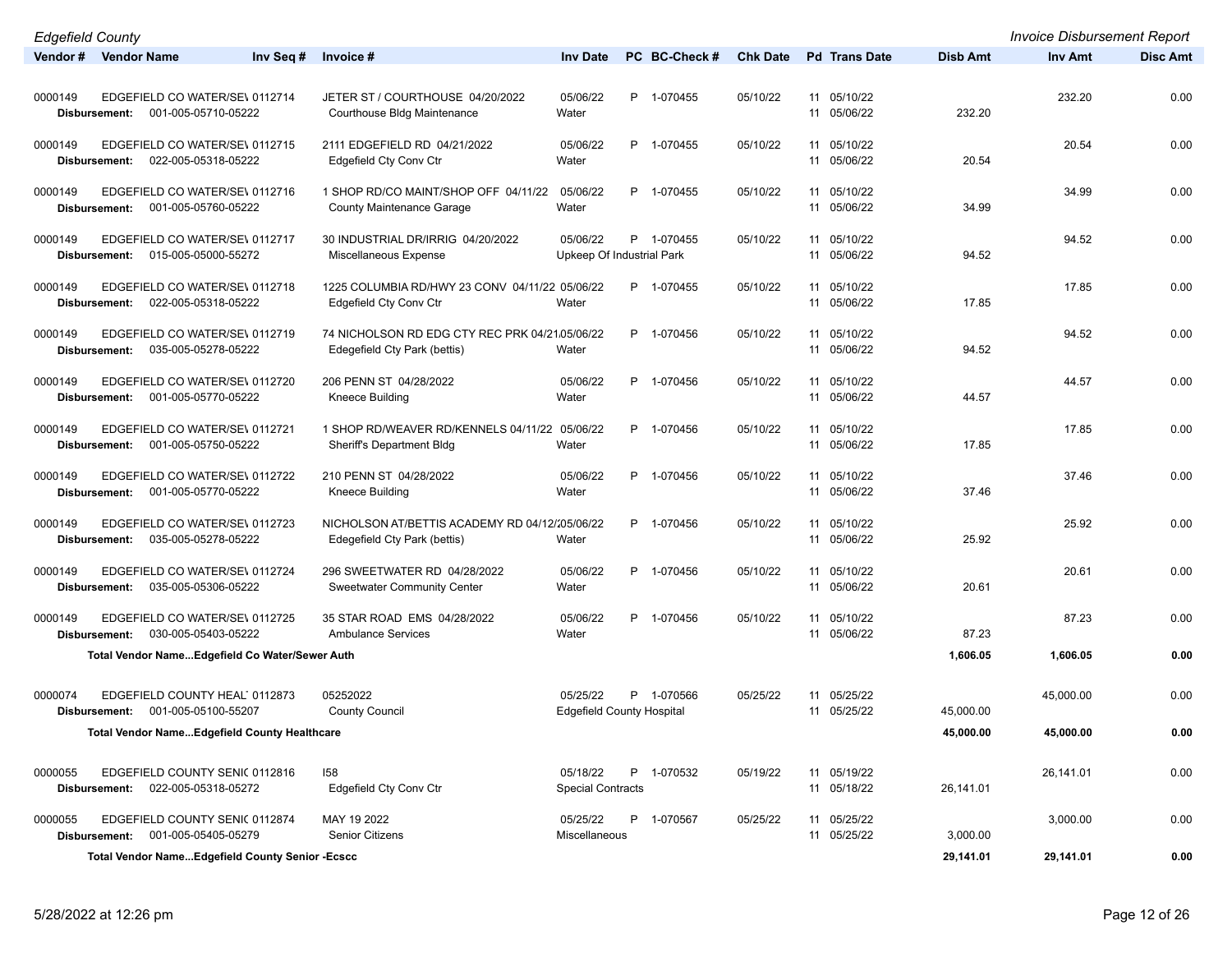| Vendor # | Vendor Name | Inv Seq # | Invoice # | Inv Date | PC | BC-Check # | Chk Date | Pd | Trans Date | Disb Amt | Inv Amt | Disc Amt |
|---|---|---|---|---|---|---|---|---|---|---|---|---|
| 0000149 | EDGEFIELD CO WATER/SE\ | 0112714 | JETER ST / COURTHOUSE 04/20/2022 | 05/06/22 | P | 1-070455 | 05/10/22 | 11 | 05/10/22 | | 232.20 | 0.00 |
| Disbursement: | 001-005-05710-05222 | | Courthouse Bldg Maintenance | Water | | | | 11 | 05/06/22 | 232.20 | | |
| 0000149 | EDGEFIELD CO WATER/SE\ | 0112715 | 2111 EDGEFIELD RD 04/21/2022 | 05/06/22 | P | 1-070455 | 05/10/22 | 11 | 05/10/22 | | 20.54 | 0.00 |
| Disbursement: | 022-005-05318-05222 | | Edgefield Cty Conv Ctr | Water | | | | 11 | 05/06/22 | 20.54 | | |
| 0000149 | EDGEFIELD CO WATER/SE\ | 0112716 | 1 SHOP RD/CO MAINT/SHOP OFF 04/11/22 | 05/06/22 | P | 1-070455 | 05/10/22 | 11 | 05/10/22 | | 34.99 | 0.00 |
| Disbursement: | 001-005-05760-05222 | | County Maintenance Garage | Water | | | | 11 | 05/06/22 | 34.99 | | |
| 0000149 | EDGEFIELD CO WATER/SE\ | 0112717 | 30 INDUSTRIAL DR/IRRIG 04/20/2022 | 05/06/22 | P | 1-070455 | 05/10/22 | 11 | 05/10/22 | | 94.52 | 0.00 |
| Disbursement: | 015-005-05000-55272 | | Miscellaneous Expense | Upkeep Of Industrial Park | | | | 11 | 05/06/22 | 94.52 | | |
| 0000149 | EDGEFIELD CO WATER/SE\ | 0112718 | 1225 COLUMBIA RD/HWY 23 CONV 04/11/22 | 05/06/22 | P | 1-070455 | 05/10/22 | 11 | 05/10/22 | | 17.85 | 0.00 |
| Disbursement: | 022-005-05318-05222 | | Edgefield Cty Conv Ctr | Water | | | | 11 | 05/06/22 | 17.85 | | |
| 0000149 | EDGEFIELD CO WATER/SE\ | 0112719 | 74 NICHOLSON RD EDG CTY REC PRK 04/21 | 05/06/22 | P | 1-070456 | 05/10/22 | 11 | 05/10/22 | | 94.52 | 0.00 |
| Disbursement: | 035-005-05278-05222 | | Edegefield Cty Park (bettis) | Water | | | | 11 | 05/06/22 | 94.52 | | |
| 0000149 | EDGEFIELD CO WATER/SE\ | 0112720 | 206 PENN ST 04/28/2022 | 05/06/22 | P | 1-070456 | 05/10/22 | 11 | 05/10/22 | | 44.57 | 0.00 |
| Disbursement: | 001-005-05770-05222 | | Kneece Building | Water | | | | 11 | 05/06/22 | 44.57 | | |
| 0000149 | EDGEFIELD CO WATER/SE\ | 0112721 | 1 SHOP RD/WEAVER RD/KENNELS 04/11/22 | 05/06/22 | P | 1-070456 | 05/10/22 | 11 | 05/10/22 | | 17.85 | 0.00 |
| Disbursement: | 001-005-05750-05222 | | Sheriff's Department Bldg | Water | | | | 11 | 05/06/22 | 17.85 | | |
| 0000149 | EDGEFIELD CO WATER/SE\ | 0112722 | 210 PENN ST 04/28/2022 | 05/06/22 | P | 1-070456 | 05/10/22 | 11 | 05/10/22 | | 37.46 | 0.00 |
| Disbursement: | 001-005-05770-05222 | | Kneece Building | Water | | | | 11 | 05/06/22 | 37.46 | | |
| 0000149 | EDGEFIELD CO WATER/SE\ | 0112723 | NICHOLSON AT/BETTIS ACADEMY RD 04/12/2 | 05/06/22 | P | 1-070456 | 05/10/22 | 11 | 05/10/22 | | 25.92 | 0.00 |
| Disbursement: | 035-005-05278-05222 | | Edegefield Cty Park (bettis) | Water | | | | 11 | 05/06/22 | 25.92 | | |
| 0000149 | EDGEFIELD CO WATER/SE\ | 0112724 | 296 SWEETWATER RD 04/28/2022 | 05/06/22 | P | 1-070456 | 05/10/22 | 11 | 05/10/22 | | 20.61 | 0.00 |
| Disbursement: | 035-005-05306-05222 | | Sweetwater Community Center | Water | | | | 11 | 05/06/22 | 20.61 | | |
| 0000149 | EDGEFIELD CO WATER/SE\ | 0112725 | 35 STAR ROAD EMS 04/28/2022 | 05/06/22 | P | 1-070456 | 05/10/22 | 11 | 05/10/22 | | 87.23 | 0.00 |
| Disbursement: | 030-005-05403-05222 | | Ambulance Services | Water | | | | 11 | 05/06/22 | 87.23 | | |
| | **Total Vendor Name...Edgefield Co Water/Sewer Auth** | | | | | | | | | **1,606.05** | **1,606.05** | **0.00** |
| 0000074 | EDGEFIELD COUNTY HEAL' | 0112873 | 05252022 | 05/25/22 | P | 1-070566 | 05/25/22 | 11 | 05/25/22 | | 45,000.00 | 0.00 |
| Disbursement: | 001-005-05100-55207 | | County Council | Edgefield County Hospital | | | | 11 | 05/25/22 | 45,000.00 | | |
| | **Total Vendor Name...Edgefield County Healthcare** | | | | | | | | | **45,000.00** | **45,000.00** | **0.00** |
| 0000055 | EDGEFIELD COUNTY SENI( | 0112816 | I58 | 05/18/22 | P | 1-070532 | 05/19/22 | 11 | 05/19/22 | | 26,141.01 | 0.00 |
| Disbursement: | 022-005-05318-05272 | | Edgefield Cty Conv Ctr | Special Contracts | | | | 11 | 05/18/22 | 26,141.01 | | |
| 0000055 | EDGEFIELD COUNTY SENI( | 0112874 | MAY 19 2022 | 05/25/22 | P | 1-070567 | 05/25/22 | 11 | 05/25/22 | | 3,000.00 | 0.00 |
| Disbursement: | 001-005-05405-05279 | | Senior Citizens | Miscellaneous | | | | 11 | 05/25/22 | 3,000.00 | | |
| | **Total Vendor Name...Edgefield County Senior -Ecscc** | | | | | | | | | **29,141.01** | **29,141.01** | **0.00** |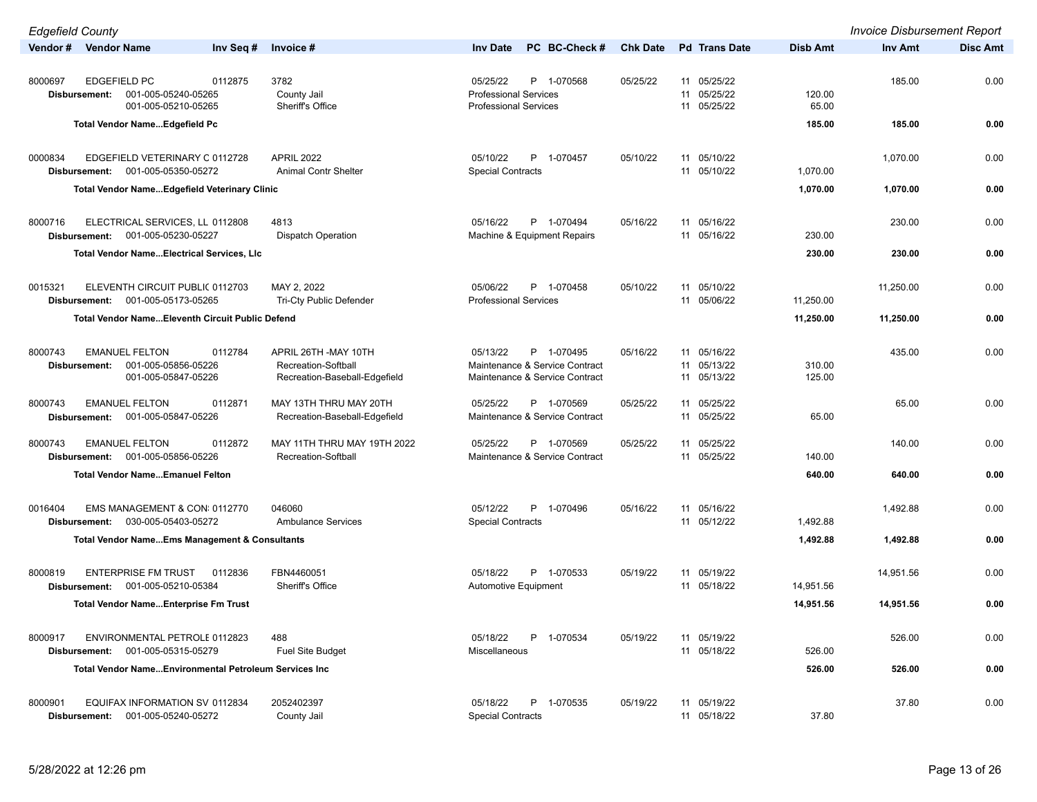| Vendor # | Vendor Name | Inv Seq # | Invoice # | Inv Date | PC | BC-Check # | Chk Date | Pd | Trans Date | Disb Amt | Inv Amt | Disc Amt |
|---|---|---|---|---|---|---|---|---|---|---|---|---|
| 8000697 | EDGEFIELD PC | 0112875 | 3782 | 05/25/22 | P | 1-070568 | 05/25/22 | 11 | 05/25/22 | | 185.00 | 0.00 |
| Disbursement: | 001-005-05240-05265 | | County Jail | Professional Services | | | | 11 | 05/25/22 | 120.00 | | |
| | 001-005-05210-05265 | | Sheriff's Office | Professional Services | | | | 11 | 05/25/22 | 65.00 | | |
| | **Total Vendor Name...Edgefield Pc** | | | | | | | | | **185.00** | **185.00** | **0.00** |
| 0000834 | EDGEFIELD VETERINARY C | 0112728 | APRIL 2022 | 05/10/22 | P | 1-070457 | 05/10/22 | 11 | 05/10/22 | | 1,070.00 | 0.00 |
| Disbursement: | 001-005-05350-05272 | | Animal Contr Shelter | Special Contracts | | | | 11 | 05/10/22 | 1,070.00 | | |
| | **Total Vendor Name...Edgefield Veterinary Clinic** | | | | | | | | | **1,070.00** | **1,070.00** | **0.00** |
| 8000716 | ELECTRICAL SERVICES, LL | 0112808 | 4813 | 05/16/22 | P | 1-070494 | 05/16/22 | 11 | 05/16/22 | | 230.00 | 0.00 |
| Disbursement: | 001-005-05230-05227 | | Dispatch Operation | Machine & Equipment Repairs | | | | 11 | 05/16/22 | 230.00 | | |
| | **Total Vendor Name...Electrical Services, Llc** | | | | | | | | | **230.00** | **230.00** | **0.00** |
| 0015321 | ELEVENTH CIRCUIT PUBLI( | 0112703 | MAY 2, 2022 | 05/06/22 | P | 1-070458 | 05/10/22 | 11 | 05/10/22 | | 11,250.00 | 0.00 |
| Disbursement: | 001-005-05173-05265 | | Tri-Cty Public Defender | Professional Services | | | | 11 | 05/06/22 | 11,250.00 | | |
| | **Total Vendor Name...Eleventh Circuit Public Defend** | | | | | | | | | **11,250.00** | **11,250.00** | **0.00** |
| 8000743 | EMANUEL FELTON | 0112784 | APRIL 26TH -MAY 10TH | 05/13/22 | P | 1-070495 | 05/16/22 | 11 | 05/16/22 | | 435.00 | 0.00 |
| Disbursement: | 001-005-05856-05226 | | Recreation-Softball | Maintenance & Service Contract | | | | 11 | 05/13/22 | 310.00 | | |
| | 001-005-05847-05226 | | Recreation-Baseball-Edgefield | Maintenance & Service Contract | | | | 11 | 05/13/22 | 125.00 | | |
| 8000743 | EMANUEL FELTON | 0112871 | MAY 13TH THRU MAY 20TH | 05/25/22 | P | 1-070569 | 05/25/22 | 11 | 05/25/22 | | 65.00 | 0.00 |
| Disbursement: | 001-005-05847-05226 | | Recreation-Baseball-Edgefield | Maintenance & Service Contract | | | | 11 | 05/25/22 | 65.00 | | |
| 8000743 | EMANUEL FELTON | 0112872 | MAY 11TH THRU MAY 19TH 2022 | 05/25/22 | P | 1-070569 | 05/25/22 | 11 | 05/25/22 | | 140.00 | 0.00 |
| Disbursement: | 001-005-05856-05226 | | Recreation-Softball | Maintenance & Service Contract | | | | 11 | 05/25/22 | 140.00 | | |
| | **Total Vendor Name...Emanuel Felton** | | | | | | | | | **640.00** | **640.00** | **0.00** |
| 0016404 | EMS MANAGEMENT & CON: | 0112770 | 046060 | 05/12/22 | P | 1-070496 | 05/16/22 | 11 | 05/16/22 | | 1,492.88 | 0.00 |
| Disbursement: | 030-005-05403-05272 | | Ambulance Services | Special Contracts | | | | 11 | 05/12/22 | 1,492.88 | | |
| | **Total Vendor Name...Ems Management & Consultants** | | | | | | | | | **1,492.88** | **1,492.88** | **0.00** |
| 8000819 | ENTERPRISE FM TRUST | 0112836 | FBN4460051 | 05/18/22 | P | 1-070533 | 05/19/22 | 11 | 05/19/22 | | 14,951.56 | 0.00 |
| Disbursement: | 001-005-05210-05384 | | Sheriff's Office | Automotive Equipment | | | | 11 | 05/18/22 | 14,951.56 | | |
| | **Total Vendor Name...Enterprise Fm Trust** | | | | | | | | | **14,951.56** | **14,951.56** | **0.00** |
| 8000917 | ENVIRONMENTAL PETROLE | 0112823 | 488 | 05/18/22 | P | 1-070534 | 05/19/22 | 11 | 05/19/22 | | 526.00 | 0.00 |
| Disbursement: | 001-005-05315-05279 | | Fuel Site Budget | Miscellaneous | | | | 11 | 05/18/22 | 526.00 | | |
| | **Total Vendor Name...Environmental Petroleum Services Inc** | | | | | | | | | **526.00** | **526.00** | **0.00** |
| 8000901 | EQUIFAX INFORMATION SV | 0112834 | 2052402397 | 05/18/22 | P | 1-070535 | 05/19/22 | 11 | 05/19/22 | | 37.80 | 0.00 |
| Disbursement: | 001-005-05240-05272 | | County Jail | Special Contracts | | | | 11 | 05/18/22 | 37.80 | | |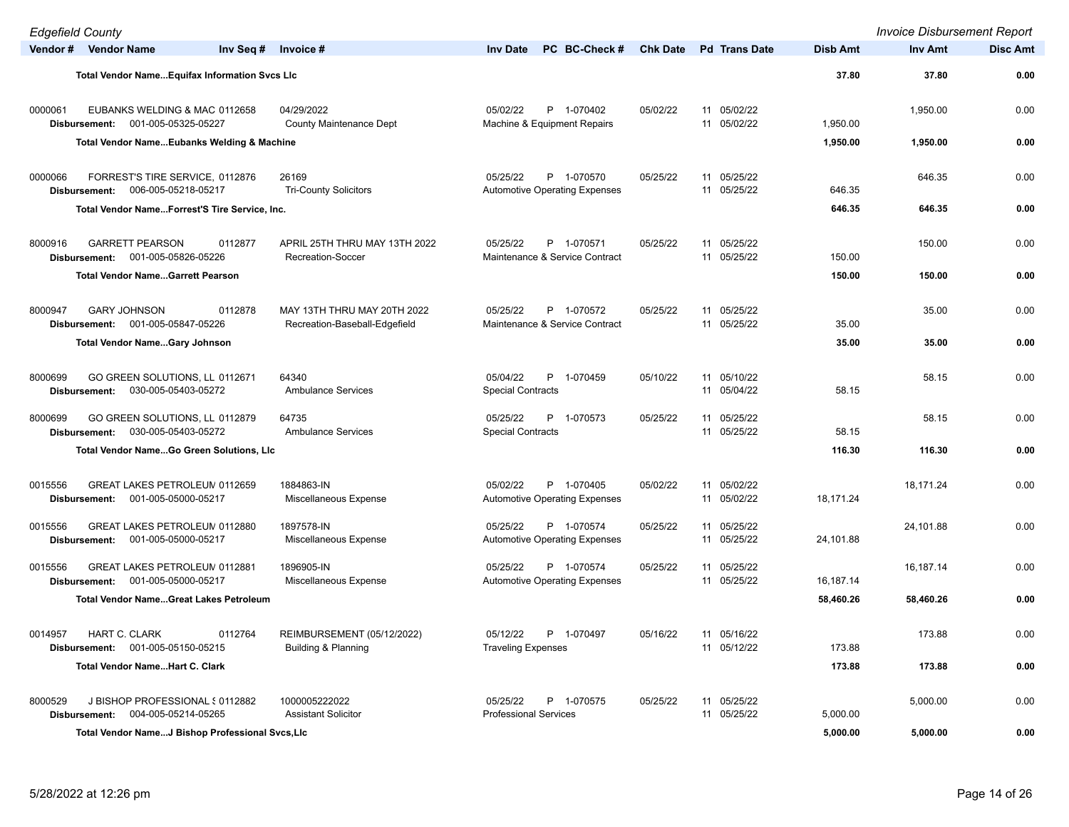| Vendor # | Vendor Name | Inv Seq # | Invoice # | Inv Date | PC | BC-Check # | Chk Date | Pd | Trans Date | Disb Amt | Inv Amt | Disc Amt |
|---|---|---|---|---|---|---|---|---|---|---|---|---|
| | **Total Vendor Name...Equifax Information Svcs Llc** | | | | | | | | | **37.80** | **37.80** | **0.00** |
| 0000061 | EUBANKS WELDING & MAC | 0112658 | 04/29/2022 | 05/02/22 | P | 1-070402 | 05/02/22 | 11 | 05/02/22 | | 1,950.00 | 0.00 |
| | Disbursement: 001-005-05325-05227 | | County Maintenance Dept | Machine & Equipment Repairs | | | | 11 | 05/02/22 | 1,950.00 | | |
| | **Total Vendor Name...Eubanks Welding & Machine** | | | | | | | | | **1,950.00** | **1,950.00** | **0.00** |
| 0000066 | FORREST'S TIRE SERVICE, | 0112876 | 26169 | 05/25/22 | P | 1-070570 | 05/25/22 | 11 | 05/25/22 | | 646.35 | 0.00 |
| | Disbursement: 006-005-05218-05217 | | Tri-County Solicitors | Automotive Operating Expenses | | | | 11 | 05/25/22 | 646.35 | | |
| | **Total Vendor Name...Forrest'S Tire Service, Inc.** | | | | | | | | | **646.35** | **646.35** | **0.00** |
| 8000916 | GARRETT PEARSON | 0112877 | APRIL 25TH THRU MAY 13TH 2022 | 05/25/22 | P | 1-070571 | 05/25/22 | 11 | 05/25/22 | | 150.00 | 0.00 |
| | Disbursement: 001-005-05826-05226 | | Recreation-Soccer | Maintenance & Service Contract | | | | 11 | 05/25/22 | 150.00 | | |
| | **Total Vendor Name...Garrett Pearson** | | | | | | | | | **150.00** | **150.00** | **0.00** |
| 8000947 | GARY JOHNSON | 0112878 | MAY 13TH THRU MAY 20TH 2022 | 05/25/22 | P | 1-070572 | 05/25/22 | 11 | 05/25/22 | | 35.00 | 0.00 |
| | Disbursement: 001-005-05847-05226 | | Recreation-Baseball-Edgefield | Maintenance & Service Contract | | | | 11 | 05/25/22 | 35.00 | | |
| | **Total Vendor Name...Gary Johnson** | | | | | | | | | **35.00** | **35.00** | **0.00** |
| 8000699 | GO GREEN SOLUTIONS, LL | 0112671 | 64340 | 05/04/22 | P | 1-070459 | 05/10/22 | 11 | 05/10/22 | | 58.15 | 0.00 |
| | Disbursement: 030-005-05403-05272 | | Ambulance Services | Special Contracts | | | | 11 | 05/04/22 | 58.15 | | |
| 8000699 | GO GREEN SOLUTIONS, LL | 0112879 | 64735 | 05/25/22 | P | 1-070573 | 05/25/22 | 11 | 05/25/22 | | 58.15 | 0.00 |
| | Disbursement: 030-005-05403-05272 | | Ambulance Services | Special Contracts | | | | 11 | 05/25/22 | 58.15 | | |
| | **Total Vendor Name...Go Green Solutions, Llc** | | | | | | | | | **116.30** | **116.30** | **0.00** |
| 0015556 | GREAT LAKES PETROLEUM | 0112659 | 1884863-IN | 05/02/22 | P | 1-070405 | 05/02/22 | 11 | 05/02/22 | | 18,171.24 | 0.00 |
| | Disbursement: 001-005-05000-05217 | | Miscellaneous Expense | Automotive Operating Expenses | | | | 11 | 05/02/22 | 18,171.24 | | |
| 0015556 | GREAT LAKES PETROLEUM | 0112880 | 1897578-IN | 05/25/22 | P | 1-070574 | 05/25/22 | 11 | 05/25/22 | | 24,101.88 | 0.00 |
| | Disbursement: 001-005-05000-05217 | | Miscellaneous Expense | Automotive Operating Expenses | | | | 11 | 05/25/22 | 24,101.88 | | |
| 0015556 | GREAT LAKES PETROLEUM | 0112881 | 1896905-IN | 05/25/22 | P | 1-070574 | 05/25/22 | 11 | 05/25/22 | | 16,187.14 | 0.00 |
| | Disbursement: 001-005-05000-05217 | | Miscellaneous Expense | Automotive Operating Expenses | | | | 11 | 05/25/22 | 16,187.14 | | |
| | **Total Vendor Name...Great Lakes Petroleum** | | | | | | | | | **58,460.26** | **58,460.26** | **0.00** |
| 0014957 | HART C. CLARK | 0112764 | REIMBURSEMENT (05/12/2022) | 05/12/22 | P | 1-070497 | 05/16/22 | 11 | 05/16/22 | | 173.88 | 0.00 |
| | Disbursement: 001-005-05150-05215 | | Building & Planning | Traveling Expenses | | | | 11 | 05/12/22 | 173.88 | | |
| | **Total Vendor Name...Hart C. Clark** | | | | | | | | | **173.88** | **173.88** | **0.00** |
| 8000529 | J BISHOP PROFESSIONAL S | 0112882 | 1000005222022 | 05/25/22 | P | 1-070575 | 05/25/22 | 11 | 05/25/22 | | 5,000.00 | 0.00 |
| | Disbursement: 004-005-05214-05265 | | Assistant Solicitor | Professional Services | | | | 11 | 05/25/22 | 5,000.00 | | |
| | **Total Vendor Name...J Bishop Professional Svcs,Llc** | | | | | | | | | **5,000.00** | **5,000.00** | **0.00** |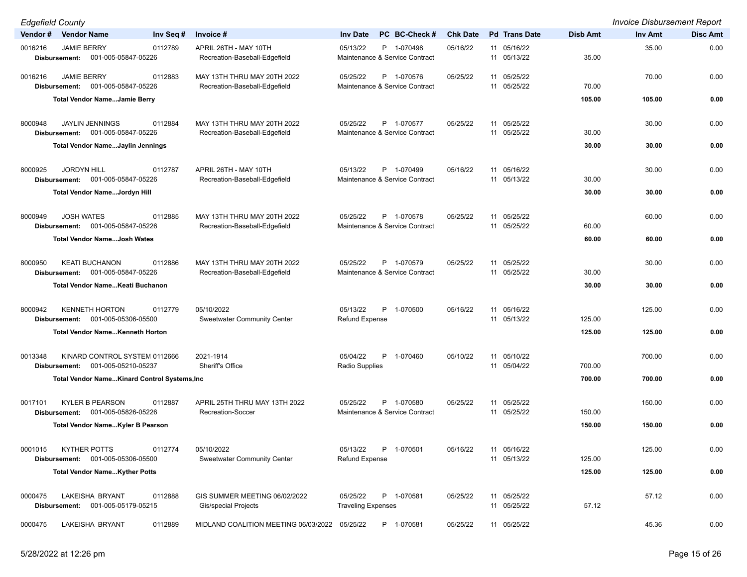| Vendor # | Vendor Name | Inv Seq # | Invoice # | Inv Date | PC | BC-Check # | Chk Date | Pd | Trans Date | Disb Amt | Inv Amt | Disc Amt |
|---|---|---|---|---|---|---|---|---|---|---|---|---|
| 0016216 | JAMIE BERRY | 0112789 | APRIL 26TH - MAY 10TH | 05/13/22 | P | 1-070498 | 05/16/22 | 11 | 05/16/22 | | 35.00 | 0.00 |
| Disbursement: | 001-005-05847-05226 | | Recreation-Baseball-Edgefield | Maintenance & Service Contract | | | | 11 | 05/13/22 | 35.00 | | |
| 0016216 | JAMIE BERRY | 0112883 | MAY 13TH THRU MAY 20TH 2022 | 05/25/22 | P | 1-070576 | 05/25/22 | 11 | 05/25/22 | | 70.00 | 0.00 |
| Disbursement: | 001-005-05847-05226 | | Recreation-Baseball-Edgefield | Maintenance & Service Contract | | | | 11 | 05/25/22 | 70.00 | | |
| **Total Vendor Name...Jamie Berry** | | | | | | | | | | **105.00** | **105.00** | **0.00** |
| 8000948 | JAYLIN JENNINGS | 0112884 | MAY 13TH THRU MAY 20TH 2022 | 05/25/22 | P | 1-070577 | 05/25/22 | 11 | 05/25/22 | | 30.00 | 0.00 |
| Disbursement: | 001-005-05847-05226 | | Recreation-Baseball-Edgefield | Maintenance & Service Contract | | | | 11 | 05/25/22 | 30.00 | | |
| **Total Vendor Name...Jaylin Jennings** | | | | | | | | | | **30.00** | **30.00** | **0.00** |
| 8000925 | JORDYN HILL | 0112787 | APRIL 26TH - MAY 10TH | 05/13/22 | P | 1-070499 | 05/16/22 | 11 | 05/16/22 | | 30.00 | 0.00 |
| Disbursement: | 001-005-05847-05226 | | Recreation-Baseball-Edgefield | Maintenance & Service Contract | | | | 11 | 05/13/22 | 30.00 | | |
| **Total Vendor Name...Jordyn Hill** | | | | | | | | | | **30.00** | **30.00** | **0.00** |
| 8000949 | JOSH WATES | 0112885 | MAY 13TH THRU MAY 20TH 2022 | 05/25/22 | P | 1-070578 | 05/25/22 | 11 | 05/25/22 | | 60.00 | 0.00 |
| Disbursement: | 001-005-05847-05226 | | Recreation-Baseball-Edgefield | Maintenance & Service Contract | | | | 11 | 05/25/22 | 60.00 | | |
| **Total Vendor Name...Josh Wates** | | | | | | | | | | **60.00** | **60.00** | **0.00** |
| 8000950 | KEATI BUCHANON | 0112886 | MAY 13TH THRU MAY 20TH 2022 | 05/25/22 | P | 1-070579 | 05/25/22 | 11 | 05/25/22 | | 30.00 | 0.00 |
| Disbursement: | 001-005-05847-05226 | | Recreation-Baseball-Edgefield | Maintenance & Service Contract | | | | 11 | 05/25/22 | 30.00 | | |
| **Total Vendor Name...Keati Buchanon** | | | | | | | | | | **30.00** | **30.00** | **0.00** |
| 8000942 | KENNETH HORTON | 0112779 | 05/10/2022 | 05/13/22 | P | 1-070500 | 05/16/22 | 11 | 05/16/22 | | 125.00 | 0.00 |
| Disbursement: | 001-005-05306-05500 | | Sweetwater Community Center | Refund Expense | | | | 11 | 05/13/22 | 125.00 | | |
| **Total Vendor Name...Kenneth Horton** | | | | | | | | | | **125.00** | **125.00** | **0.00** |
| 0013348 | KINARD CONTROL SYSTEM | 0112666 | 2021-1914 | 05/04/22 | P | 1-070460 | 05/10/22 | 11 | 05/10/22 | | 700.00 | 0.00 |
| Disbursement: | 001-005-05210-05237 | | Sheriff's Office | Radio Supplies | | | | 11 | 05/04/22 | 700.00 | | |
| **Total Vendor Name...Kinard Control Systems,Inc** | | | | | | | | | | **700.00** | **700.00** | **0.00** |
| 0017101 | KYLER B PEARSON | 0112887 | APRIL 25TH THRU MAY 13TH 2022 | 05/25/22 | P | 1-070580 | 05/25/22 | 11 | 05/25/22 | | 150.00 | 0.00 |
| Disbursement: | 001-005-05826-05226 | | Recreation-Soccer | Maintenance & Service Contract | | | | 11 | 05/25/22 | 150.00 | | |
| **Total Vendor Name...Kyler B Pearson** | | | | | | | | | | **150.00** | **150.00** | **0.00** |
| 0001015 | KYTHER POTTS | 0112774 | 05/10/2022 | 05/13/22 | P | 1-070501 | 05/16/22 | 11 | 05/16/22 | | 125.00 | 0.00 |
| Disbursement: | 001-005-05306-05500 | | Sweetwater Community Center | Refund Expense | | | | 11 | 05/13/22 | 125.00 | | |
| **Total Vendor Name...Kyther Potts** | | | | | | | | | | **125.00** | **125.00** | **0.00** |
| 0000475 | LAKEISHA BRYANT | 0112888 | GIS SUMMER MEETING 06/02/2022 | 05/25/22 | P | 1-070581 | 05/25/22 | 11 | 05/25/22 | | 57.12 | 0.00 |
| Disbursement: | 001-005-05179-05215 | | Gis/special Projects | Traveling Expenses | | | | 11 | 05/25/22 | 57.12 | | |
| 0000475 | LAKEISHA BRYANT | 0112889 | MIDLAND COALITION MEETING 06/03/2022 | 05/25/22 | P | 1-070581 | 05/25/22 | 11 | 05/25/22 | | 45.36 | 0.00 |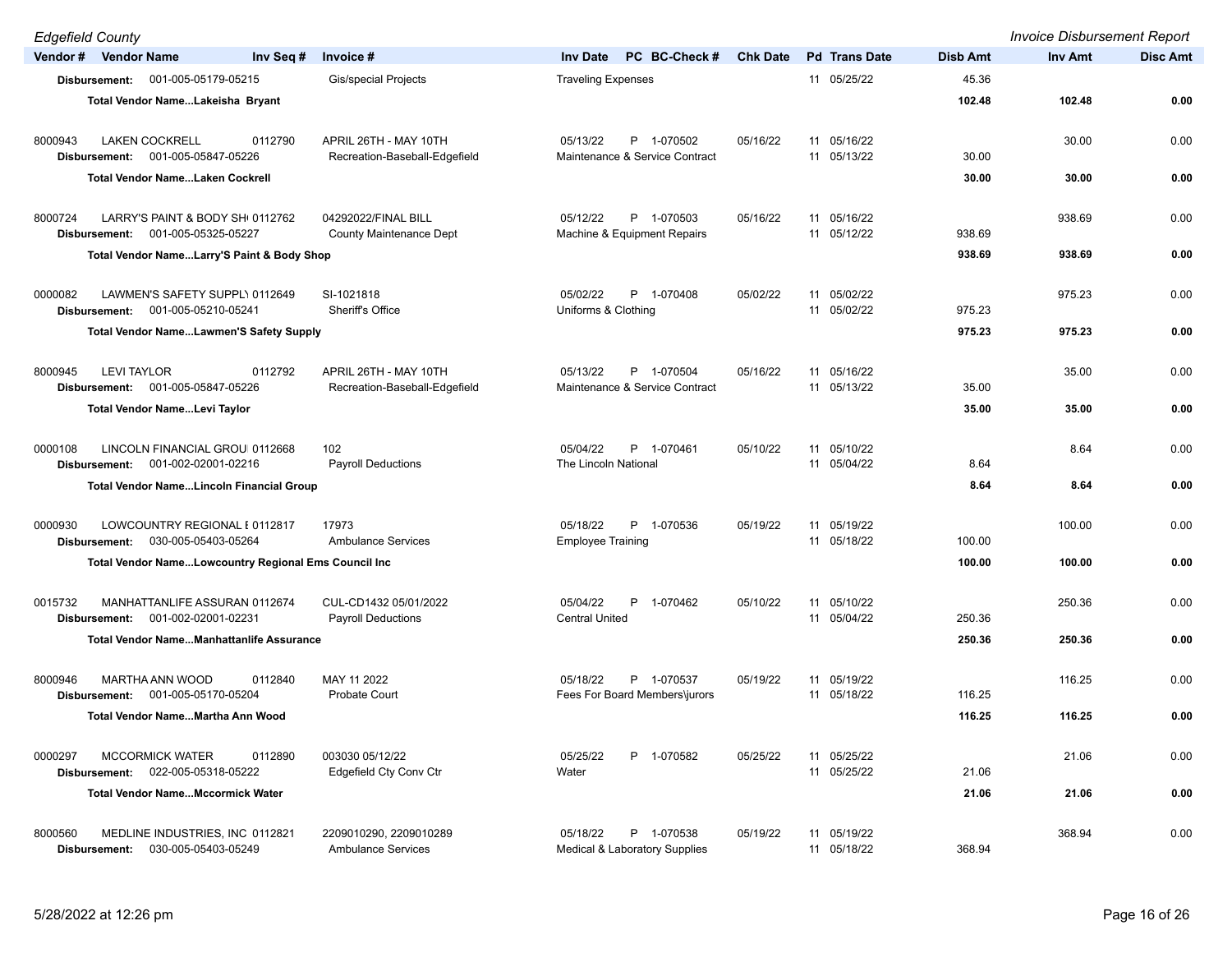| Vendor # | Vendor Name | Inv Seq # | Invoice # | Inv Date | PC | BC-Check # | Chk Date | Pd | Trans Date | Disb Amt | Inv Amt | Disc Amt |
|---|---|---|---|---|---|---|---|---|---|---|---|---|
| Disbursement: | 001-005-05179-05215 | | Gis/special Projects | Traveling Expenses | | | | 11 | 05/25/22 | 45.36 | | |
| | Total Vendor Name...Lakeisha Bryant | | | | | | | | | 102.48 | 102.48 | 0.00 |
| 8000943 | LAKEN COCKRELL | 0112790 | APRIL 26TH - MAY 10TH | 05/13/22 | P | 1-070502 | 05/16/22 | 11 | 05/16/22 | | 30.00 | 0.00 |
| Disbursement: | 001-005-05847-05226 | | Recreation-Baseball-Edgefield | Maintenance & Service Contract | | | | 11 | 05/13/22 | 30.00 | | |
| | Total Vendor Name...Laken Cockrell | | | | | | | | | 30.00 | 30.00 | 0.00 |
| 8000724 | LARRY'S PAINT & BODY SH | 0112762 | 04292022/FINAL BILL | 05/12/22 | P | 1-070503 | 05/16/22 | 11 | 05/16/22 | | 938.69 | 0.00 |
| Disbursement: | 001-005-05325-05227 | | County Maintenance Dept | Machine & Equipment Repairs | | | | 11 | 05/12/22 | 938.69 | | |
| | Total Vendor Name...Larry'S Paint & Body Shop | | | | | | | | | 938.69 | 938.69 | 0.00 |
| 0000082 | LAWMEN'S SAFETY SUPPLY | 0112649 | SI-1021818 | 05/02/22 | P | 1-070408 | 05/02/22 | 11 | 05/02/22 | | 975.23 | 0.00 |
| Disbursement: | 001-005-05210-05241 | | Sheriff's Office | Uniforms & Clothing | | | | 11 | 05/02/22 | 975.23 | | |
| | Total Vendor Name...Lawmen'S Safety Supply | | | | | | | | | 975.23 | 975.23 | 0.00 |
| 8000945 | LEVI TAYLOR | 0112792 | APRIL 26TH - MAY 10TH | 05/13/22 | P | 1-070504 | 05/16/22 | 11 | 05/16/22 | | 35.00 | 0.00 |
| Disbursement: | 001-005-05847-05226 | | Recreation-Baseball-Edgefield | Maintenance & Service Contract | | | | 11 | 05/13/22 | 35.00 | | |
| | Total Vendor Name...Levi Taylor | | | | | | | | | 35.00 | 35.00 | 0.00 |
| 0000108 | LINCOLN FINANCIAL GROU | 0112668 | 102 | 05/04/22 | P | 1-070461 | 05/10/22 | 11 | 05/10/22 | | 8.64 | 0.00 |
| Disbursement: | 001-002-02001-02216 | | Payroll Deductions | The Lincoln National | | | | 11 | 05/04/22 | 8.64 | | |
| | Total Vendor Name...Lincoln Financial Group | | | | | | | | | 8.64 | 8.64 | 0.00 |
| 0000930 | LOWCOUNTRY REGIONAL E | 0112817 | 17973 | 05/18/22 | P | 1-070536 | 05/19/22 | 11 | 05/19/22 | | 100.00 | 0.00 |
| Disbursement: | 030-005-05403-05264 | | Ambulance Services | Employee Training | | | | 11 | 05/18/22 | 100.00 | | |
| | Total Vendor Name...Lowcountry Regional Ems Council Inc | | | | | | | | | 100.00 | 100.00 | 0.00 |
| 0015732 | MANHATTANLIFE ASSURAN | 0112674 | CUL-CD1432 05/01/2022 | 05/04/22 | P | 1-070462 | 05/10/22 | 11 | 05/10/22 | | 250.36 | 0.00 |
| Disbursement: | 001-002-02001-02231 | | Payroll Deductions | Central United | | | | 11 | 05/04/22 | 250.36 | | |
| | Total Vendor Name...Manhattanlife Assurance | | | | | | | | | 250.36 | 250.36 | 0.00 |
| 8000946 | MARTHA ANN WOOD | 0112840 | MAY 11 2022 | 05/18/22 | P | 1-070537 | 05/19/22 | 11 | 05/19/22 | | 116.25 | 0.00 |
| Disbursement: | 001-005-05170-05204 | | Probate Court | Fees For Board Members\jurors | | | | 11 | 05/18/22 | 116.25 | | |
| | Total Vendor Name...Martha Ann Wood | | | | | | | | | 116.25 | 116.25 | 0.00 |
| 0000297 | MCCORMICK WATER | 0112890 | 003030 05/12/22 | 05/25/22 | P | 1-070582 | 05/25/22 | 11 | 05/25/22 | | 21.06 | 0.00 |
| Disbursement: | 022-005-05318-05222 | | Edgefield Cty Conv Ctr | Water | | | | 11 | 05/25/22 | 21.06 | | |
| | Total Vendor Name...Mccormick Water | | | | | | | | | 21.06 | 21.06 | 0.00 |
| 8000560 | MEDLINE INDUSTRIES, INC | 0112821 | 2209010290, 2209010289 | 05/18/22 | P | 1-070538 | 05/19/22 | 11 | 05/19/22 | | 368.94 | 0.00 |
| Disbursement: | 030-005-05403-05249 | | Ambulance Services | Medical & Laboratory Supplies | | | | 11 | 05/18/22 | 368.94 | | |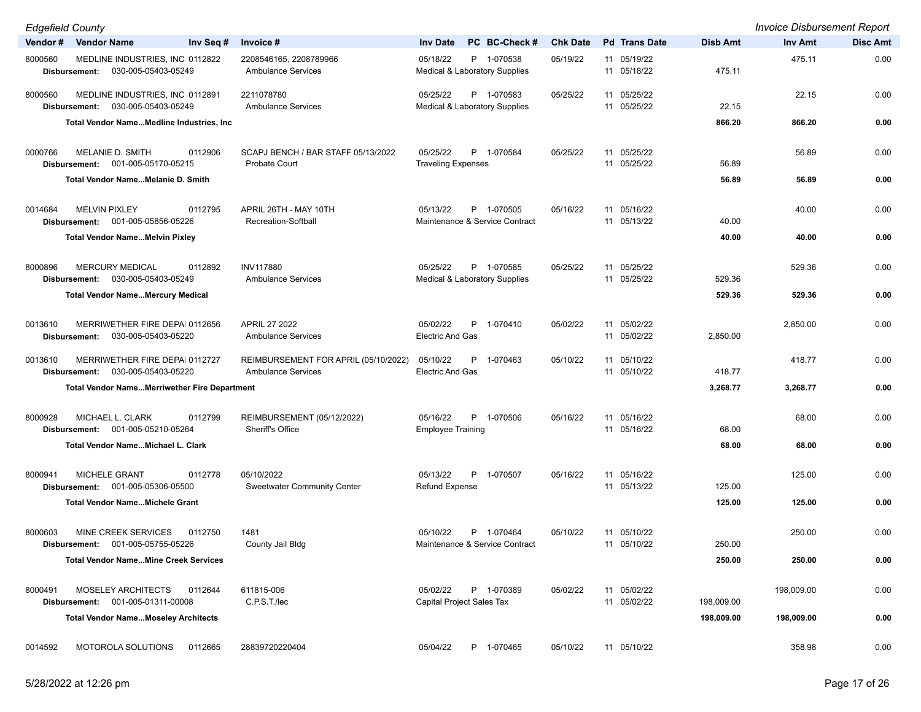| Vendor # | Vendor Name | Inv Seq # | Invoice # | Inv Date | PC | BC-Check # | Chk Date | Pd | Trans Date | Disb Amt | Inv Amt | Disc Amt |
|---|---|---|---|---|---|---|---|---|---|---|---|---|
| 8000560 | MEDLINE INDUSTRIES, INC | 0112822 | 2208546165, 2208789966 | 05/18/22 | P | 1-070538 | 05/19/22 | 11 | 05/19/22 | | 475.11 | 0.00 |
| Disbursement: | 030-005-05403-05249 | | Ambulance Services | Medical & Laboratory Supplies | | | | 11 | 05/18/22 | 475.11 | | |
| 8000560 | MEDLINE INDUSTRIES, INC | 0112891 | 2211078780 | 05/25/22 | P | 1-070583 | 05/25/22 | 11 | 05/25/22 | | 22.15 | 0.00 |
| Disbursement: | 030-005-05403-05249 | | Ambulance Services | Medical & Laboratory Supplies | | | | 11 | 05/25/22 | 22.15 | | |
| **Total Vendor Name...Medline Industries, Inc** | | | | | | | | | | **866.20** | **866.20** | **0.00** |
| 0000766 | MELANIE D. SMITH | 0112906 | SCAPJ BENCH / BAR STAFF 05/13/2022 | 05/25/22 | P | 1-070584 | 05/25/22 | 11 | 05/25/22 | | 56.89 | 0.00 |
| Disbursement: | 001-005-05170-05215 | | Probate Court | Traveling Expenses | | | | 11 | 05/25/22 | 56.89 | | |
| **Total Vendor Name...Melanie D. Smith** | | | | | | | | | | **56.89** | **56.89** | **0.00** |
| 0014684 | MELVIN PIXLEY | 0112795 | APRIL 26TH - MAY 10TH | 05/13/22 | P | 1-070505 | 05/16/22 | 11 | 05/16/22 | | 40.00 | 0.00 |
| Disbursement: | 001-005-05856-05226 | | Recreation-Softball | Maintenance & Service Contract | | | | 11 | 05/13/22 | 40.00 | | |
| **Total Vendor Name...Melvin Pixley** | | | | | | | | | | **40.00** | **40.00** | **0.00** |
| 8000896 | MERCURY MEDICAL | 0112892 | INV117880 | 05/25/22 | P | 1-070585 | 05/25/22 | 11 | 05/25/22 | | 529.36 | 0.00 |
| Disbursement: | 030-005-05403-05249 | | Ambulance Services | Medical & Laboratory Supplies | | | | 11 | 05/25/22 | 529.36 | | |
| **Total Vendor Name...Mercury Medical** | | | | | | | | | | **529.36** | **529.36** | **0.00** |
| 0013610 | MERRIWETHER FIRE DEPAI | 0112656 | APRIL 27 2022 | 05/02/22 | P | 1-070410 | 05/02/22 | 11 | 05/02/22 | | 2,850.00 | 0.00 |
| Disbursement: | 030-005-05403-05220 | | Ambulance Services | Electric And Gas | | | | 11 | 05/02/22 | 2,850.00 | | |
| 0013610 | MERRIWETHER FIRE DEPAI | 0112727 | REIMBURSEMENT FOR APRIL (05/10/2022) | 05/10/22 | P | 1-070463 | 05/10/22 | 11 | 05/10/22 | | 418.77 | 0.00 |
| Disbursement: | 030-005-05403-05220 | | Ambulance Services | Electric And Gas | | | | 11 | 05/10/22 | 418.77 | | |
| **Total Vendor Name...Merriwether Fire Department** | | | | | | | | | | **3,268.77** | **3,268.77** | **0.00** |
| 8000928 | MICHAEL L. CLARK | 0112799 | REIMBURSEMENT (05/12/2022) | 05/16/22 | P | 1-070506 | 05/16/22 | 11 | 05/16/22 | | 68.00 | 0.00 |
| Disbursement: | 001-005-05210-05264 | | Sheriff's Office | Employee Training | | | | 11 | 05/16/22 | 68.00 | | |
| **Total Vendor Name...Michael L. Clark** | | | | | | | | | | **68.00** | **68.00** | **0.00** |
| 8000941 | MICHELE GRANT | 0112778 | 05/10/2022 | 05/13/22 | P | 1-070507 | 05/16/22 | 11 | 05/16/22 | | 125.00 | 0.00 |
| Disbursement: | 001-005-05306-05500 | | Sweetwater Community Center | Refund Expense | | | | 11 | 05/13/22 | 125.00 | | |
| **Total Vendor Name...Michele Grant** | | | | | | | | | | **125.00** | **125.00** | **0.00** |
| 8000603 | MINE CREEK SERVICES | 0112750 | 1481 | 05/10/22 | P | 1-070464 | 05/10/22 | 11 | 05/10/22 | | 250.00 | 0.00 |
| Disbursement: | 001-005-05755-05226 | | County Jail Bldg | Maintenance & Service Contract | | | | 11 | 05/10/22 | 250.00 | | |
| **Total Vendor Name...Mine Creek Services** | | | | | | | | | | **250.00** | **250.00** | **0.00** |
| 8000491 | MOSELEY ARCHITECTS | 0112644 | 611815-006 | 05/02/22 | P | 1-070389 | 05/02/22 | 11 | 05/02/22 | | 198,009.00 | 0.00 |
| Disbursement: | 001-005-01311-00008 | | C.P.S.T./lec | Capital Project Sales Tax | | | | 11 | 05/02/22 | 198,009.00 | | |
| **Total Vendor Name...Moseley Architects** | | | | | | | | | | **198,009.00** | **198,009.00** | **0.00** |
| 0014592 | MOTOROLA SOLUTIONS | 0112665 | 28839720220404 | 05/04/22 | P | 1-070465 | 05/10/22 | 11 | 05/10/22 | | 358.98 | 0.00 |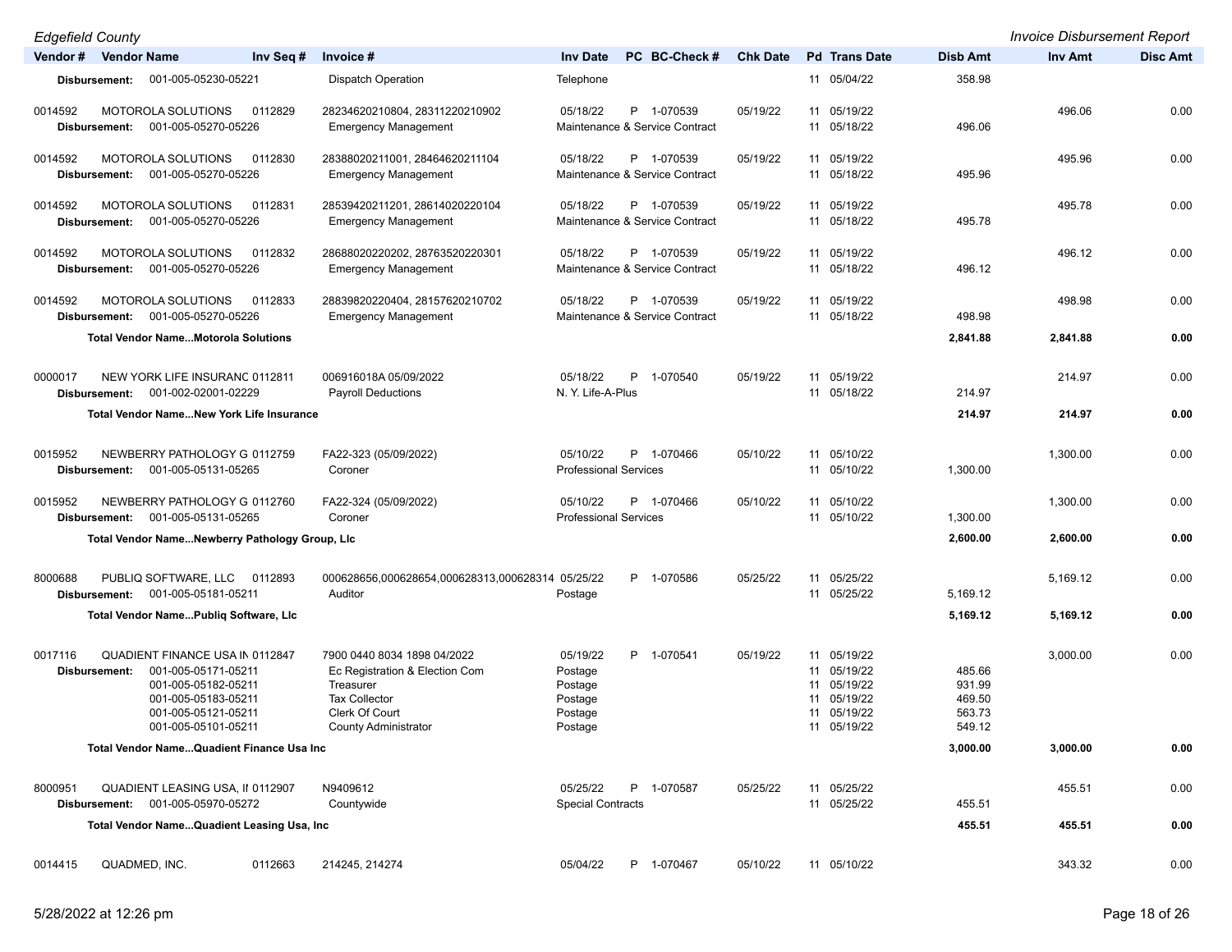| Vendor # | Vendor Name | Inv Seq # | Invoice # | Inv Date | PC | BC-Check # | Chk Date | Pd | Trans Date | Disb Amt | Inv Amt | Disc Amt |
|---|---|---|---|---|---|---|---|---|---|---|---|---|
| **Disbursement:** | 001-005-05230-05221 | | Dispatch Operation | Telephone | | | | 11 | 05/04/22 | 358.98 | | |
| 0014592 | MOTOROLA SOLUTIONS | 0112829 | 28234620210804, 28311220210902 | 05/18/22 | P | 1-070539 | 05/19/22 | 11 | 05/19/22 | | 496.06 | 0.00 |
| **Disbursement:** | 001-005-05270-05226 | | Emergency Management | Maintenance & Service Contract | | | | 11 | 05/18/22 | 496.06 | | |
| 0014592 | MOTOROLA SOLUTIONS | 0112830 | 28388020211001, 28464620211104 | 05/18/22 | P | 1-070539 | 05/19/22 | 11 | 05/19/22 | | 495.96 | 0.00 |
| **Disbursement:** | 001-005-05270-05226 | | Emergency Management | Maintenance & Service Contract | | | | 11 | 05/18/22 | 495.96 | | |
| 0014592 | MOTOROLA SOLUTIONS | 0112831 | 28539420211201, 28614020220104 | 05/18/22 | P | 1-070539 | 05/19/22 | 11 | 05/19/22 | | 495.78 | 0.00 |
| **Disbursement:** | 001-005-05270-05226 | | Emergency Management | Maintenance & Service Contract | | | | 11 | 05/18/22 | 495.78 | | |
| 0014592 | MOTOROLA SOLUTIONS | 0112832 | 28688020220202, 28763520220301 | 05/18/22 | P | 1-070539 | 05/19/22 | 11 | 05/19/22 | | 496.12 | 0.00 |
| **Disbursement:** | 001-005-05270-05226 | | Emergency Management | Maintenance & Service Contract | | | | 11 | 05/18/22 | 496.12 | | |
| 0014592 | MOTOROLA SOLUTIONS | 0112833 | 28839820220404, 28157620210702 | 05/18/22 | P | 1-070539 | 05/19/22 | 11 | 05/19/22 | | 498.98 | 0.00 |
| **Disbursement:** | 001-005-05270-05226 | | Emergency Management | Maintenance & Service Contract | | | | 11 | 05/18/22 | 498.98 | | |
| **Total Vendor Name...Motorola Solutions** | | | | | | | | | | **2,841.88** | **2,841.88** | **0.00** |
| 0000017 | NEW YORK LIFE INSURANC | 0112811 | 006916018A 05/09/2022 | 05/18/22 | P | 1-070540 | 05/19/22 | 11 | 05/19/22 | | 214.97 | 0.00 |
| **Disbursement:** | 001-002-02001-02229 | | Payroll Deductions | N. Y. Life-A-Plus | | | | 11 | 05/18/22 | 214.97 | | |
| **Total Vendor Name...New York Life Insurance** | | | | | | | | | | **214.97** | **214.97** | **0.00** |
| 0015952 | NEWBERRY PATHOLOGY G | 0112759 | FA22-323 (05/09/2022) | 05/10/22 | P | 1-070466 | 05/10/22 | 11 | 05/10/22 | | 1,300.00 | 0.00 |
| **Disbursement:** | 001-005-05131-05265 | | Coroner | Professional Services | | | | 11 | 05/10/22 | 1,300.00 | | |
| 0015952 | NEWBERRY PATHOLOGY G | 0112760 | FA22-324 (05/09/2022) | 05/10/22 | P | 1-070466 | 05/10/22 | 11 | 05/10/22 | | 1,300.00 | 0.00 |
| **Disbursement:** | 001-005-05131-05265 | | Coroner | Professional Services | | | | 11 | 05/10/22 | 1,300.00 | | |
| **Total Vendor Name...Newberry Pathology Group, Llc** | | | | | | | | | | **2,600.00** | **2,600.00** | **0.00** |
| 8000688 | PUBLIQ SOFTWARE, LLC | 0112893 | 000628656,000628654,000628313,000628314 | 05/25/22 | P | 1-070586 | 05/25/22 | 11 | 05/25/22 | | 5,169.12 | 0.00 |
| **Disbursement:** | 001-005-05181-05211 | | Auditor | Postage | | | | 11 | 05/25/22 | 5,169.12 | | |
| **Total Vendor Name...Publiq Software, Llc** | | | | | | | | | | **5,169.12** | **5,169.12** | **0.00** |
| 0017116 | QUADIENT FINANCE USA IN | 0112847 | 7900 0440 8034 1898 04/2022 | 05/19/22 | P | 1-070541 | 05/19/22 | 11 | 05/19/22 | | 3,000.00 | 0.00 |
| **Disbursement:** | 001-005-05171-05211 | | Ec Registration & Election Com | Postage | | | | 11 | 05/19/22 | 485.66 | | |
| | 001-005-05182-05211 | | Treasurer | Postage | | | | 11 | 05/19/22 | 931.99 | | |
| | 001-005-05183-05211 | | Tax Collector | Postage | | | | 11 | 05/19/22 | 469.50 | | |
| | 001-005-05121-05211 | | Clerk Of Court | Postage | | | | 11 | 05/19/22 | 563.73 | | |
| | 001-005-05101-05211 | | County Administrator | Postage | | | | 11 | 05/19/22 | 549.12 | | |
| **Total Vendor Name...Quadient Finance Usa Inc** | | | | | | | | | | **3,000.00** | **3,000.00** | **0.00** |
| 8000951 | QUADIENT LEASING USA, II | 0112907 | N9409612 | 05/25/22 | P | 1-070587 | 05/25/22 | 11 | 05/25/22 | | 455.51 | 0.00 |
| **Disbursement:** | 001-005-05970-05272 | | Countywide | Special Contracts | | | | 11 | 05/25/22 | 455.51 | | |
| **Total Vendor Name...Quadient Leasing Usa, Inc** | | | | | | | | | | **455.51** | **455.51** | **0.00** |
| 0014415 | QUADMED, INC. | 0112663 | 214245, 214274 | 05/04/22 | P | 1-070467 | 05/10/22 | 11 | 05/10/22 | | 343.32 | 0.00 |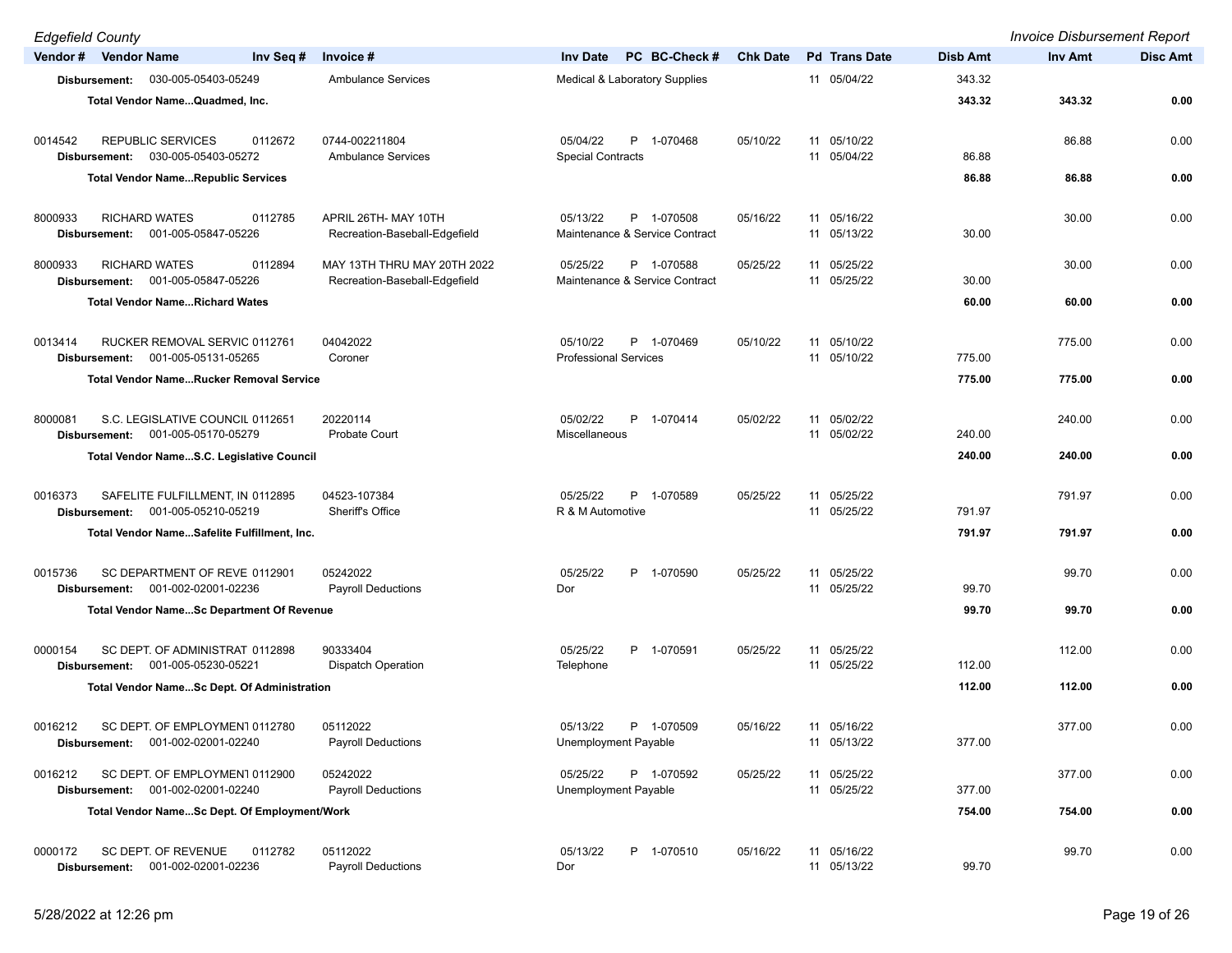| Vendor # | Vendor Name | Inv Seq # | Invoice # | Inv Date | PC | BC-Check # | Chk Date | Pd | Trans Date | Disb Amt | Inv Amt | Disc Amt |
|---|---|---|---|---|---|---|---|---|---|---|---|---|
| Disbursement: | 030-005-05403-05249 | | Ambulance Services | Medical & Laboratory Supplies | | | | 11 | 05/04/22 | 343.32 | | |
| | Total Vendor Name...Quadmed, Inc. | | | | | | | | | 343.32 | 343.32 | 0.00 |
| 0014542 | REPUBLIC SERVICES | 0112672 | 0744-002211804 | 05/04/22 | P | 1-070468 | 05/10/22 | 11 | 05/10/22 | | 86.88 | 0.00 |
| Disbursement: | 030-005-05403-05272 | | Ambulance Services | Special Contracts | | | | 11 | 05/04/22 | 86.88 | | |
| | Total Vendor Name...Republic Services | | | | | | | | | 86.88 | 86.88 | 0.00 |
| 8000933 | RICHARD WATES | 0112785 | APRIL 26TH- MAY 10TH | 05/13/22 | P | 1-070508 | 05/16/22 | 11 | 05/16/22 | | 30.00 | 0.00 |
| Disbursement: | 001-005-05847-05226 | | Recreation-Baseball-Edgefield | Maintenance & Service Contract | | | | 11 | 05/13/22 | 30.00 | | |
| 8000933 | RICHARD WATES | 0112894 | MAY 13TH THRU MAY 20TH 2022 | 05/25/22 | P | 1-070588 | 05/25/22 | 11 | 05/25/22 | | 30.00 | 0.00 |
| Disbursement: | 001-005-05847-05226 | | Recreation-Baseball-Edgefield | Maintenance & Service Contract | | | | 11 | 05/25/22 | 30.00 | | |
| | Total Vendor Name...Richard Wates | | | | | | | | | 60.00 | 60.00 | 0.00 |
| 0013414 | RUCKER REMOVAL SERVIC | 0112761 | 04042022 | 05/10/22 | P | 1-070469 | 05/10/22 | 11 | 05/10/22 | | 775.00 | 0.00 |
| Disbursement: | 001-005-05131-05265 | | Coroner | Professional Services | | | | 11 | 05/10/22 | 775.00 | | |
| | Total Vendor Name...Rucker Removal Service | | | | | | | | | 775.00 | 775.00 | 0.00 |
| 8000081 | S.C. LEGISLATIVE COUNCIL | 0112651 | 20220114 | 05/02/22 | P | 1-070414 | 05/02/22 | 11 | 05/02/22 | | 240.00 | 0.00 |
| Disbursement: | 001-005-05170-05279 | | Probate Court | Miscellaneous | | | | 11 | 05/02/22 | 240.00 | | |
| | Total Vendor Name...S.C. Legislative Council | | | | | | | | | 240.00 | 240.00 | 0.00 |
| 0016373 | SAFELITE FULFILLMENT, IN | 0112895 | 04523-107384 | 05/25/22 | P | 1-070589 | 05/25/22 | 11 | 05/25/22 | | 791.97 | 0.00 |
| Disbursement: | 001-005-05210-05219 | | Sheriff's Office | R & M Automotive | | | | 11 | 05/25/22 | 791.97 | | |
| | Total Vendor Name...Safelite Fulfillment, Inc. | | | | | | | | | 791.97 | 791.97 | 0.00 |
| 0015736 | SC DEPARTMENT OF REVE | 0112901 | 05242022 | 05/25/22 | P | 1-070590 | 05/25/22 | 11 | 05/25/22 | | 99.70 | 0.00 |
| Disbursement: | 001-002-02001-02236 | | Payroll Deductions | Dor | | | | 11 | 05/25/22 | 99.70 | | |
| | Total Vendor Name...Sc Department Of Revenue | | | | | | | | | 99.70 | 99.70 | 0.00 |
| 0000154 | SC DEPT. OF ADMINISTRAT | 0112898 | 90333404 | 05/25/22 | P | 1-070591 | 05/25/22 | 11 | 05/25/22 | | 112.00 | 0.00 |
| Disbursement: | 001-005-05230-05221 | | Dispatch Operation | Telephone | | | | 11 | 05/25/22 | 112.00 | | |
| | Total Vendor Name...Sc Dept. Of Administration | | | | | | | | | 112.00 | 112.00 | 0.00 |
| 0016212 | SC DEPT. OF EMPLOYMENT | 0112780 | 05112022 | 05/13/22 | P | 1-070509 | 05/16/22 | 11 | 05/16/22 | | 377.00 | 0.00 |
| Disbursement: | 001-002-02001-02240 | | Payroll Deductions | Unemployment Payable | | | | 11 | 05/13/22 | 377.00 | | |
| 0016212 | SC DEPT. OF EMPLOYMENT | 0112900 | 05242022 | 05/25/22 | P | 1-070592 | 05/25/22 | 11 | 05/25/22 | | 377.00 | 0.00 |
| Disbursement: | 001-002-02001-02240 | | Payroll Deductions | Unemployment Payable | | | | 11 | 05/25/22 | 377.00 | | |
| | Total Vendor Name...Sc Dept. Of Employment/Work | | | | | | | | | 754.00 | 754.00 | 0.00 |
| 0000172 | SC DEPT. OF REVENUE | 0112782 | 05112022 | 05/13/22 | P | 1-070510 | 05/16/22 | 11 | 05/16/22 | | 99.70 | 0.00 |
| Disbursement: | 001-002-02001-02236 | | Payroll Deductions | Dor | | | | 11 | 05/13/22 | 99.70 | | |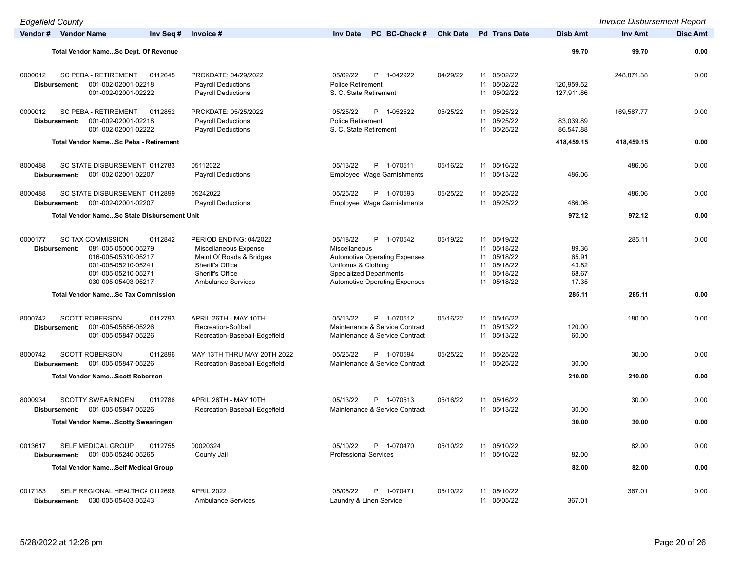| Vendor # | Vendor Name | Inv Seq # | Invoice # | Inv Date | PC | BC-Check # | Chk Date | Pd | Trans Date | Disb Amt | Inv Amt | Disc Amt |
|---|---|---|---|---|---|---|---|---|---|---|---|---|
| | **Total Vendor Name...Sc Dept. Of Revenue** | | | | | | | | | **99.70** | **99.70** | **0.00** |
| 0000012 | SC PEBA - RETIREMENT | 0112645 | PRCKDATE: 04/29/2022 | 05/02/22 | P | 1-042922 | 04/29/22 | 11 | 05/02/22 | | 248,871.38 | 0.00 |
| **Disbursement:** | 001-002-02001-02218 | | Payroll Deductions | Police Retirement | | | | 11 | 05/02/22 | 120,959.52 | | |
| | 001-002-02001-02222 | | Payroll Deductions | S. C. State Retirement | | | | 11 | 05/02/22 | 127,911.86 | | |
| 0000012 | SC PEBA - RETIREMENT | 0112852 | PRCKDATE: 05/25/2022 | 05/25/22 | P | 1-052522 | 05/25/22 | 11 | 05/25/22 | | 169,587.77 | 0.00 |
| **Disbursement:** | 001-002-02001-02218 | | Payroll Deductions | Police Retirement | | | | 11 | 05/25/22 | 83,039.89 | | |
| | 001-002-02001-02222 | | Payroll Deductions | S. C. State Retirement | | | | 11 | 05/25/22 | 86,547.88 | | |
| | **Total Vendor Name...Sc Peba - Retirement** | | | | | | | | | **418,459.15** | **418,459.15** | **0.00** |
| 8000488 | SC STATE DISBURSEMENT | 0112783 | 05112022 | 05/13/22 | P | 1-070511 | 05/16/22 | 11 | 05/16/22 | | 486.06 | 0.00 |
| **Disbursement:** | 001-002-02001-02207 | | Payroll Deductions | Employee Wage Garnishments | | | | 11 | 05/13/22 | 486.06 | | |
| 8000488 | SC STATE DISBURSEMENT | 0112899 | 05242022 | 05/25/22 | P | 1-070593 | 05/25/22 | 11 | 05/25/22 | | 486.06 | 0.00 |
| **Disbursement:** | 001-002-02001-02207 | | Payroll Deductions | Employee Wage Garnishments | | | | 11 | 05/25/22 | 486.06 | | |
| | **Total Vendor Name...Sc State Disbursement Unit** | | | | | | | | | **972.12** | **972.12** | **0.00** |
| 0000177 | SC TAX COMMISSION | 0112842 | PERIOD ENDING: 04/2022 | 05/18/22 | P | 1-070542 | 05/19/22 | 11 | 05/19/22 | | 285.11 | 0.00 |
| **Disbursement:** | 081-005-05000-05279 | | Miscellaneous Expense | Miscellaneous | | | | 11 | 05/18/22 | 89.36 | | |
| | 016-005-05310-05217 | | Maint Of Roads & Bridges | Automotive Operating Expenses | | | | 11 | 05/18/22 | 65.91 | | |
| | 001-005-05210-05241 | | Sheriff's Office | Uniforms & Clothing | | | | 11 | 05/18/22 | 43.82 | | |
| | 001-005-05210-05271 | | Sheriff's Office | Specialized Departments | | | | 11 | 05/18/22 | 68.67 | | |
| | 030-005-05403-05217 | | Ambulance Services | Automotive Operating Expenses | | | | 11 | 05/18/22 | 17.35 | | |
| | **Total Vendor Name...Sc Tax Commission** | | | | | | | | | **285.11** | **285.11** | **0.00** |
| 8000742 | SCOTT ROBERSON | 0112793 | APRIL 26TH - MAY 10TH | 05/13/22 | P | 1-070512 | 05/16/22 | 11 | 05/16/22 | | 180.00 | 0.00 |
| **Disbursement:** | 001-005-05856-05226 | | Recreation-Softball | Maintenance & Service Contract | | | | 11 | 05/13/22 | 120.00 | | |
| | 001-005-05847-05226 | | Recreation-Baseball-Edgefield | Maintenance & Service Contract | | | | 11 | 05/13/22 | 60.00 | | |
| 8000742 | SCOTT ROBERSON | 0112896 | MAY 13TH THRU MAY 20TH 2022 | 05/25/22 | P | 1-070594 | 05/25/22 | 11 | 05/25/22 | | 30.00 | 0.00 |
| **Disbursement:** | 001-005-05847-05226 | | Recreation-Baseball-Edgefield | Maintenance & Service Contract | | | | 11 | 05/25/22 | 30.00 | | |
| | **Total Vendor Name...Scott Roberson** | | | | | | | | | **210.00** | **210.00** | **0.00** |
| 8000934 | SCOTTY SWEARINGEN | 0112786 | APRIL 26TH - MAY 10TH | 05/13/22 | P | 1-070513 | 05/16/22 | 11 | 05/16/22 | | 30.00 | 0.00 |
| **Disbursement:** | 001-005-05847-05226 | | Recreation-Baseball-Edgefield | Maintenance & Service Contract | | | | 11 | 05/13/22 | 30.00 | | |
| | **Total Vendor Name...Scotty Swearingen** | | | | | | | | | **30.00** | **30.00** | **0.00** |
| 0013617 | SELF MEDICAL GROUP | 0112755 | 00020324 | 05/10/22 | P | 1-070470 | 05/10/22 | 11 | 05/10/22 | | 82.00 | 0.00 |
| **Disbursement:** | 001-005-05240-05265 | | County Jail | Professional Services | | | | 11 | 05/10/22 | 82.00 | | |
| | **Total Vendor Name...Self Medical Group** | | | | | | | | | **82.00** | **82.00** | **0.00** |
| 0017183 | SELF REGIONAL HEALTHCA | 0112696 | APRIL 2022 | 05/05/22 | P | 1-070471 | 05/10/22 | 11 | 05/10/22 | | 367.01 | 0.00 |
| **Disbursement:** | 030-005-05403-05243 | | Ambulance Services | Laundry & Linen Service | | | | 11 | 05/05/22 | 367.01 | | |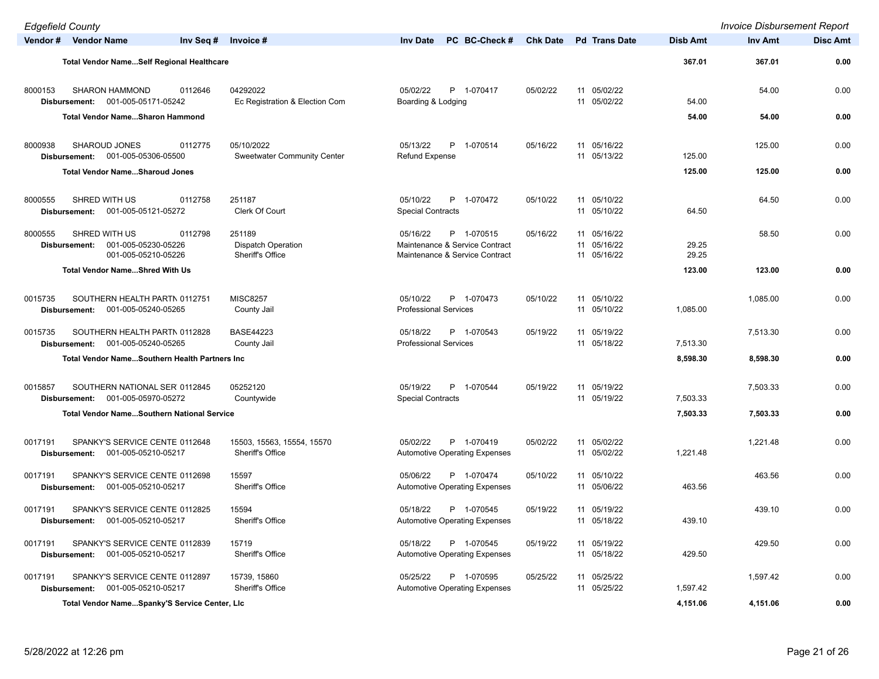| Vendor # | Vendor Name | Inv Seq # | Invoice # | Inv Date | PC | BC-Check # | Chk Date | Pd | Trans Date | Disb Amt | Inv Amt | Disc Amt |
|---|---|---|---|---|---|---|---|---|---|---|---|---|
| | **Total Vendor Name...Self Regional Healthcare** | | | | | | | | | **367.01** | **367.01** | **0.00** |
| 8000153 | SHARON HAMMOND | 0112646 | 04292022 | 05/02/22 | P | 1-070417 | 05/02/22 | 11 | 05/02/22 | | 54.00 | 0.00 |
| | **Disbursement:** 001-005-05171-05242 | | Ec Registration & Election Com | Boarding & Lodging | | | | 11 | 05/02/22 | 54.00 | | |
| | **Total Vendor Name...Sharon Hammond** | | | | | | | | | **54.00** | **54.00** | **0.00** |
| 8000938 | SHAROUD JONES | 0112775 | 05/10/2022 | 05/13/22 | P | 1-070514 | 05/16/22 | 11 | 05/16/22 | | 125.00 | 0.00 |
| | **Disbursement:** 001-005-05306-05500 | | Sweetwater Community Center | Refund Expense | | | | 11 | 05/13/22 | 125.00 | | |
| | **Total Vendor Name...Sharoud Jones** | | | | | | | | | **125.00** | **125.00** | **0.00** |
| 8000555 | SHRED WITH US | 0112758 | 251187 | 05/10/22 | P | 1-070472 | 05/10/22 | 11 | 05/10/22 | | 64.50 | 0.00 |
| | **Disbursement:** 001-005-05121-05272 | | Clerk Of Court | Special Contracts | | | | 11 | 05/10/22 | 64.50 | | |
| 8000555 | SHRED WITH US | 0112798 | 251189 | 05/16/22 | P | 1-070515 | 05/16/22 | 11 | 05/16/22 | | 58.50 | 0.00 |
| | **Disbursement:** 001-005-05230-05226 | | Dispatch Operation | Maintenance & Service Contract | | | | 11 | 05/16/22 | 29.25 | | |
| | 001-005-05210-05226 | | Sheriff's Office | Maintenance & Service Contract | | | | 11 | 05/16/22 | 29.25 | | |
| | **Total Vendor Name...Shred With Us** | | | | | | | | | **123.00** | **123.00** | **0.00** |
| 0015735 | SOUTHERN HEALTH PARTN | 0112751 | MISC8257 | 05/10/22 | P | 1-070473 | 05/10/22 | 11 | 05/10/22 | | 1,085.00 | 0.00 |
| | **Disbursement:** 001-005-05240-05265 | | County Jail | Professional Services | | | | 11 | 05/10/22 | 1,085.00 | | |
| 0015735 | SOUTHERN HEALTH PARTN | 0112828 | BASE44223 | 05/18/22 | P | 1-070543 | 05/19/22 | 11 | 05/19/22 | | 7,513.30 | 0.00 |
| | **Disbursement:** 001-005-05240-05265 | | County Jail | Professional Services | | | | 11 | 05/18/22 | 7,513.30 | | |
| | **Total Vendor Name...Southern Health Partners Inc** | | | | | | | | | **8,598.30** | **8,598.30** | **0.00** |
| 0015857 | SOUTHERN NATIONAL SER | 0112845 | 05252120 | 05/19/22 | P | 1-070544 | 05/19/22 | 11 | 05/19/22 | | 7,503.33 | 0.00 |
| | **Disbursement:** 001-005-05970-05272 | | Countywide | Special Contracts | | | | 11 | 05/19/22 | 7,503.33 | | |
| | **Total Vendor Name...Southern National Service** | | | | | | | | | **7,503.33** | **7,503.33** | **0.00** |
| 0017191 | SPANKY'S SERVICE CENTE | 0112648 | 15503, 15563, 15554, 15570 | 05/02/22 | P | 1-070419 | 05/02/22 | 11 | 05/02/22 | | 1,221.48 | 0.00 |
| | **Disbursement:** 001-005-05210-05217 | | Sheriff's Office | Automotive Operating Expenses | | | | 11 | 05/02/22 | 1,221.48 | | |
| 0017191 | SPANKY'S SERVICE CENTE | 0112698 | 15597 | 05/06/22 | P | 1-070474 | 05/10/22 | 11 | 05/10/22 | | 463.56 | 0.00 |
| | **Disbursement:** 001-005-05210-05217 | | Sheriff's Office | Automotive Operating Expenses | | | | 11 | 05/06/22 | 463.56 | | |
| 0017191 | SPANKY'S SERVICE CENTE | 0112825 | 15594 | 05/18/22 | P | 1-070545 | 05/19/22 | 11 | 05/19/22 | | 439.10 | 0.00 |
| | **Disbursement:** 001-005-05210-05217 | | Sheriff's Office | Automotive Operating Expenses | | | | 11 | 05/18/22 | 439.10 | | |
| 0017191 | SPANKY'S SERVICE CENTE | 0112839 | 15719 | 05/18/22 | P | 1-070545 | 05/19/22 | 11 | 05/19/22 | | 429.50 | 0.00 |
| | **Disbursement:** 001-005-05210-05217 | | Sheriff's Office | Automotive Operating Expenses | | | | 11 | 05/18/22 | 429.50 | | |
| 0017191 | SPANKY'S SERVICE CENTE | 0112897 | 15739, 15860 | 05/25/22 | P | 1-070595 | 05/25/22 | 11 | 05/25/22 | | 1,597.42 | 0.00 |
| | **Disbursement:** 001-005-05210-05217 | | Sheriff's Office | Automotive Operating Expenses | | | | 11 | 05/25/22 | 1,597.42 | | |
| | **Total Vendor Name...Spanky'S Service Center, Llc** | | | | | | | | | **4,151.06** | **4,151.06** | **0.00** |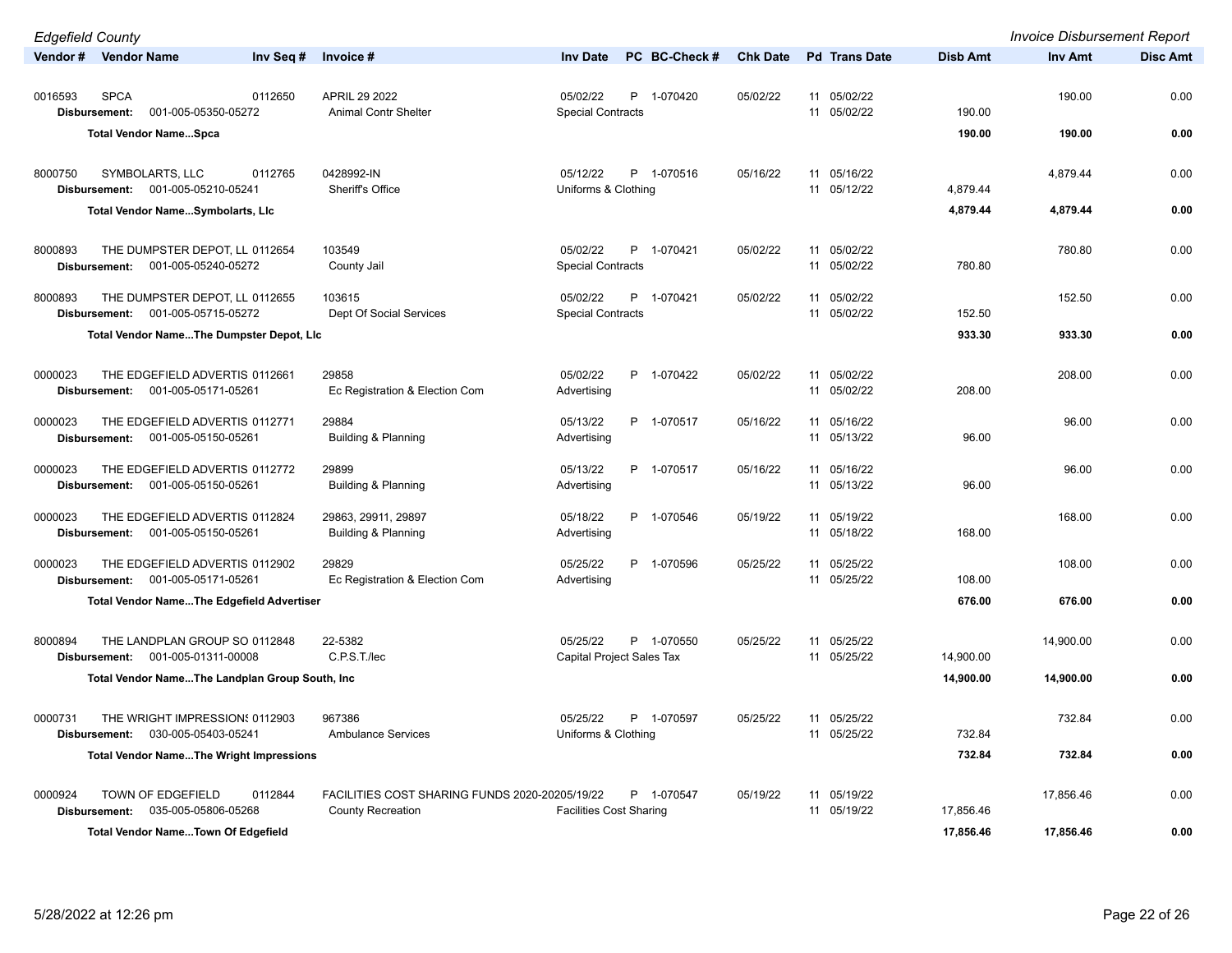| Vendor # | Vendor Name | Inv Seq # | Invoice # | Inv Date | PC | BC-Check # | Chk Date | Pd | Trans Date | Disb Amt | Inv Amt | Disc Amt |
|---|---|---|---|---|---|---|---|---|---|---|---|---|
| 0016593 | SPCA | 0112650 | APRIL 29 2022 | 05/02/22 | P | 1-070420 | 05/02/22 | 11 | 05/02/22 | | 190.00 | 0.00 |
| Disbursement: | 001-005-05350-05272 | | Animal Contr Shelter | Special Contracts | | | | 11 | 05/02/22 | 190.00 | | |
| | **Total Vendor Name...Spca** | | | | | | | | | **190.00** | **190.00** | **0.00** |
| 8000750 | SYMBOLARTS, LLC | 0112765 | 0428992-IN | 05/12/22 | P | 1-070516 | 05/16/22 | 11 | 05/16/22 | | 4,879.44 | 0.00 |
| Disbursement: | 001-005-05210-05241 | | Sheriff's Office | Uniforms & Clothing | | | | 11 | 05/12/22 | 4,879.44 | | |
| | **Total Vendor Name...Symbolarts, Llc** | | | | | | | | | **4,879.44** | **4,879.44** | **0.00** |
| 8000893 | THE DUMPSTER DEPOT, LL | 0112654 | 103549 | 05/02/22 | P | 1-070421 | 05/02/22 | 11 | 05/02/22 | | 780.80 | 0.00 |
| Disbursement: | 001-005-05240-05272 | | County Jail | Special Contracts | | | | 11 | 05/02/22 | 780.80 | | |
| 8000893 | THE DUMPSTER DEPOT, LL | 0112655 | 103615 | 05/02/22 | P | 1-070421 | 05/02/22 | 11 | 05/02/22 | | 152.50 | 0.00 |
| Disbursement: | 001-005-05715-05272 | | Dept Of Social Services | Special Contracts | | | | 11 | 05/02/22 | 152.50 | | |
| | **Total Vendor Name...The Dumpster Depot, Llc** | | | | | | | | | **933.30** | **933.30** | **0.00** |
| 0000023 | THE EDGEFIELD ADVERTIS | 0112661 | 29858 | 05/02/22 | P | 1-070422 | 05/02/22 | 11 | 05/02/22 | | 208.00 | 0.00 |
| Disbursement: | 001-005-05171-05261 | | Ec Registration & Election Com | Advertising | | | | 11 | 05/02/22 | 208.00 | | |
| 0000023 | THE EDGEFIELD ADVERTIS | 0112771 | 29884 | 05/13/22 | P | 1-070517 | 05/16/22 | 11 | 05/16/22 | | 96.00 | 0.00 |
| Disbursement: | 001-005-05150-05261 | | Building & Planning | Advertising | | | | 11 | 05/13/22 | 96.00 | | |
| 0000023 | THE EDGEFIELD ADVERTIS | 0112772 | 29899 | 05/13/22 | P | 1-070517 | 05/16/22 | 11 | 05/16/22 | | 96.00 | 0.00 |
| Disbursement: | 001-005-05150-05261 | | Building & Planning | Advertising | | | | 11 | 05/13/22 | 96.00 | | |
| 0000023 | THE EDGEFIELD ADVERTIS | 0112824 | 29863, 29911, 29897 | 05/18/22 | P | 1-070546 | 05/19/22 | 11 | 05/19/22 | | 168.00 | 0.00 |
| Disbursement: | 001-005-05150-05261 | | Building & Planning | Advertising | | | | 11 | 05/18/22 | 168.00 | | |
| 0000023 | THE EDGEFIELD ADVERTIS | 0112902 | 29829 | 05/25/22 | P | 1-070596 | 05/25/22 | 11 | 05/25/22 | | 108.00 | 0.00 |
| Disbursement: | 001-005-05171-05261 | | Ec Registration & Election Com | Advertising | | | | 11 | 05/25/22 | 108.00 | | |
| | **Total Vendor Name...The Edgefield Advertiser** | | | | | | | | | **676.00** | **676.00** | **0.00** |
| 8000894 | THE LANDPLAN GROUP SO | 0112848 | 22-5382 | 05/25/22 | P | 1-070550 | 05/25/22 | 11 | 05/25/22 | | 14,900.00 | 0.00 |
| Disbursement: | 001-005-01311-00008 | | C.P.S.T./Iec | Capital Project Sales Tax | | | | 11 | 05/25/22 | 14,900.00 | | |
| | **Total Vendor Name...The Landplan Group South, Inc** | | | | | | | | | **14,900.00** | **14,900.00** | **0.00** |
| 0000731 | THE WRIGHT IMPRESSIONS | 0112903 | 967386 | 05/25/22 | P | 1-070597 | 05/25/22 | 11 | 05/25/22 | | 732.84 | 0.00 |
| Disbursement: | 030-005-05403-05241 | | Ambulance Services | Uniforms & Clothing | | | | 11 | 05/25/22 | 732.84 | | |
| | **Total Vendor Name...The Wright Impressions** | | | | | | | | | **732.84** | **732.84** | **0.00** |
| 0000924 | TOWN OF EDGEFIELD | 0112844 | FACILITIES COST SHARING FUNDS 2020-20 | 05/19/22 | P | 1-070547 | 05/19/22 | 11 | 05/19/22 | | 17,856.46 | 0.00 |
| Disbursement: | 035-005-05806-05268 | | County Recreation | Facilities Cost Sharing | | | | 11 | 05/19/22 | 17,856.46 | | |
| | **Total Vendor Name...Town Of Edgefield** | | | | | | | | | **17,856.46** | **17,856.46** | **0.00** |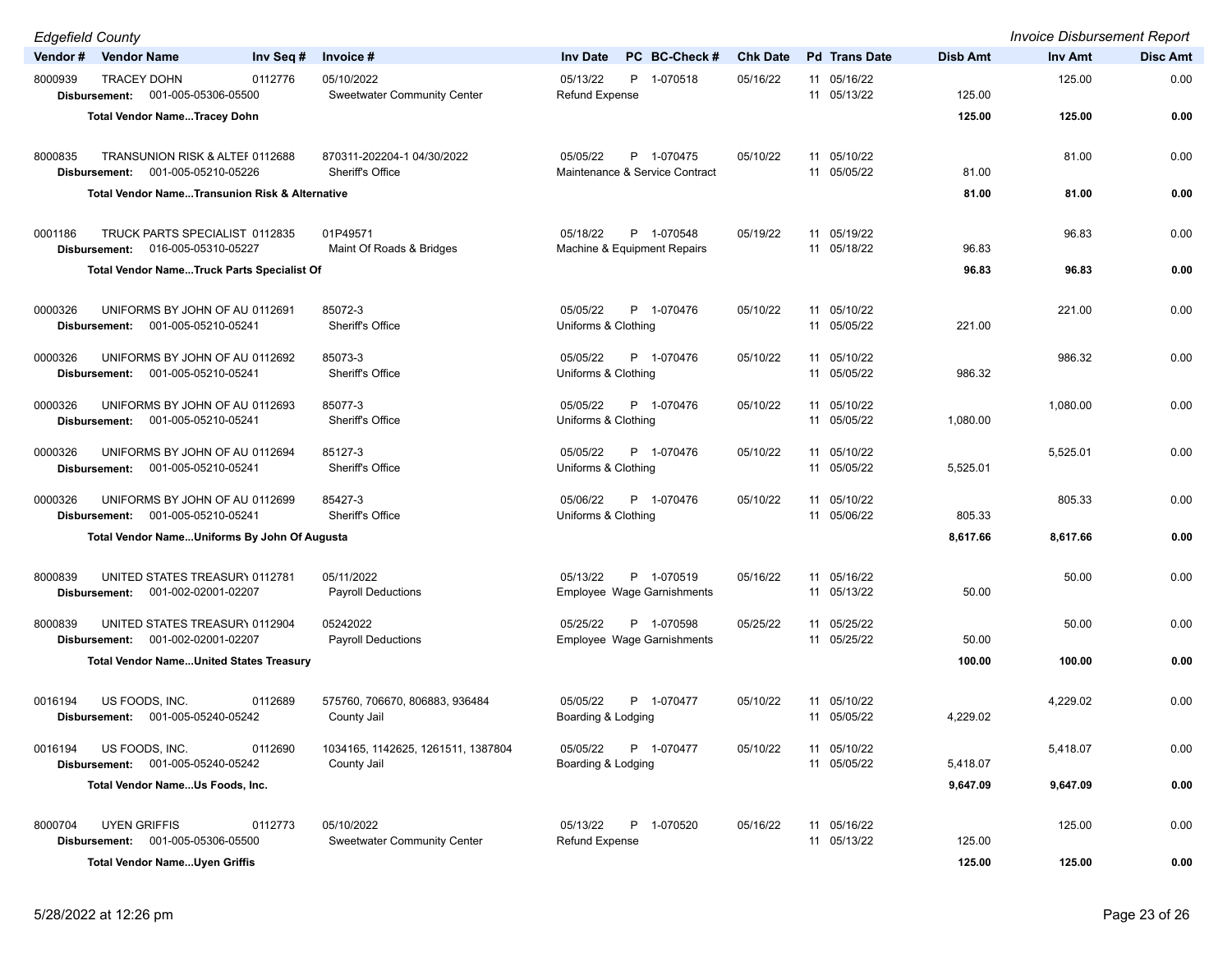| Vendor # | Vendor Name | Inv Seq # | Invoice # | Inv Date | PC | BC-Check # | Chk Date | Pd | Trans Date | Disb Amt | Inv Amt | Disc Amt |
|---|---|---|---|---|---|---|---|---|---|---|---|---|
| 8000939 | TRACEY DOHN | 0112776 | 05/10/2022 | 05/13/22 | P | 1-070518 | 05/16/22 | 11 | 05/16/22 | | 125.00 | 0.00 |
| | **Disbursement:** 001-005-05306-05500 | | Sweetwater Community Center | Refund Expense | | | | 11 | 05/13/22 | 125.00 | | |
| | **Total Vendor Name...Tracey Dohn** | | | | | | | | | **125.00** | **125.00** | **0.00** |
| 8000835 | TRANSUNION RISK & ALTEF | 0112688 | 870311-202204-1 04/30/2022 | 05/05/22 | P | 1-070475 | 05/10/22 | 11 | 05/10/22 | | 81.00 | 0.00 |
| | **Disbursement:** 001-005-05210-05226 | | Sheriff's Office | Maintenance & Service Contract | | | | 11 | 05/05/22 | 81.00 | | |
| | **Total Vendor Name...Transunion Risk & Alternative** | | | | | | | | | **81.00** | **81.00** | **0.00** |
| 0001186 | TRUCK PARTS SPECIALIST | 0112835 | 01P49571 | 05/18/22 | P | 1-070548 | 05/19/22 | 11 | 05/19/22 | | 96.83 | 0.00 |
| | **Disbursement:** 016-005-05310-05227 | | Maint Of Roads & Bridges | Machine & Equipment Repairs | | | | 11 | 05/18/22 | 96.83 | | |
| | **Total Vendor Name...Truck Parts Specialist Of** | | | | | | | | | **96.83** | **96.83** | **0.00** |
| 0000326 | UNIFORMS BY JOHN OF AU | 0112691 | 85072-3 | 05/05/22 | P | 1-070476 | 05/10/22 | 11 | 05/10/22 | | 221.00 | 0.00 |
| | **Disbursement:** 001-005-05210-05241 | | Sheriff's Office | Uniforms & Clothing | | | | 11 | 05/05/22 | 221.00 | | |
| 0000326 | UNIFORMS BY JOHN OF AU | 0112692 | 85073-3 | 05/05/22 | P | 1-070476 | 05/10/22 | 11 | 05/10/22 | | 986.32 | 0.00 |
| | **Disbursement:** 001-005-05210-05241 | | Sheriff's Office | Uniforms & Clothing | | | | 11 | 05/05/22 | 986.32 | | |
| 0000326 | UNIFORMS BY JOHN OF AU | 0112693 | 85077-3 | 05/05/22 | P | 1-070476 | 05/10/22 | 11 | 05/10/22 | | 1,080.00 | 0.00 |
| | **Disbursement:** 001-005-05210-05241 | | Sheriff's Office | Uniforms & Clothing | | | | 11 | 05/05/22 | 1,080.00 | | |
| 0000326 | UNIFORMS BY JOHN OF AU | 0112694 | 85127-3 | 05/05/22 | P | 1-070476 | 05/10/22 | 11 | 05/10/22 | | 5,525.01 | 0.00 |
| | **Disbursement:** 001-005-05210-05241 | | Sheriff's Office | Uniforms & Clothing | | | | 11 | 05/05/22 | 5,525.01 | | |
| 0000326 | UNIFORMS BY JOHN OF AU | 0112699 | 85427-3 | 05/06/22 | P | 1-070476 | 05/10/22 | 11 | 05/10/22 | | 805.33 | 0.00 |
| | **Disbursement:** 001-005-05210-05241 | | Sheriff's Office | Uniforms & Clothing | | | | 11 | 05/06/22 | 805.33 | | |
| | **Total Vendor Name...Uniforms By John Of Augusta** | | | | | | | | | **8,617.66** | **8,617.66** | **0.00** |
| 8000839 | UNITED STATES TREASURY | 0112781 | 05/11/2022 | 05/13/22 | P | 1-070519 | 05/16/22 | 11 | 05/16/22 | | 50.00 | 0.00 |
| | **Disbursement:** 001-002-02001-02207 | | Payroll Deductions | Employee Wage Garnishments | | | | 11 | 05/13/22 | 50.00 | | |
| 8000839 | UNITED STATES TREASURY | 0112904 | 05242022 | 05/25/22 | P | 1-070598 | 05/25/22 | 11 | 05/25/22 | | 50.00 | 0.00 |
| | **Disbursement:** 001-002-02001-02207 | | Payroll Deductions | Employee Wage Garnishments | | | | 11 | 05/25/22 | 50.00 | | |
| | **Total Vendor Name...United States Treasury** | | | | | | | | | **100.00** | **100.00** | **0.00** |
| 0016194 | US FOODS, INC. | 0112689 | 575760, 706670, 806883, 936484 | 05/05/22 | P | 1-070477 | 05/10/22 | 11 | 05/10/22 | | 4,229.02 | 0.00 |
| | **Disbursement:** 001-005-05240-05242 | | County Jail | Boarding & Lodging | | | | 11 | 05/05/22 | 4,229.02 | | |
| 0016194 | US FOODS, INC. | 0112690 | 1034165, 1142625, 1261511, 1387804 | 05/05/22 | P | 1-070477 | 05/10/22 | 11 | 05/10/22 | | 5,418.07 | 0.00 |
| | **Disbursement:** 001-005-05240-05242 | | County Jail | Boarding & Lodging | | | | 11 | 05/05/22 | 5,418.07 | | |
| | **Total Vendor Name...Us Foods, Inc.** | | | | | | | | | **9,647.09** | **9,647.09** | **0.00** |
| 8000704 | UYEN GRIFFIS | 0112773 | 05/10/2022 | 05/13/22 | P | 1-070520 | 05/16/22 | 11 | 05/16/22 | | 125.00 | 0.00 |
| | **Disbursement:** 001-005-05306-05500 | | Sweetwater Community Center | Refund Expense | | | | 11 | 05/13/22 | 125.00 | | |
| | **Total Vendor Name...Uyen Griffis** | | | | | | | | | **125.00** | **125.00** | **0.00** |

5/28/2022 at 12:26 pm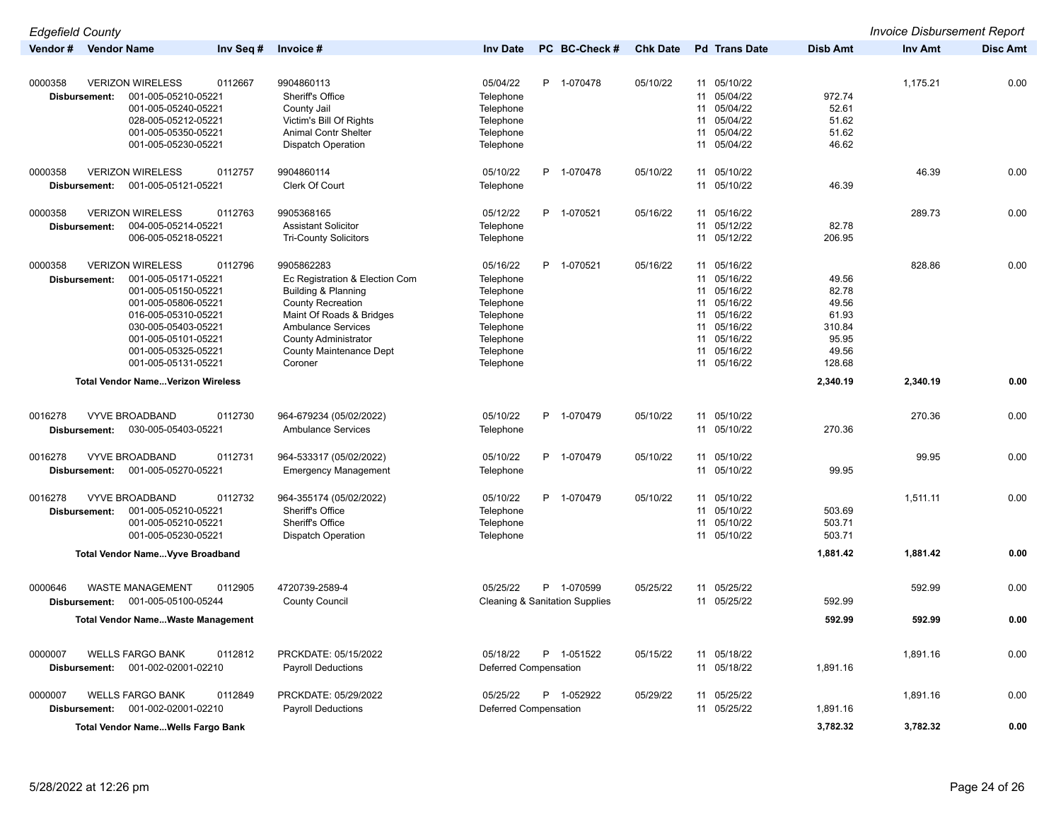| Vendor # | Vendor Name | Inv Seq # | Invoice # | Inv Date | PC | BC-Check # | Chk Date | Pd | Trans Date | Disb Amt | Inv Amt | Disc Amt |
|---|---|---|---|---|---|---|---|---|---|---|---|---|
| 0000358 | VERIZON WIRELESS | 0112667 | 9904860113 | 05/04/22 | P | 1-070478 | 05/10/22 | 11 | 05/10/22 | | 1,175.21 | 0.00 |
| Disbursement: | 001-005-05210-05221 | | Sheriff's Office | Telephone | | | | 11 | 05/04/22 | 972.74 | | |
| | 001-005-05240-05221 | | County Jail | Telephone | | | | 11 | 05/04/22 | 52.61 | | |
| | 028-005-05212-05221 | | Victim's Bill Of Rights | Telephone | | | | 11 | 05/04/22 | 51.62 | | |
| | 001-005-05350-05221 | | Animal Contr Shelter | Telephone | | | | 11 | 05/04/22 | 51.62 | | |
| | 001-005-05230-05221 | | Dispatch Operation | Telephone | | | | 11 | 05/04/22 | 46.62 | | |
| 0000358 | VERIZON WIRELESS | 0112757 | 9904860114 | 05/10/22 | P | 1-070478 | 05/10/22 | 11 | 05/10/22 | | 46.39 | 0.00 |
| Disbursement: | 001-005-05121-05221 | | Clerk Of Court | Telephone | | | | 11 | 05/10/22 | 46.39 | | |
| 0000358 | VERIZON WIRELESS | 0112763 | 9905368165 | 05/12/22 | P | 1-070521 | 05/16/22 | 11 | 05/16/22 | | 289.73 | 0.00 |
| Disbursement: | 004-005-05214-05221 | | Assistant Solicitor | Telephone | | | | 11 | 05/12/22 | 82.78 | | |
| | 006-005-05218-05221 | | Tri-County Solicitors | Telephone | | | | 11 | 05/12/22 | 206.95 | | |
| 0000358 | VERIZON WIRELESS | 0112796 | 9905862283 | 05/16/22 | P | 1-070521 | 05/16/22 | 11 | 05/16/22 | | 828.86 | 0.00 |
| Disbursement: | 001-005-05171-05221 | | Ec Registration & Election Com | Telephone | | | | 11 | 05/16/22 | 49.56 | | |
| | 001-005-05150-05221 | | Building & Planning | Telephone | | | | 11 | 05/16/22 | 82.78 | | |
| | 001-005-05806-05221 | | County Recreation | Telephone | | | | 11 | 05/16/22 | 49.56 | | |
| | 016-005-05310-05221 | | Maint Of Roads & Bridges | Telephone | | | | 11 | 05/16/22 | 61.93 | | |
| | 030-005-05403-05221 | | Ambulance Services | Telephone | | | | 11 | 05/16/22 | 310.84 | | |
| | 001-005-05101-05221 | | County Administrator | Telephone | | | | 11 | 05/16/22 | 95.95 | | |
| | 001-005-05325-05221 | | County Maintenance Dept | Telephone | | | | 11 | 05/16/22 | 49.56 | | |
| | 001-005-05131-05221 | | Coroner | Telephone | | | | 11 | 05/16/22 | 128.68 | | |
| **Total Vendor Name...Verizon Wireless** | | | | | | | | | | **2,340.19** | **2,340.19** | **0.00** |
| 0016278 | VYVE BROADBAND | 0112730 | 964-679234 (05/02/2022) | 05/10/22 | P | 1-070479 | 05/10/22 | 11 | 05/10/22 | | 270.36 | 0.00 |
| Disbursement: | 030-005-05403-05221 | | Ambulance Services | Telephone | | | | 11 | 05/10/22 | 270.36 | | |
| 0016278 | VYVE BROADBAND | 0112731 | 964-533317 (05/02/2022) | 05/10/22 | P | 1-070479 | 05/10/22 | 11 | 05/10/22 | | 99.95 | 0.00 |
| Disbursement: | 001-005-05270-05221 | | Emergency Management | Telephone | | | | 11 | 05/10/22 | 99.95 | | |
| 0016278 | VYVE BROADBAND | 0112732 | 964-355174 (05/02/2022) | 05/10/22 | P | 1-070479 | 05/10/22 | 11 | 05/10/22 | | 1,511.11 | 0.00 |
| Disbursement: | 001-005-05210-05221 | | Sheriff's Office | Telephone | | | | 11 | 05/10/22 | 503.69 | | |
| | 001-005-05210-05221 | | Sheriff's Office | Telephone | | | | 11 | 05/10/22 | 503.71 | | |
| | 001-005-05230-05221 | | Dispatch Operation | Telephone | | | | 11 | 05/10/22 | 503.71 | | |
| **Total Vendor Name...Vyve Broadband** | | | | | | | | | | **1,881.42** | **1,881.42** | **0.00** |
| 0000646 | WASTE MANAGEMENT | 0112905 | 4720739-2589-4 | 05/25/22 | P | 1-070599 | 05/25/22 | 11 | 05/25/22 | | 592.99 | 0.00 |
| Disbursement: | 001-005-05100-05244 | | County Council | Cleaning & Sanitation Supplies | | | | 11 | 05/25/22 | 592.99 | | |
| **Total Vendor Name...Waste Management** | | | | | | | | | | **592.99** | **592.99** | **0.00** |
| 0000007 | WELLS FARGO BANK | 0112812 | PRCKDATE: 05/15/2022 | 05/18/22 | P | 1-051522 | 05/15/22 | 11 | 05/18/22 | | 1,891.16 | 0.00 |
| Disbursement: | 001-002-02001-02210 | | Payroll Deductions | Deferred Compensation | | | | 11 | 05/18/22 | 1,891.16 | | |
| 0000007 | WELLS FARGO BANK | 0112849 | PRCKDATE: 05/29/2022 | 05/25/22 | P | 1-052922 | 05/29/22 | 11 | 05/25/22 | | 1,891.16 | 0.00 |
| Disbursement: | 001-002-02001-02210 | | Payroll Deductions | Deferred Compensation | | | | 11 | 05/25/22 | 1,891.16 | | |
| **Total Vendor Name...Wells Fargo Bank** | | | | | | | | | | **3,782.32** | **3,782.32** | **0.00** |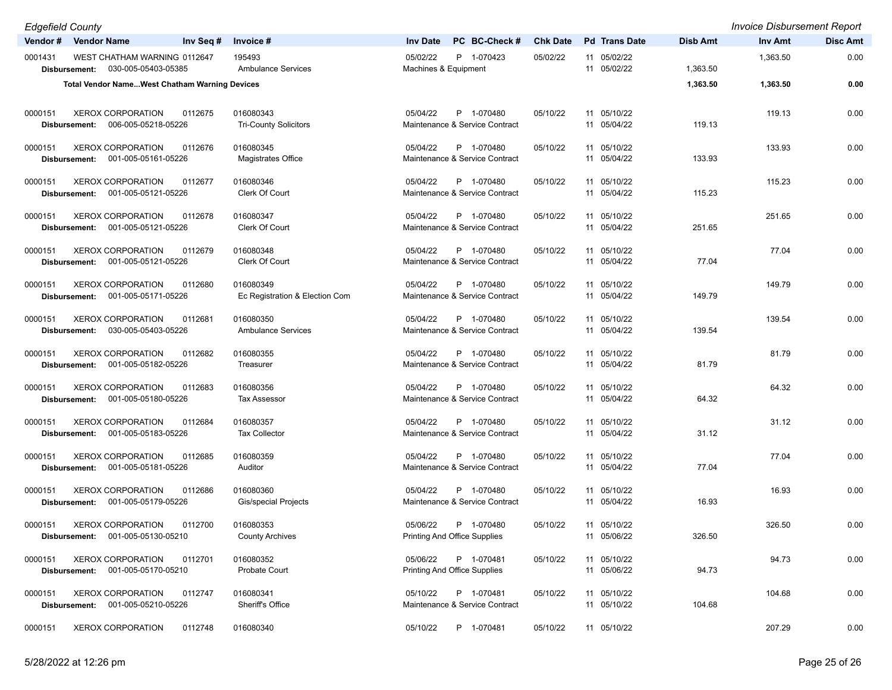| Vendor # | Vendor Name | Inv Seq # | Invoice # | Inv Date | PC | BC-Check # | Chk Date | Pd | Trans Date | Disb Amt | Inv Amt | Disc Amt |
|---|---|---|---|---|---|---|---|---|---|---|---|---|
| 0001431 | WEST CHATHAM WARNING | 0112647 | 195493 | 05/02/22 | P | 1-070423 | 05/02/22 | 11 | 05/02/22 | | 1,363.50 | 0.00 |
| Disbursement: | 030-005-05403-05385 | | Ambulance Services | Machines & Equipment | | | | 11 | 05/02/22 | 1,363.50 | | |
| | **Total Vendor Name...West Chatham Warning Devices** | | | | | | | | | **1,363.50** | **1,363.50** | **0.00** |
| 0000151 | XEROX CORPORATION | 0112675 | 016080343 | 05/04/22 | P | 1-070480 | 05/10/22 | 11 | 05/10/22 | | 119.13 | 0.00 |
| Disbursement: | 006-005-05218-05226 | | Tri-County Solicitors | Maintenance & Service Contract | | | | 11 | 05/04/22 | 119.13 | | |
| 0000151 | XEROX CORPORATION | 0112676 | 016080345 | 05/04/22 | P | 1-070480 | 05/10/22 | 11 | 05/10/22 | | 133.93 | 0.00 |
| Disbursement: | 001-005-05161-05226 | | Magistrates Office | Maintenance & Service Contract | | | | 11 | 05/04/22 | 133.93 | | |
| 0000151 | XEROX CORPORATION | 0112677 | 016080346 | 05/04/22 | P | 1-070480 | 05/10/22 | 11 | 05/10/22 | | 115.23 | 0.00 |
| Disbursement: | 001-005-05121-05226 | | Clerk Of Court | Maintenance & Service Contract | | | | 11 | 05/04/22 | 115.23 | | |
| 0000151 | XEROX CORPORATION | 0112678 | 016080347 | 05/04/22 | P | 1-070480 | 05/10/22 | 11 | 05/10/22 | | 251.65 | 0.00 |
| Disbursement: | 001-005-05121-05226 | | Clerk Of Court | Maintenance & Service Contract | | | | 11 | 05/04/22 | 251.65 | | |
| 0000151 | XEROX CORPORATION | 0112679 | 016080348 | 05/04/22 | P | 1-070480 | 05/10/22 | 11 | 05/10/22 | | 77.04 | 0.00 |
| Disbursement: | 001-005-05121-05226 | | Clerk Of Court | Maintenance & Service Contract | | | | 11 | 05/04/22 | 77.04 | | |
| 0000151 | XEROX CORPORATION | 0112680 | 016080349 | 05/04/22 | P | 1-070480 | 05/10/22 | 11 | 05/10/22 | | 149.79 | 0.00 |
| Disbursement: | 001-005-05171-05226 | | Ec Registration & Election Com | Maintenance & Service Contract | | | | 11 | 05/04/22 | 149.79 | | |
| 0000151 | XEROX CORPORATION | 0112681 | 016080350 | 05/04/22 | P | 1-070480 | 05/10/22 | 11 | 05/10/22 | | 139.54 | 0.00 |
| Disbursement: | 030-005-05403-05226 | | Ambulance Services | Maintenance & Service Contract | | | | 11 | 05/04/22 | 139.54 | | |
| 0000151 | XEROX CORPORATION | 0112682 | 016080355 | 05/04/22 | P | 1-070480 | 05/10/22 | 11 | 05/10/22 | | 81.79 | 0.00 |
| Disbursement: | 001-005-05182-05226 | | Treasurer | Maintenance & Service Contract | | | | 11 | 05/04/22 | 81.79 | | |
| 0000151 | XEROX CORPORATION | 0112683 | 016080356 | 05/04/22 | P | 1-070480 | 05/10/22 | 11 | 05/10/22 | | 64.32 | 0.00 |
| Disbursement: | 001-005-05180-05226 | | Tax Assessor | Maintenance & Service Contract | | | | 11 | 05/04/22 | 64.32 | | |
| 0000151 | XEROX CORPORATION | 0112684 | 016080357 | 05/04/22 | P | 1-070480 | 05/10/22 | 11 | 05/10/22 | | 31.12 | 0.00 |
| Disbursement: | 001-005-05183-05226 | | Tax Collector | Maintenance & Service Contract | | | | 11 | 05/04/22 | 31.12 | | |
| 0000151 | XEROX CORPORATION | 0112685 | 016080359 | 05/04/22 | P | 1-070480 | 05/10/22 | 11 | 05/10/22 | | 77.04 | 0.00 |
| Disbursement: | 001-005-05181-05226 | | Auditor | Maintenance & Service Contract | | | | 11 | 05/04/22 | 77.04 | | |
| 0000151 | XEROX CORPORATION | 0112686 | 016080360 | 05/04/22 | P | 1-070480 | 05/10/22 | 11 | 05/10/22 | | 16.93 | 0.00 |
| Disbursement: | 001-005-05179-05226 | | Gis/special Projects | Maintenance & Service Contract | | | | 11 | 05/04/22 | 16.93 | | |
| 0000151 | XEROX CORPORATION | 0112700 | 016080353 | 05/06/22 | P | 1-070480 | 05/10/22 | 11 | 05/10/22 | | 326.50 | 0.00 |
| Disbursement: | 001-005-05130-05210 | | County Archives | Printing And Office Supplies | | | | 11 | 05/06/22 | 326.50 | | |
| 0000151 | XEROX CORPORATION | 0112701 | 016080352 | 05/06/22 | P | 1-070481 | 05/10/22 | 11 | 05/10/22 | | 94.73 | 0.00 |
| Disbursement: | 001-005-05170-05210 | | Probate Court | Printing And Office Supplies | | | | 11 | 05/06/22 | 94.73 | | |
| 0000151 | XEROX CORPORATION | 0112747 | 016080341 | 05/10/22 | P | 1-070481 | 05/10/22 | 11 | 05/10/22 | | 104.68 | 0.00 |
| Disbursement: | 001-005-05210-05226 | | Sheriff's Office | Maintenance & Service Contract | | | | 11 | 05/10/22 | 104.68 | | |
| 0000151 | XEROX CORPORATION | 0112748 | 016080340 | 05/10/22 | P | 1-070481 | 05/10/22 | 11 | 05/10/22 | | 207.29 | 0.00 |

5/28/2022 at 12:26 pm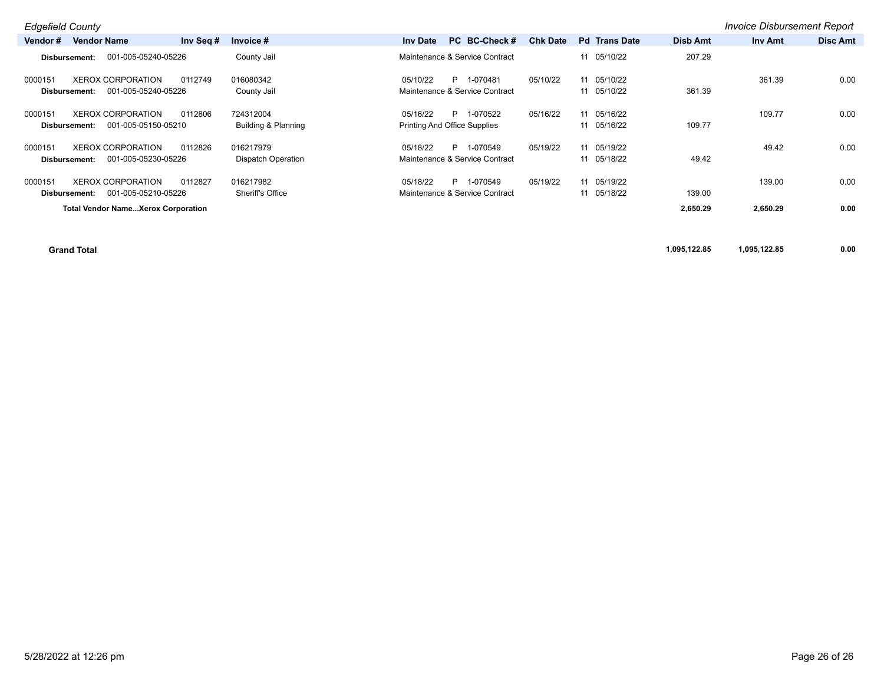| Vendor # | Vendor Name | Inv Seq # | Invoice # | Inv Date | PC | BC-Check # | Chk Date | Pd | Trans Date | Disb Amt | Inv Amt | Disc Amt |
|---|---|---|---|---|---|---|---|---|---|---|---|---|
| Disbursement: | 001-005-05240-05226 | | County Jail | Maintenance & Service Contract | | | | 11 | 05/10/22 | 207.29 | | |
| 0000151 | XEROX CORPORATION | 0112749 | 016080342 | 05/10/22 | P | 1-070481 | 05/10/22 | 11 | 05/10/22 | | 361.39 | 0.00 |
| Disbursement: | 001-005-05240-05226 | | County Jail | Maintenance & Service Contract | | | | 11 | 05/10/22 | 361.39 | | |
| 0000151 | XEROX CORPORATION | 0112806 | 724312004 | 05/16/22 | P | 1-070522 | 05/16/22 | 11 | 05/16/22 | | 109.77 | 0.00 |
| Disbursement: | 001-005-05150-05210 | | Building & Planning | Printing And Office Supplies | | | | 11 | 05/16/22 | 109.77 | | |
| 0000151 | XEROX CORPORATION | 0112826 | 016217979 | 05/18/22 | P | 1-070549 | 05/19/22 | 11 | 05/19/22 | | 49.42 | 0.00 |
| Disbursement: | 001-005-05230-05226 | | Dispatch Operation | Maintenance & Service Contract | | | | 11 | 05/18/22 | 49.42 | | |
| 0000151 | XEROX CORPORATION | 0112827 | 016217982 | 05/18/22 | P | 1-070549 | 05/19/22 | 11 | 05/19/22 | | 139.00 | 0.00 |
| Disbursement: | 001-005-05210-05226 | | Sheriff's Office | Maintenance & Service Contract | | | | 11 | 05/18/22 | 139.00 | | |
| **Total Vendor Name...Xerox Corporation** | | | | | | | | | | **2,650.29** | **2,650.29** | **0.00** |
| **Grand Total** | | | | | | | | | | **1,095,122.85** | **1,095,122.85** | **0.00** |

5/28/2022 at 12:26 pm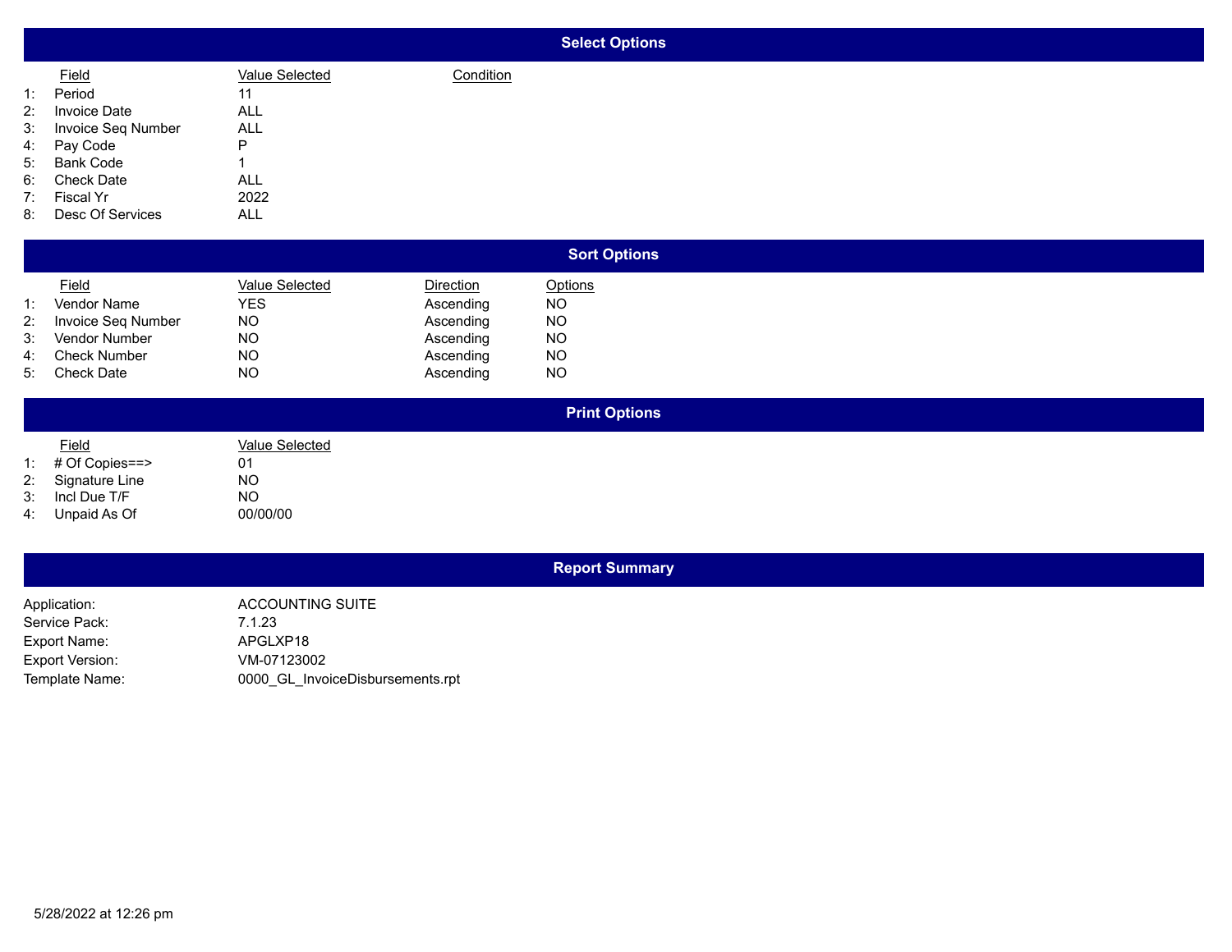## Select Options

| | Field | Value Selected | Condition |
|---|---|---|---|
| 1: | Period | 11 | |
| 2: | Invoice Date | ALL | |
| 3: | Invoice Seq Number | ALL | |
| 4: | Pay Code | P | |
| 5: | Bank Code | 1 | |
| 6: | Check Date | ALL | |
| 7: | Fiscal Yr | 2022 | |
| 8: | Desc Of Services | ALL | |

## Sort Options

| | Field | Value Selected | Direction | Options |
|---|---|---|---|---|
| 1: | Vendor Name | YES | Ascending | NO |
| 2: | Invoice Seq Number | NO | Ascending | NO |
| 3: | Vendor Number | NO | Ascending | NO |
| 4: | Check Number | NO | Ascending | NO |
| 5: | Check Date | NO | Ascending | NO |

## Print Options

| | Field | Value Selected |
|---|---|---|
| 1: | # Of Copies==> | 01 |
| 2: | Signature Line | NO |
| 3: | Incl Due T/F | NO |
| 4: | Unpaid As Of | 00/00/00 |

## Report Summary

| | |
|---|---|
| Application: | ACCOUNTING SUITE |
| Service Pack: | 7.1.23 |
| Export Name: | APGLXP18 |
| Export Version: | VM-07123002 |
| Template Name: | 0000_GL_InvoiceDisbursements.rpt |

5/28/2022 at 12:26 pm